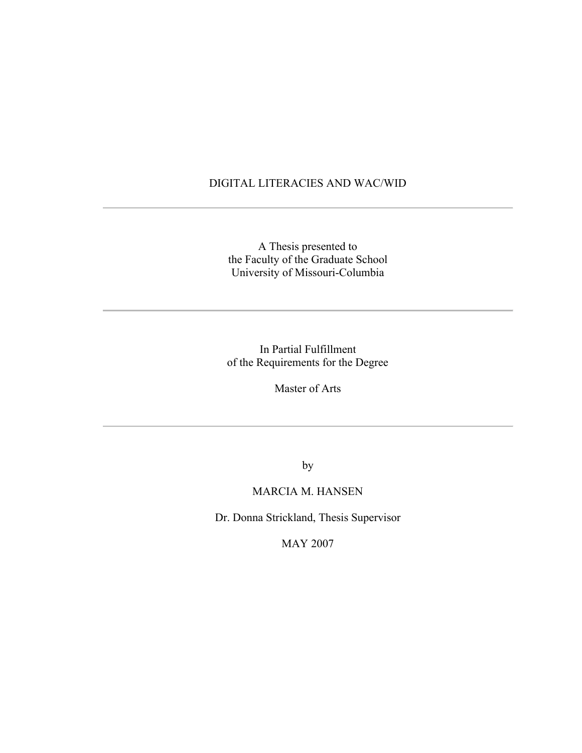# DIGITAL LITERACIES AND WAC/WID

---

A Thesis presented to
the Faculty of the Graduate School
University of Missouri-Columbia

---

In Partial Fulfillment
of the Requirements for the Degree

Master of Arts

---

by

MARCIA M. HANSEN

Dr. Donna Strickland, Thesis Supervisor

MAY 2007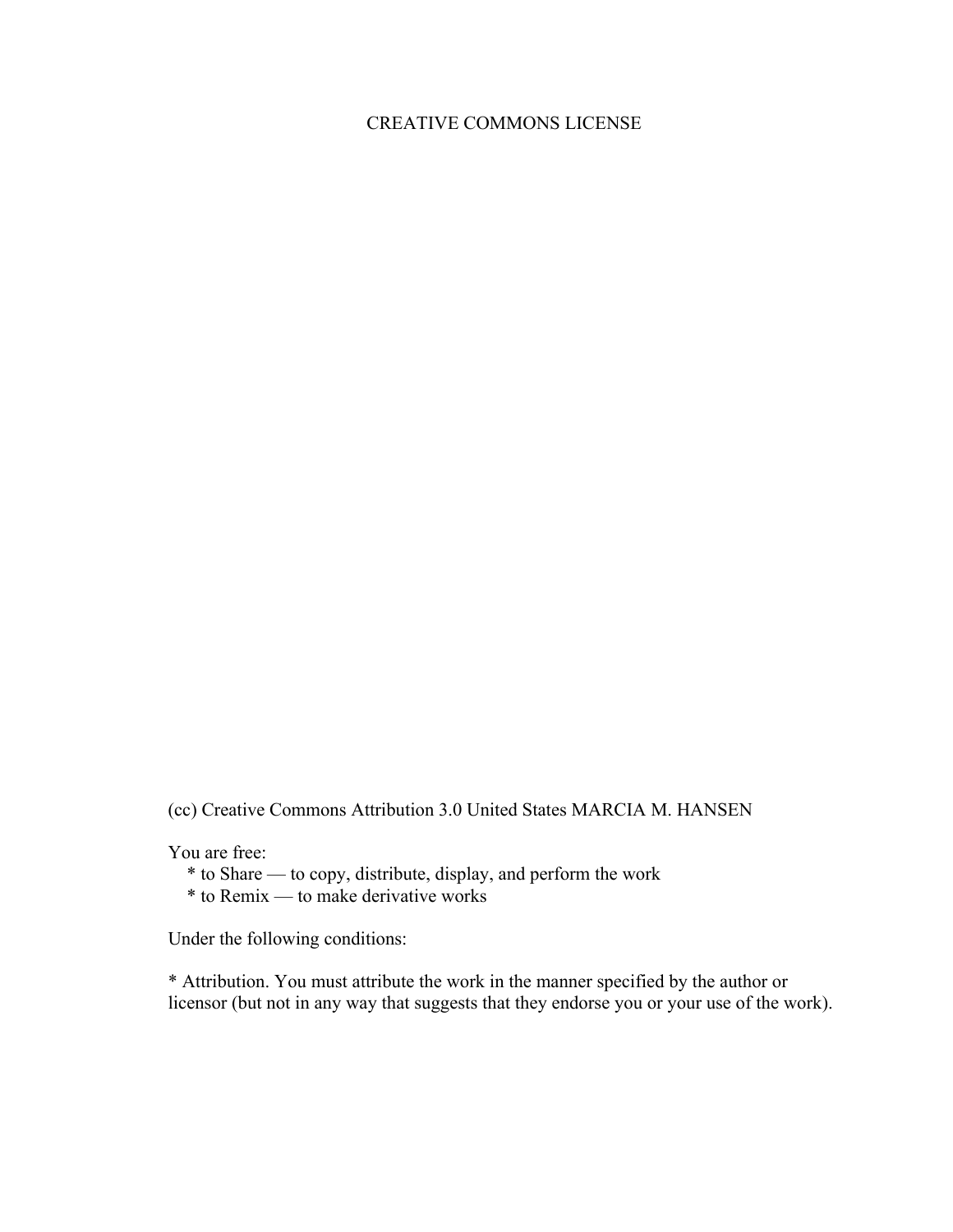# CREATIVE COMMONS LICENSE

(cc) Creative Commons Attribution 3.0 United States MARCIA M. HANSEN

You are free:

* to Share — to copy, distribute, display, and perform the work
* to Remix — to make derivative works

Under the following conditions:

* Attribution. You must attribute the work in the manner specified by the author or licensor (but not in any way that suggests that they endorse you or your use of the work).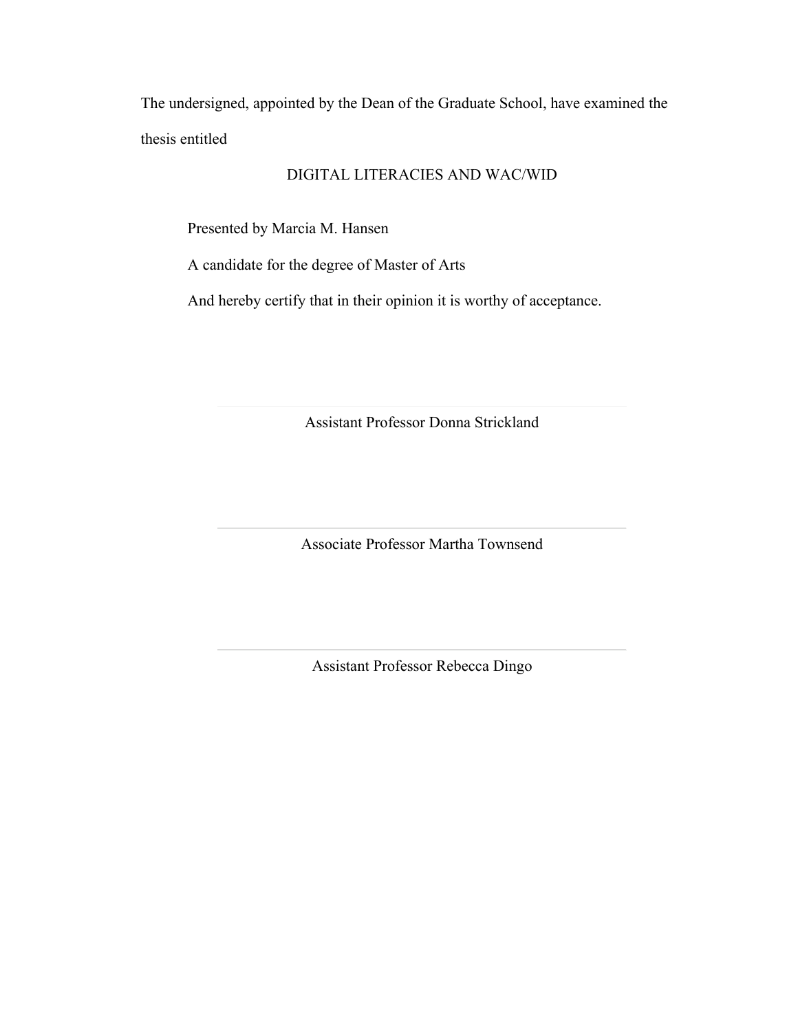The undersigned, appointed by the Dean of the Graduate School, have examined the thesis entitled

DIGITAL LITERACIES AND WAC/WID

Presented by Marcia M. Hansen

A candidate for the degree of Master of Arts

And hereby certify that in their opinion it is worthy of acceptance.

Assistant Professor Donna Strickland

Associate Professor Martha Townsend

Assistant Professor Rebecca Dingo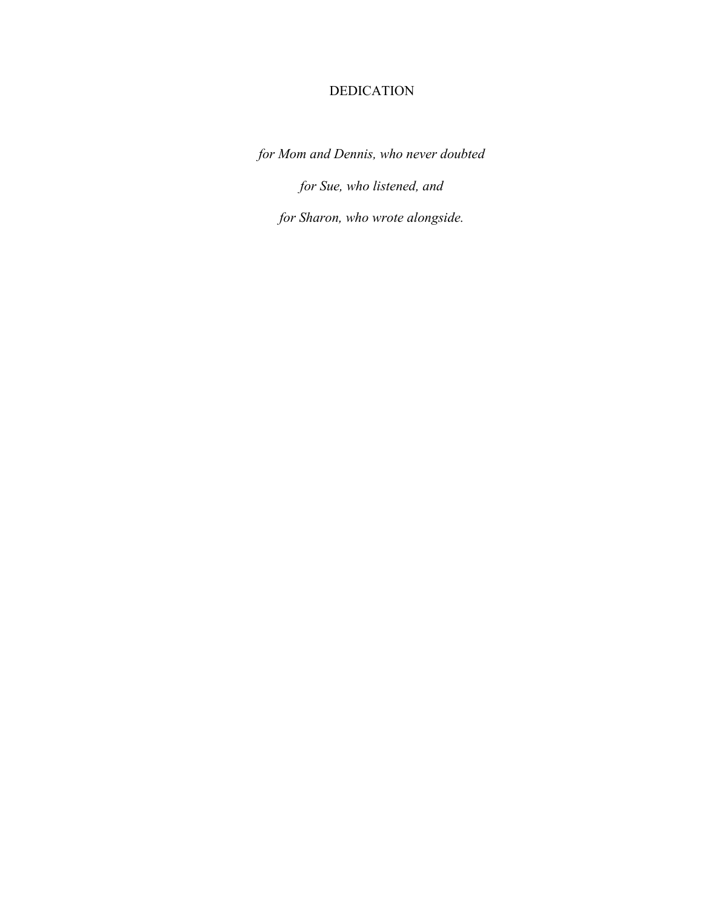# DEDICATION

*for Mom and Dennis, who never doubted*

*for Sue, who listened, and*

*for Sharon, who wrote alongside.*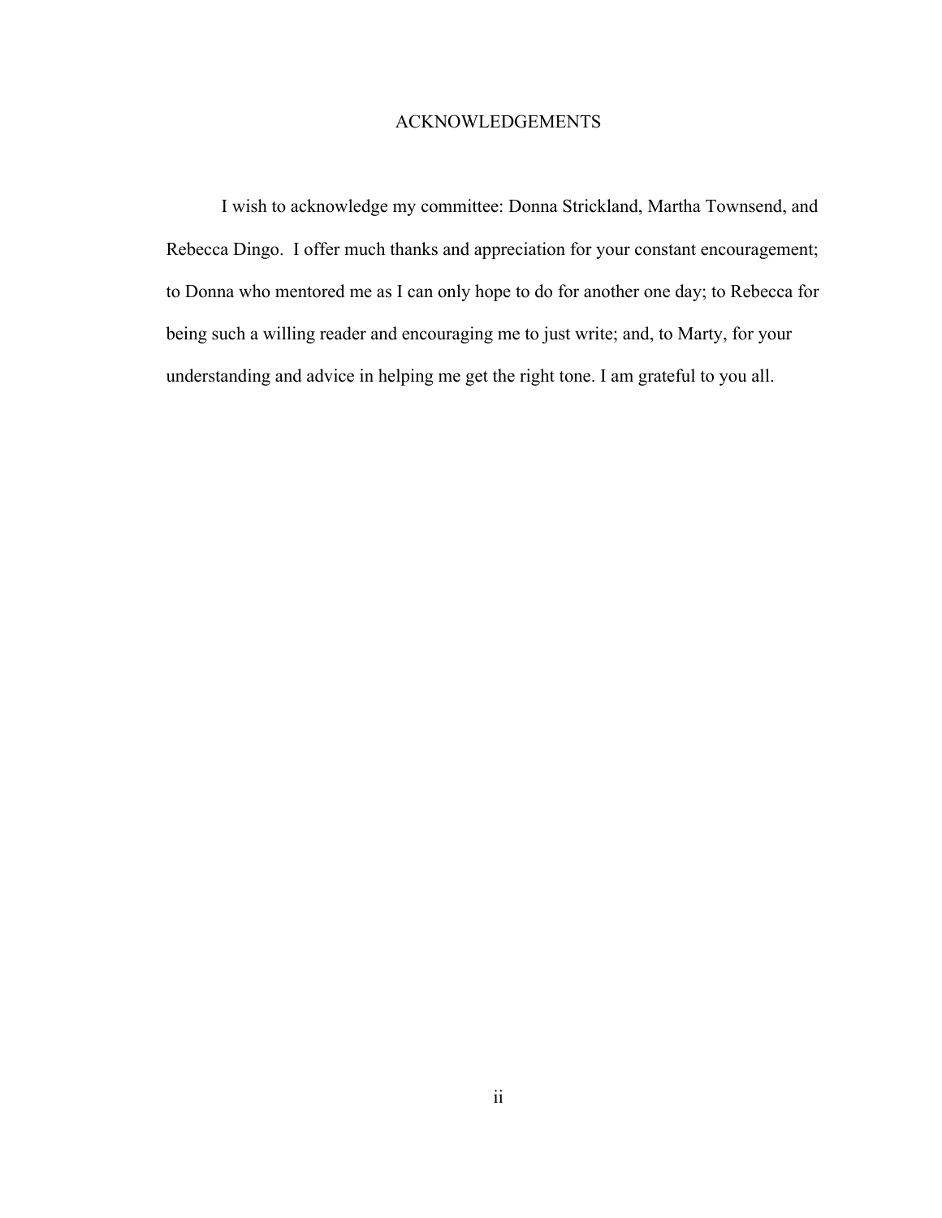# ACKNOWLEDGEMENTS

I wish to acknowledge my committee: Donna Strickland, Martha Townsend, and Rebecca Dingo. I offer much thanks and appreciation for your constant encouragement; to Donna who mentored me as I can only hope to do for another one day; to Rebecca for being such a willing reader and encouraging me to just write; and, to Marty, for your understanding and advice in helping me get the right tone. I am grateful to you all.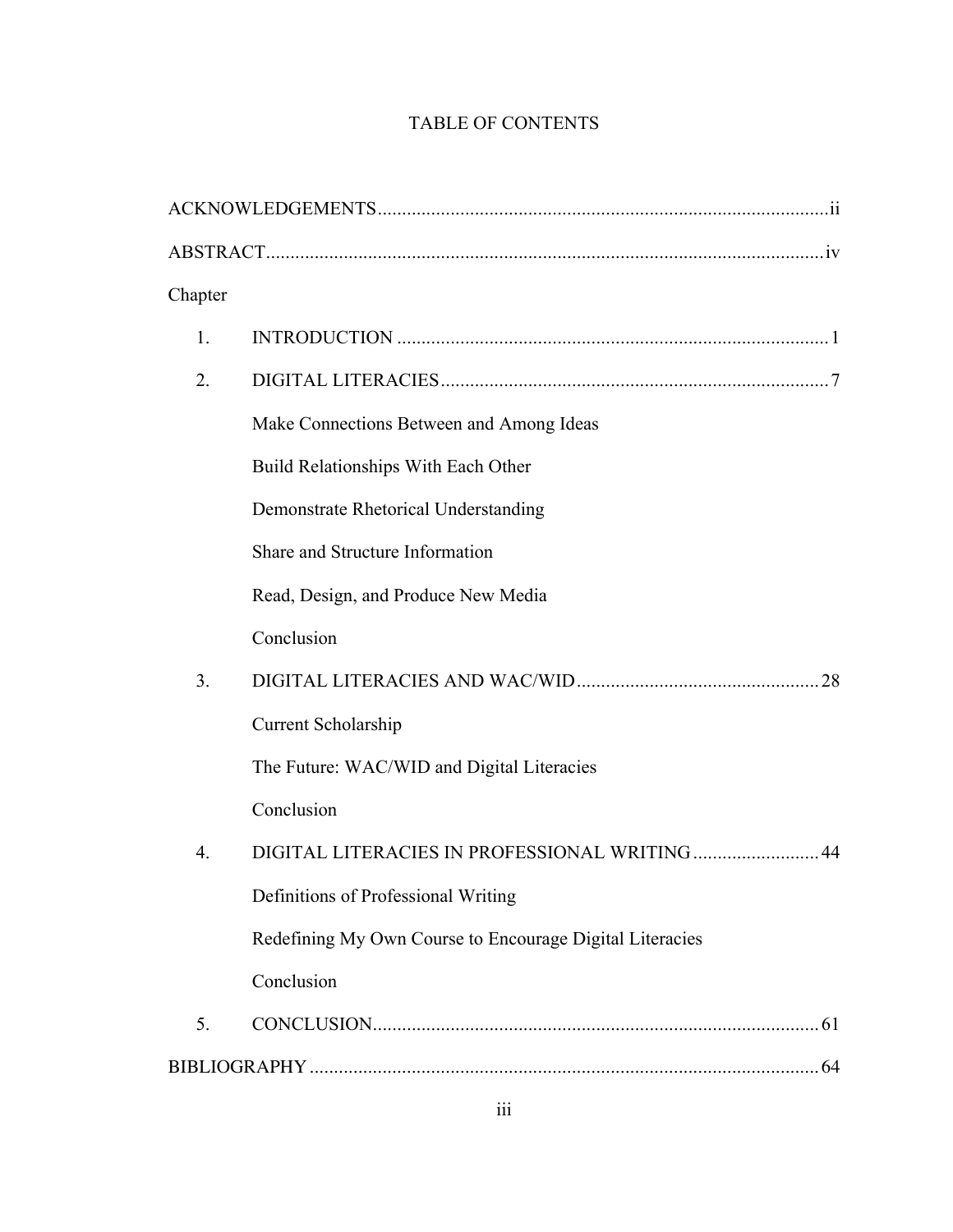# TABLE OF CONTENTS

ACKNOWLEDGEMENTS ............................................................ ii

ABSTRACT ............................................................ iv

Chapter

1. INTRODUCTION ............................................................ 1

2. DIGITAL LITERACIES ............................................................ 7

   Make Connections Between and Among Ideas

   Build Relationships With Each Other

   Demonstrate Rhetorical Understanding

   Share and Structure Information

   Read, Design, and Produce New Media

   Conclusion

3. DIGITAL LITERACIES AND WAC/WID ............................................................ 28

   Current Scholarship

   The Future: WAC/WID and Digital Literacies

   Conclusion

4. DIGITAL LITERACIES IN PROFESSIONAL WRITING ............................................................ 44

   Definitions of Professional Writing

   Redefining My Own Course to Encourage Digital Literacies

   Conclusion

5. CONCLUSION ............................................................ 61

BIBLIOGRAPHY ............................................................ 64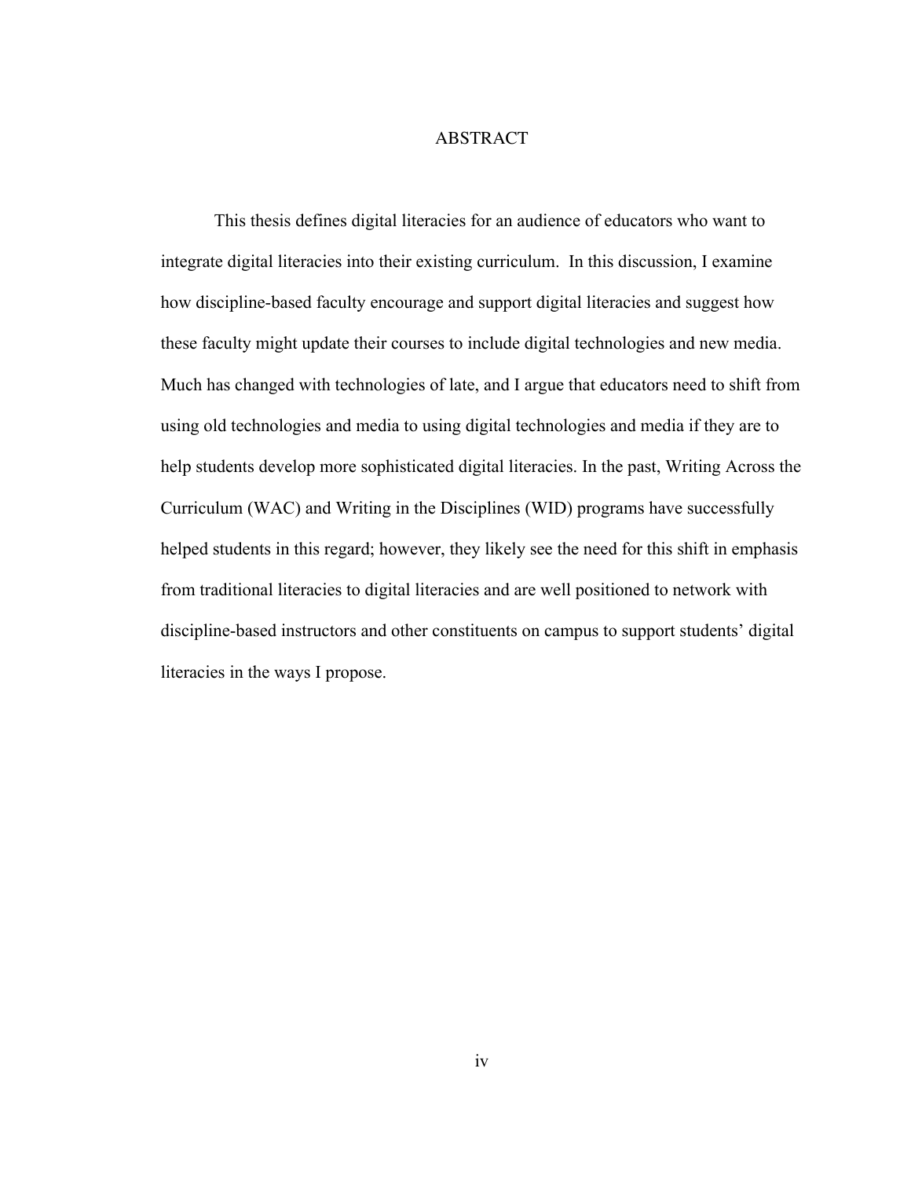# ABSTRACT

This thesis defines digital literacies for an audience of educators who want to integrate digital literacies into their existing curriculum. In this discussion, I examine how discipline-based faculty encourage and support digital literacies and suggest how these faculty might update their courses to include digital technologies and new media. Much has changed with technologies of late, and I argue that educators need to shift from using old technologies and media to using digital technologies and media if they are to help students develop more sophisticated digital literacies. In the past, Writing Across the Curriculum (WAC) and Writing in the Disciplines (WID) programs have successfully helped students in this regard; however, they likely see the need for this shift in emphasis from traditional literacies to digital literacies and are well positioned to network with discipline-based instructors and other constituents on campus to support students' digital literacies in the ways I propose.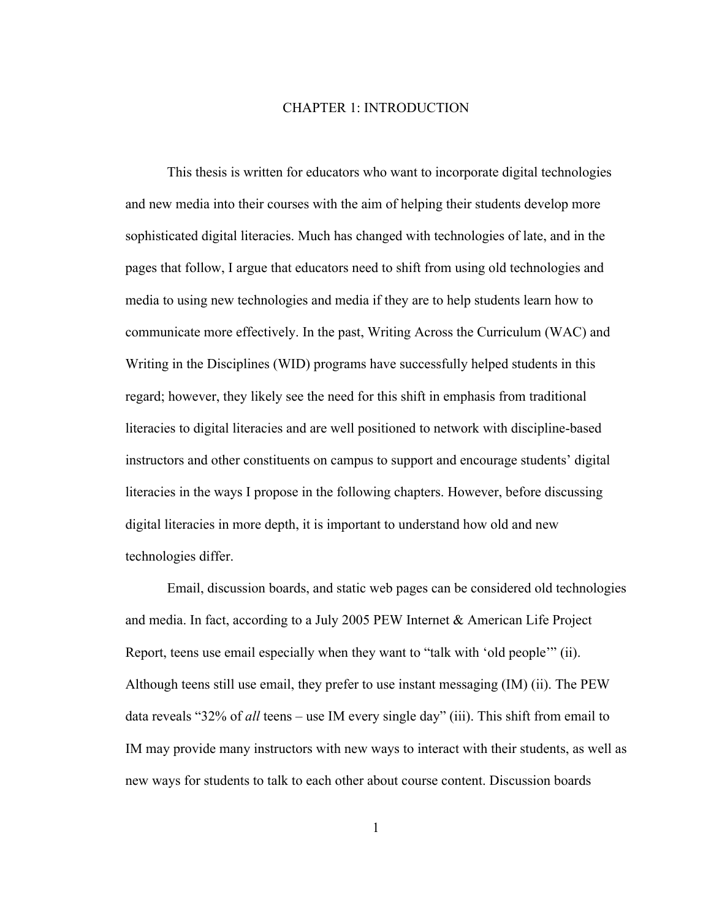# CHAPTER 1: INTRODUCTION

This thesis is written for educators who want to incorporate digital technologies and new media into their courses with the aim of helping their students develop more sophisticated digital literacies. Much has changed with technologies of late, and in the pages that follow, I argue that educators need to shift from using old technologies and media to using new technologies and media if they are to help students learn how to communicate more effectively. In the past, Writing Across the Curriculum (WAC) and Writing in the Disciplines (WID) programs have successfully helped students in this regard; however, they likely see the need for this shift in emphasis from traditional literacies to digital literacies and are well positioned to network with discipline-based instructors and other constituents on campus to support and encourage students' digital literacies in the ways I propose in the following chapters. However, before discussing digital literacies in more depth, it is important to understand how old and new technologies differ.

Email, discussion boards, and static web pages can be considered old technologies and media. In fact, according to a July 2005 PEW Internet & American Life Project Report, teens use email especially when they want to "talk with 'old people'" (ii). Although teens still use email, they prefer to use instant messaging (IM) (ii). The PEW data reveals "32% of *all* teens – use IM every single day" (iii). This shift from email to IM may provide many instructors with new ways to interact with their students, as well as new ways for students to talk to each other about course content. Discussion boards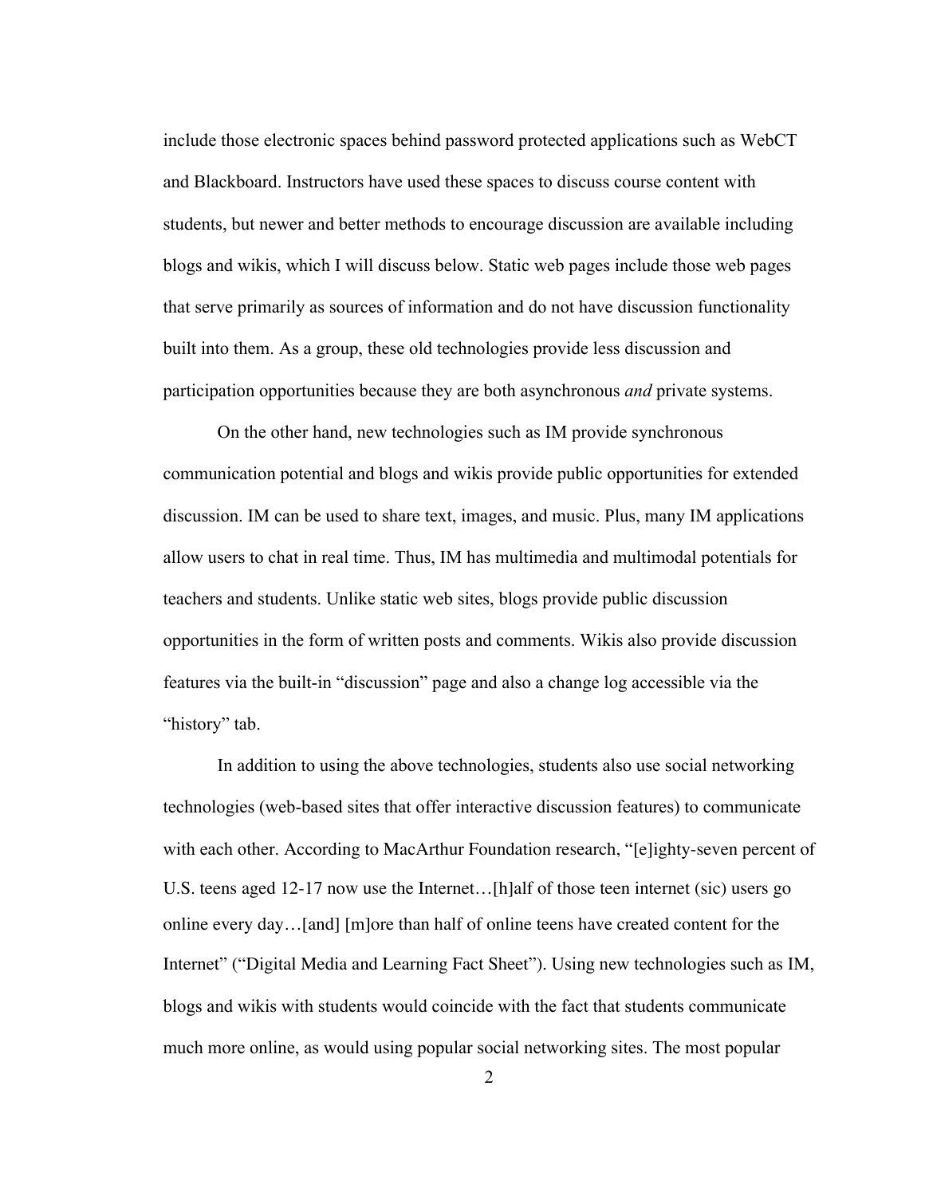include those electronic spaces behind password protected applications such as WebCT and Blackboard. Instructors have used these spaces to discuss course content with students, but newer and better methods to encourage discussion are available including blogs and wikis, which I will discuss below. Static web pages include those web pages that serve primarily as sources of information and do not have discussion functionality built into them. As a group, these old technologies provide less discussion and participation opportunities because they are both asynchronous *and* private systems.

On the other hand, new technologies such as IM provide synchronous communication potential and blogs and wikis provide public opportunities for extended discussion. IM can be used to share text, images, and music. Plus, many IM applications allow users to chat in real time. Thus, IM has multimedia and multimodal potentials for teachers and students. Unlike static web sites, blogs provide public discussion opportunities in the form of written posts and comments. Wikis also provide discussion features via the built-in "discussion" page and also a change log accessible via the "history" tab.

In addition to using the above technologies, students also use social networking technologies (web-based sites that offer interactive discussion features) to communicate with each other. According to MacArthur Foundation research, "[e]ighty-seven percent of U.S. teens aged 12-17 now use the Internet…[h]alf of those teen internet (sic) users go online every day…[and] [m]ore than half of online teens have created content for the Internet" ("Digital Media and Learning Fact Sheet"). Using new technologies such as IM, blogs and wikis with students would coincide with the fact that students communicate much more online, as would using popular social networking sites. The most popular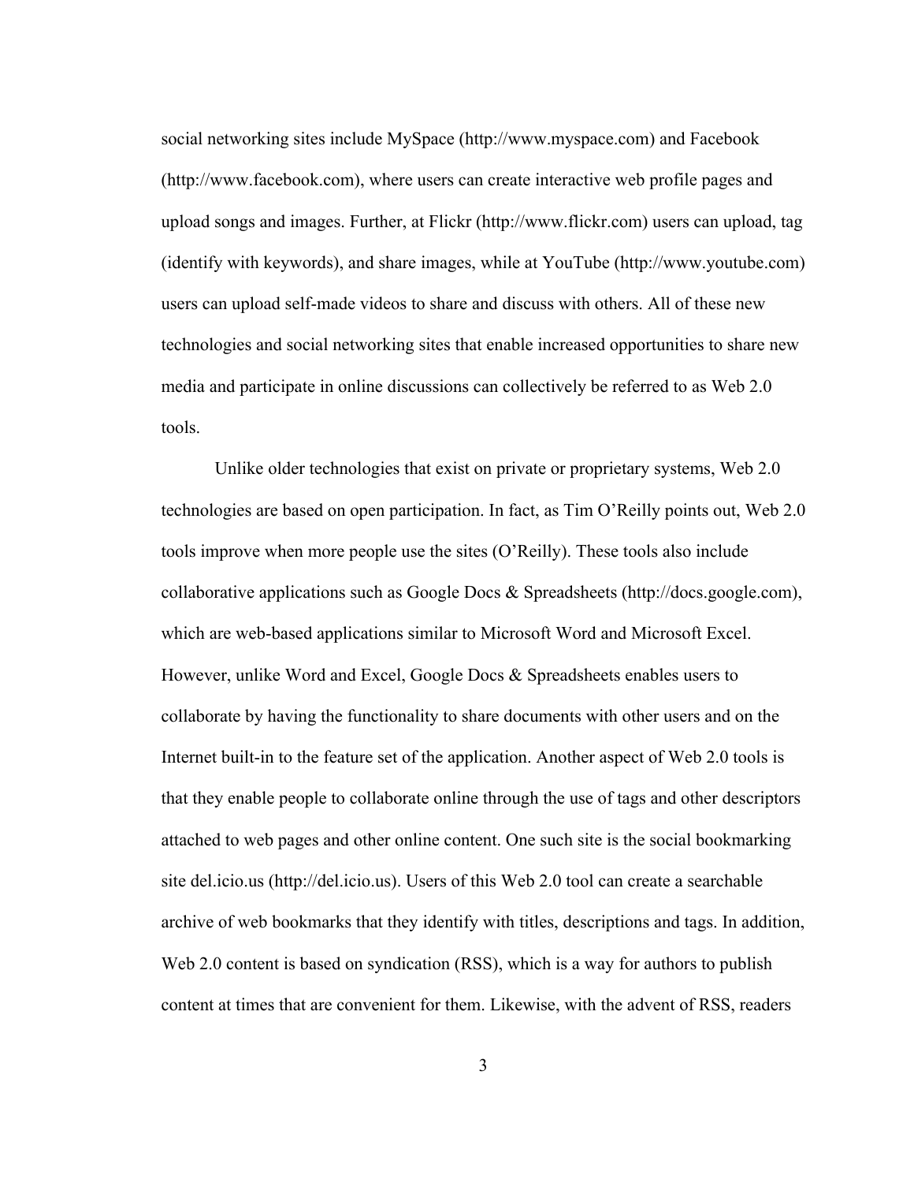social networking sites include MySpace (http://www.myspace.com) and Facebook (http://www.facebook.com), where users can create interactive web profile pages and upload songs and images. Further, at Flickr (http://www.flickr.com) users can upload, tag (identify with keywords), and share images, while at YouTube (http://www.youtube.com) users can upload self-made videos to share and discuss with others. All of these new technologies and social networking sites that enable increased opportunities to share new media and participate in online discussions can collectively be referred to as Web 2.0 tools.

Unlike older technologies that exist on private or proprietary systems, Web 2.0 technologies are based on open participation. In fact, as Tim O'Reilly points out, Web 2.0 tools improve when more people use the sites (O'Reilly). These tools also include collaborative applications such as Google Docs & Spreadsheets (http://docs.google.com), which are web-based applications similar to Microsoft Word and Microsoft Excel. However, unlike Word and Excel, Google Docs & Spreadsheets enables users to collaborate by having the functionality to share documents with other users and on the Internet built-in to the feature set of the application. Another aspect of Web 2.0 tools is that they enable people to collaborate online through the use of tags and other descriptors attached to web pages and other online content. One such site is the social bookmarking site del.icio.us (http://del.icio.us). Users of this Web 2.0 tool can create a searchable archive of web bookmarks that they identify with titles, descriptions and tags. In addition, Web 2.0 content is based on syndication (RSS), which is a way for authors to publish content at times that are convenient for them. Likewise, with the advent of RSS, readers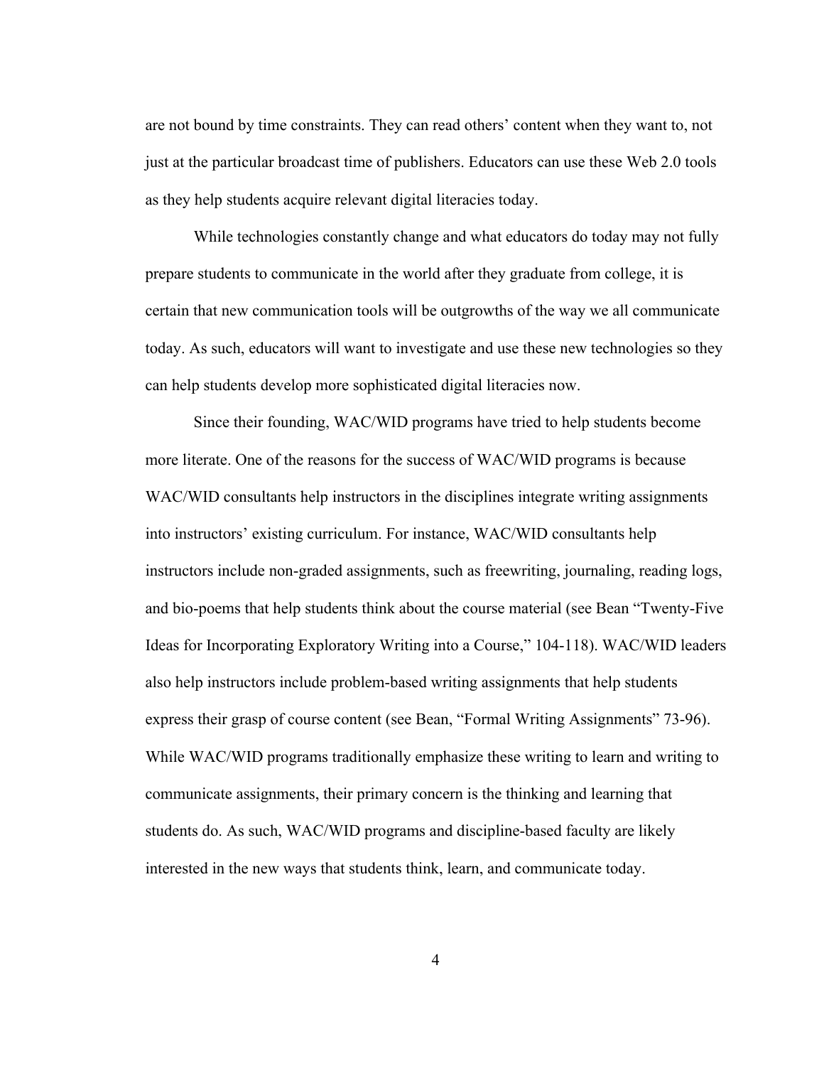are not bound by time constraints. They can read others' content when they want to, not just at the particular broadcast time of publishers. Educators can use these Web 2.0 tools as they help students acquire relevant digital literacies today.

While technologies constantly change and what educators do today may not fully prepare students to communicate in the world after they graduate from college, it is certain that new communication tools will be outgrowths of the way we all communicate today. As such, educators will want to investigate and use these new technologies so they can help students develop more sophisticated digital literacies now.

Since their founding, WAC/WID programs have tried to help students become more literate. One of the reasons for the success of WAC/WID programs is because WAC/WID consultants help instructors in the disciplines integrate writing assignments into instructors' existing curriculum. For instance, WAC/WID consultants help instructors include non-graded assignments, such as freewriting, journaling, reading logs, and bio-poems that help students think about the course material (see Bean "Twenty-Five Ideas for Incorporating Exploratory Writing into a Course," 104-118). WAC/WID leaders also help instructors include problem-based writing assignments that help students express their grasp of course content (see Bean, "Formal Writing Assignments" 73-96). While WAC/WID programs traditionally emphasize these writing to learn and writing to communicate assignments, their primary concern is the thinking and learning that students do. As such, WAC/WID programs and discipline-based faculty are likely interested in the new ways that students think, learn, and communicate today.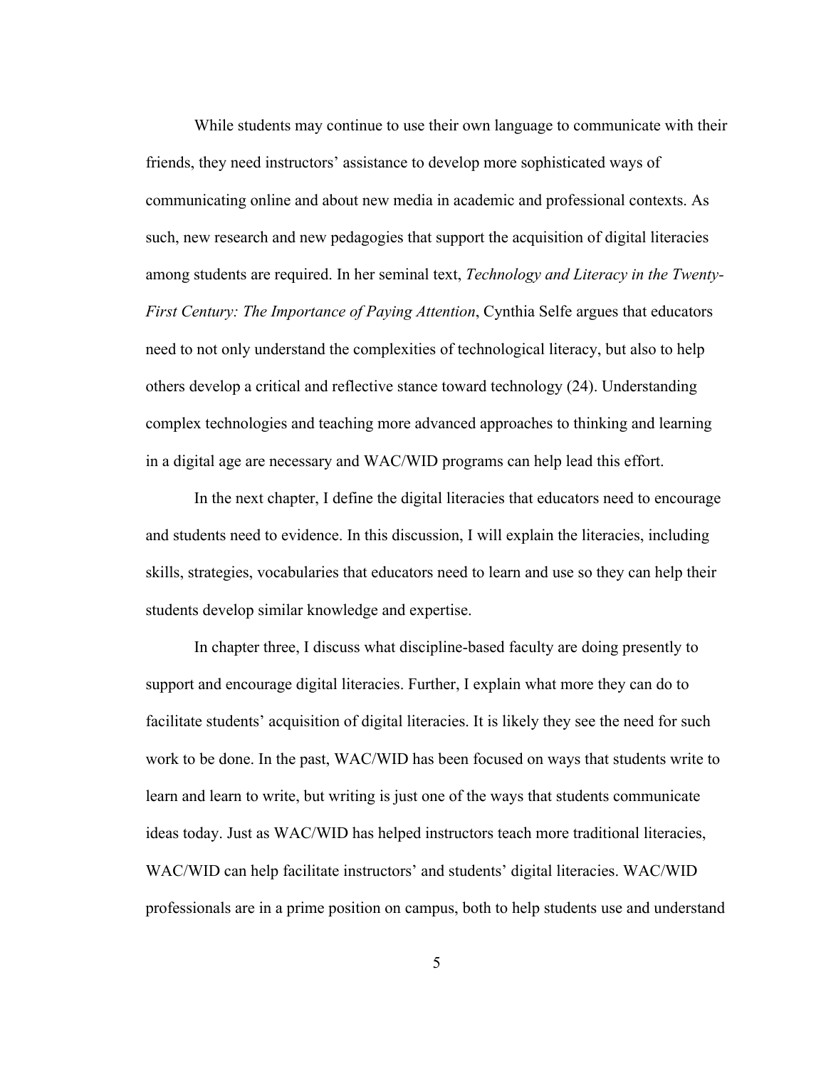While students may continue to use their own language to communicate with their friends, they need instructors' assistance to develop more sophisticated ways of communicating online and about new media in academic and professional contexts. As such, new research and new pedagogies that support the acquisition of digital literacies among students are required. In her seminal text, *Technology and Literacy in the Twenty-First Century: The Importance of Paying Attention*, Cynthia Selfe argues that educators need to not only understand the complexities of technological literacy, but also to help others develop a critical and reflective stance toward technology (24). Understanding complex technologies and teaching more advanced approaches to thinking and learning in a digital age are necessary and WAC/WID programs can help lead this effort.

In the next chapter, I define the digital literacies that educators need to encourage and students need to evidence. In this discussion, I will explain the literacies, including skills, strategies, vocabularies that educators need to learn and use so they can help their students develop similar knowledge and expertise.

In chapter three, I discuss what discipline-based faculty are doing presently to support and encourage digital literacies. Further, I explain what more they can do to facilitate students' acquisition of digital literacies. It is likely they see the need for such work to be done. In the past, WAC/WID has been focused on ways that students write to learn and learn to write, but writing is just one of the ways that students communicate ideas today. Just as WAC/WID has helped instructors teach more traditional literacies, WAC/WID can help facilitate instructors' and students' digital literacies. WAC/WID professionals are in a prime position on campus, both to help students use and understand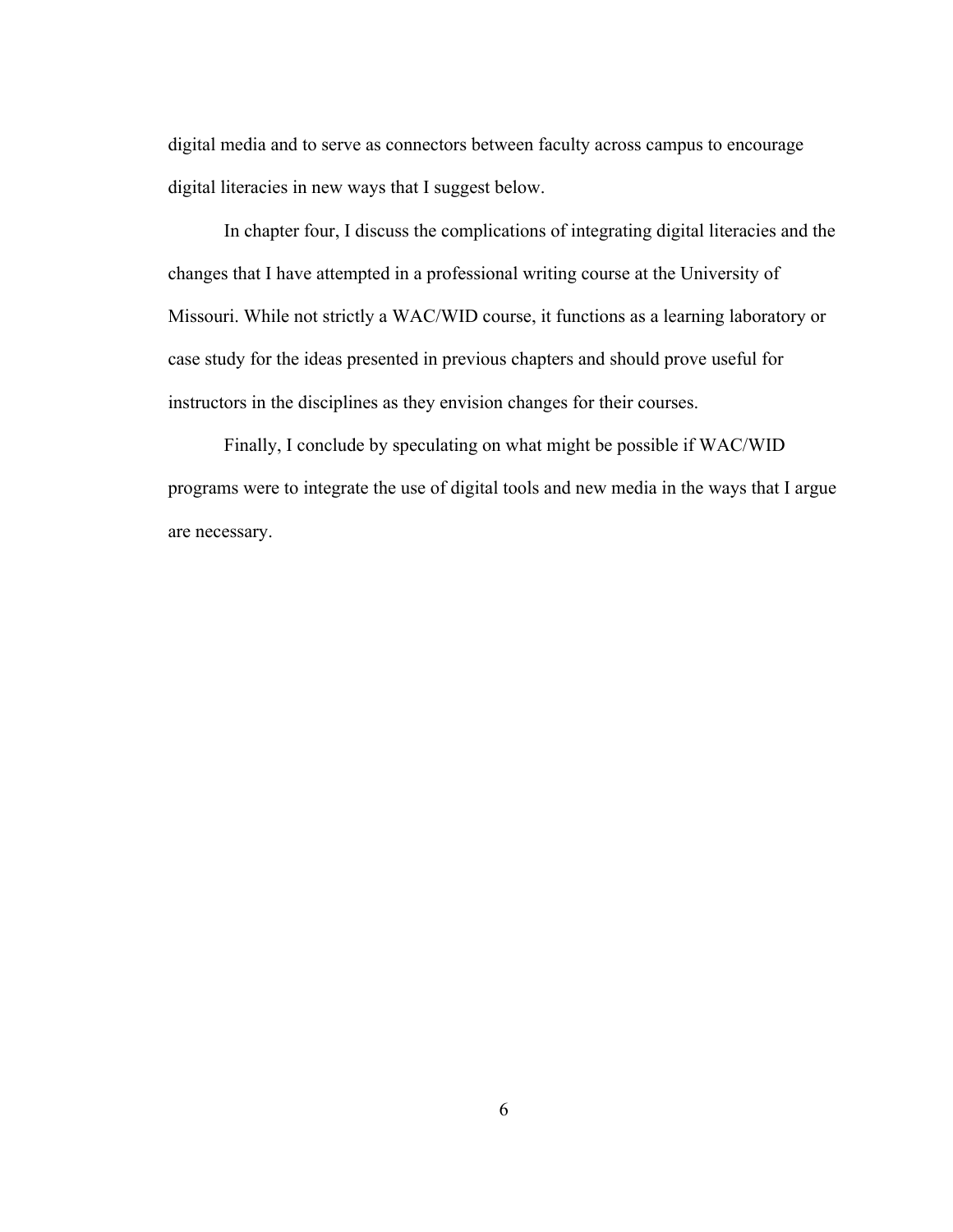digital media and to serve as connectors between faculty across campus to encourage digital literacies in new ways that I suggest below.

In chapter four, I discuss the complications of integrating digital literacies and the changes that I have attempted in a professional writing course at the University of Missouri. While not strictly a WAC/WID course, it functions as a learning laboratory or case study for the ideas presented in previous chapters and should prove useful for instructors in the disciplines as they envision changes for their courses.

Finally, I conclude by speculating on what might be possible if WAC/WID programs were to integrate the use of digital tools and new media in the ways that I argue are necessary.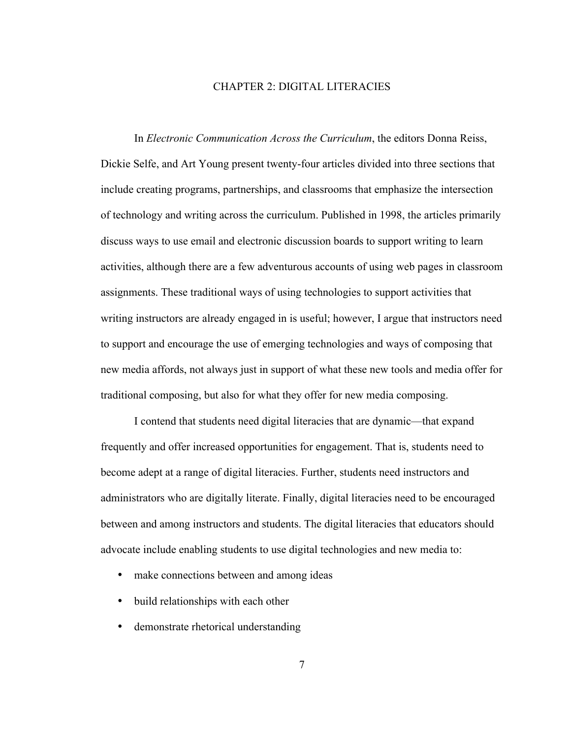# CHAPTER 2: DIGITAL LITERACIES

In *Electronic Communication Across the Curriculum*, the editors Donna Reiss, Dickie Selfe, and Art Young present twenty-four articles divided into three sections that include creating programs, partnerships, and classrooms that emphasize the intersection of technology and writing across the curriculum. Published in 1998, the articles primarily discuss ways to use email and electronic discussion boards to support writing to learn activities, although there are a few adventurous accounts of using web pages in classroom assignments. These traditional ways of using technologies to support activities that writing instructors are already engaged in is useful; however, I argue that instructors need to support and encourage the use of emerging technologies and ways of composing that new media affords, not always just in support of what these new tools and media offer for traditional composing, but also for what they offer for new media composing.

I contend that students need digital literacies that are dynamic—that expand frequently and offer increased opportunities for engagement. That is, students need to become adept at a range of digital literacies. Further, students need instructors and administrators who are digitally literate. Finally, digital literacies need to be encouraged between and among instructors and students. The digital literacies that educators should advocate include enabling students to use digital technologies and new media to:

- make connections between and among ideas
- build relationships with each other
- demonstrate rhetorical understanding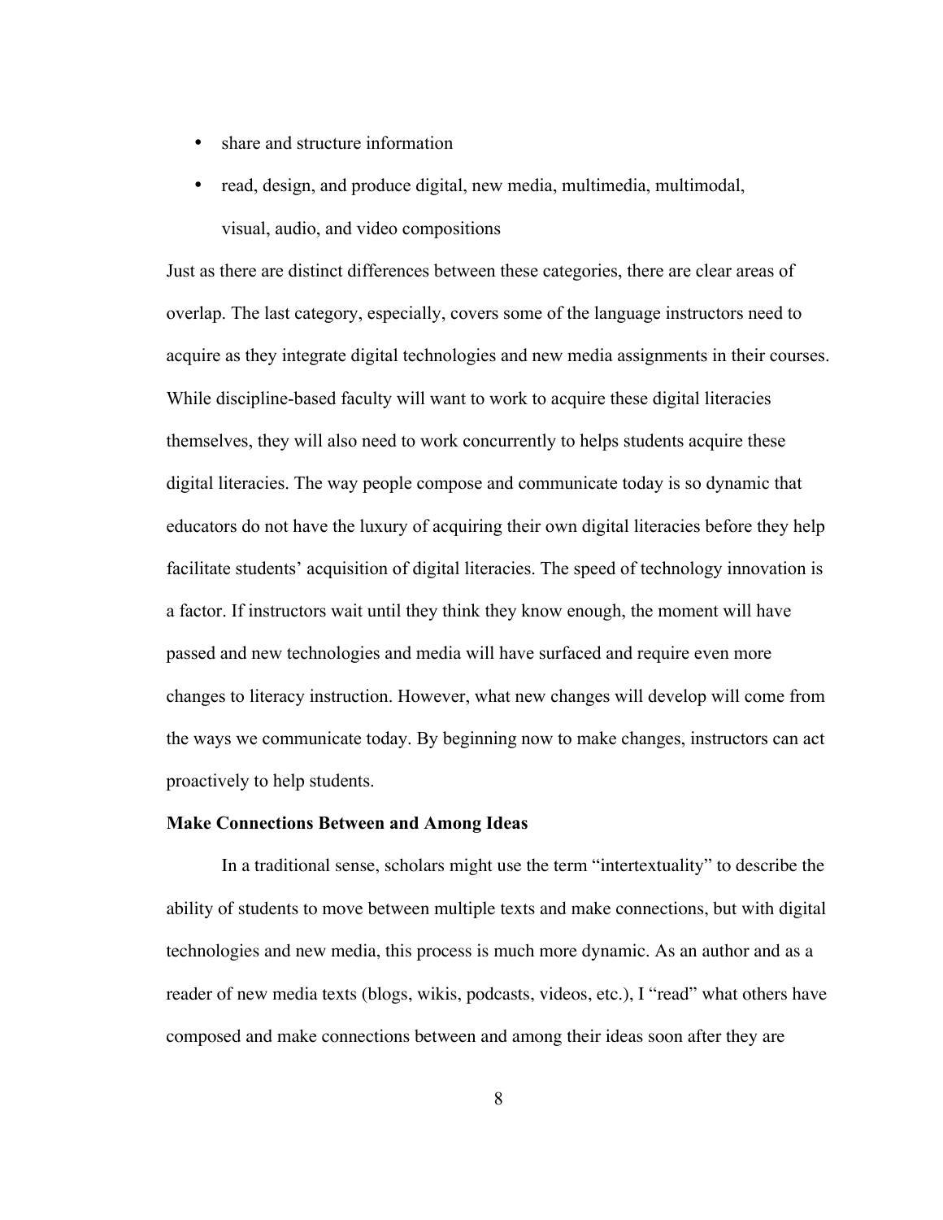- share and structure information
- read, design, and produce digital, new media, multimedia, multimodal, visual, audio, and video compositions

Just as there are distinct differences between these categories, there are clear areas of overlap. The last category, especially, covers some of the language instructors need to acquire as they integrate digital technologies and new media assignments in their courses. While discipline-based faculty will want to work to acquire these digital literacies themselves, they will also need to work concurrently to helps students acquire these digital literacies. The way people compose and communicate today is so dynamic that educators do not have the luxury of acquiring their own digital literacies before they help facilitate students' acquisition of digital literacies. The speed of technology innovation is a factor. If instructors wait until they think they know enough, the moment will have passed and new technologies and media will have surfaced and require even more changes to literacy instruction. However, what new changes will develop will come from the ways we communicate today. By beginning now to make changes, instructors can act proactively to help students.

**Make Connections Between and Among Ideas**

In a traditional sense, scholars might use the term "intertextuality" to describe the ability of students to move between multiple texts and make connections, but with digital technologies and new media, this process is much more dynamic. As an author and as a reader of new media texts (blogs, wikis, podcasts, videos, etc.), I "read" what others have composed and make connections between and among their ideas soon after they are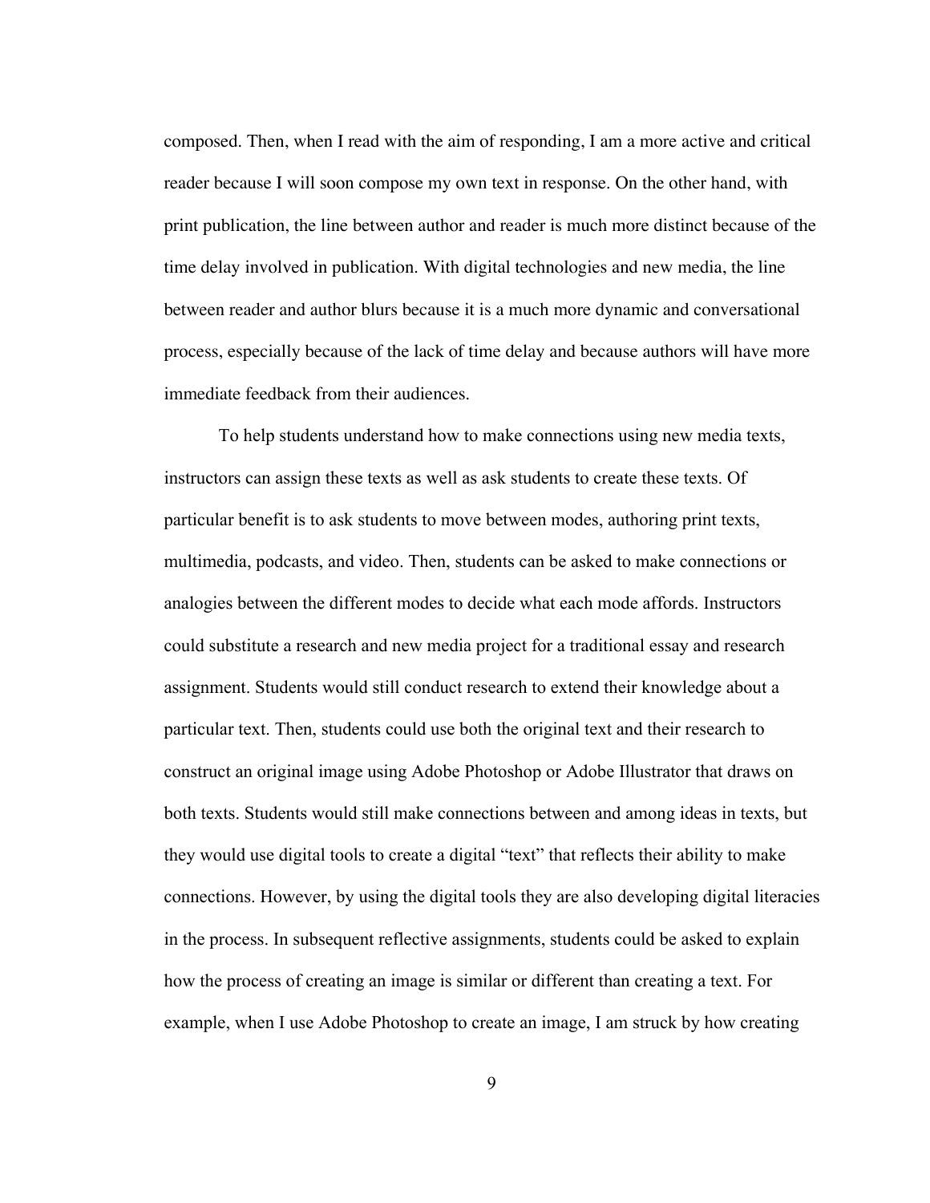composed. Then, when I read with the aim of responding, I am a more active and critical reader because I will soon compose my own text in response. On the other hand, with print publication, the line between author and reader is much more distinct because of the time delay involved in publication. With digital technologies and new media, the line between reader and author blurs because it is a much more dynamic and conversational process, especially because of the lack of time delay and because authors will have more immediate feedback from their audiences.

To help students understand how to make connections using new media texts, instructors can assign these texts as well as ask students to create these texts. Of particular benefit is to ask students to move between modes, authoring print texts, multimedia, podcasts, and video. Then, students can be asked to make connections or analogies between the different modes to decide what each mode affords. Instructors could substitute a research and new media project for a traditional essay and research assignment. Students would still conduct research to extend their knowledge about a particular text. Then, students could use both the original text and their research to construct an original image using Adobe Photoshop or Adobe Illustrator that draws on both texts. Students would still make connections between and among ideas in texts, but they would use digital tools to create a digital "text" that reflects their ability to make connections. However, by using the digital tools they are also developing digital literacies in the process. In subsequent reflective assignments, students could be asked to explain how the process of creating an image is similar or different than creating a text. For example, when I use Adobe Photoshop to create an image, I am struck by how creating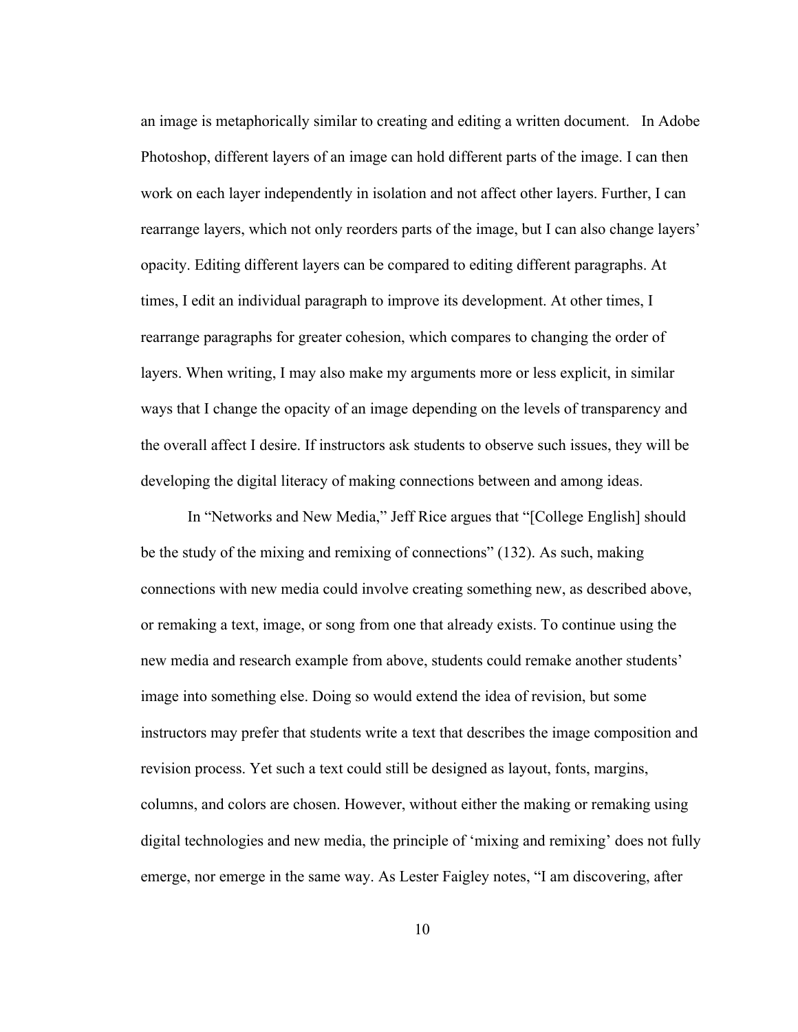an image is metaphorically similar to creating and editing a written document. In Adobe Photoshop, different layers of an image can hold different parts of the image. I can then work on each layer independently in isolation and not affect other layers. Further, I can rearrange layers, which not only reorders parts of the image, but I can also change layers' opacity. Editing different layers can be compared to editing different paragraphs. At times, I edit an individual paragraph to improve its development. At other times, I rearrange paragraphs for greater cohesion, which compares to changing the order of layers. When writing, I may also make my arguments more or less explicit, in similar ways that I change the opacity of an image depending on the levels of transparency and the overall affect I desire. If instructors ask students to observe such issues, they will be developing the digital literacy of making connections between and among ideas.

In "Networks and New Media," Jeff Rice argues that "[College English] should be the study of the mixing and remixing of connections" (132). As such, making connections with new media could involve creating something new, as described above, or remaking a text, image, or song from one that already exists. To continue using the new media and research example from above, students could remake another students' image into something else. Doing so would extend the idea of revision, but some instructors may prefer that students write a text that describes the image composition and revision process. Yet such a text could still be designed as layout, fonts, margins, columns, and colors are chosen. However, without either the making or remaking using digital technologies and new media, the principle of 'mixing and remixing' does not fully emerge, nor emerge in the same way. As Lester Faigley notes, "I am discovering, after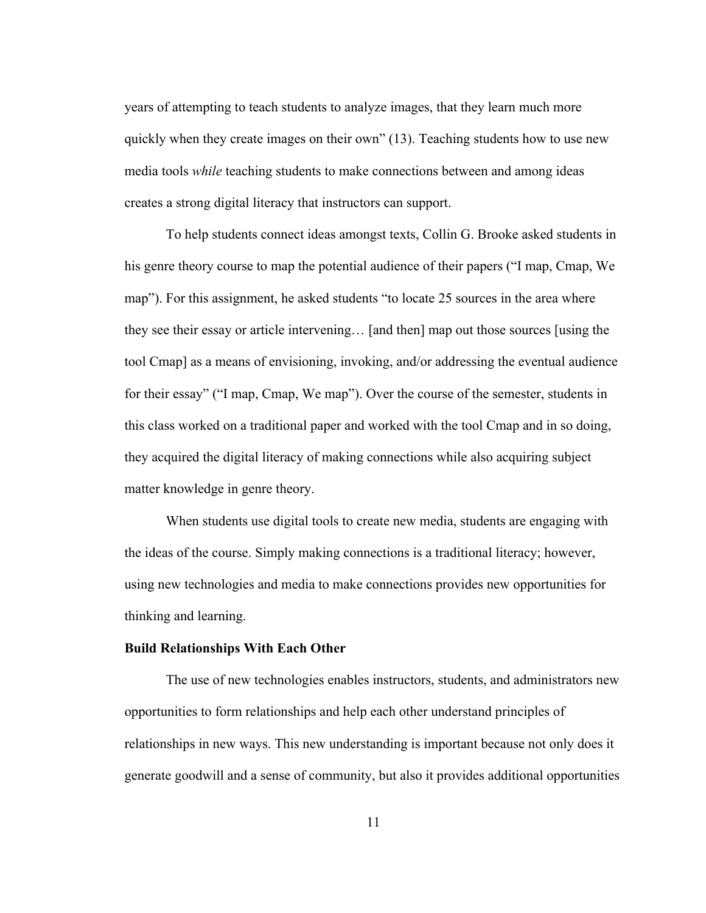years of attempting to teach students to analyze images, that they learn much more quickly when they create images on their own" (13). Teaching students how to use new media tools *while* teaching students to make connections between and among ideas creates a strong digital literacy that instructors can support.

To help students connect ideas amongst texts, Collin G. Brooke asked students in his genre theory course to map the potential audience of their papers ("I map, Cmap, We map"). For this assignment, he asked students "to locate 25 sources in the area where they see their essay or article intervening… [and then] map out those sources [using the tool Cmap] as a means of envisioning, invoking, and/or addressing the eventual audience for their essay" ("I map, Cmap, We map"). Over the course of the semester, students in this class worked on a traditional paper and worked with the tool Cmap and in so doing, they acquired the digital literacy of making connections while also acquiring subject matter knowledge in genre theory.

When students use digital tools to create new media, students are engaging with the ideas of the course. Simply making connections is a traditional literacy; however, using new technologies and media to make connections provides new opportunities for thinking and learning.

**Build Relationships With Each Other**

The use of new technologies enables instructors, students, and administrators new opportunities to form relationships and help each other understand principles of relationships in new ways. This new understanding is important because not only does it generate goodwill and a sense of community, but also it provides additional opportunities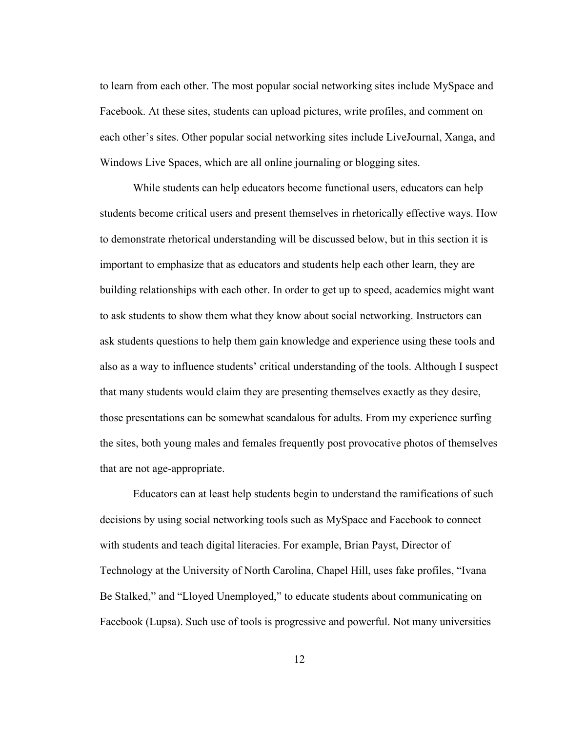to learn from each other. The most popular social networking sites include MySpace and Facebook. At these sites, students can upload pictures, write profiles, and comment on each other's sites. Other popular social networking sites include LiveJournal, Xanga, and Windows Live Spaces, which are all online journaling or blogging sites.

While students can help educators become functional users, educators can help students become critical users and present themselves in rhetorically effective ways. How to demonstrate rhetorical understanding will be discussed below, but in this section it is important to emphasize that as educators and students help each other learn, they are building relationships with each other. In order to get up to speed, academics might want to ask students to show them what they know about social networking. Instructors can ask students questions to help them gain knowledge and experience using these tools and also as a way to influence students' critical understanding of the tools. Although I suspect that many students would claim they are presenting themselves exactly as they desire, those presentations can be somewhat scandalous for adults. From my experience surfing the sites, both young males and females frequently post provocative photos of themselves that are not age-appropriate.

Educators can at least help students begin to understand the ramifications of such decisions by using social networking tools such as MySpace and Facebook to connect with students and teach digital literacies. For example, Brian Payst, Director of Technology at the University of North Carolina, Chapel Hill, uses fake profiles, "Ivana Be Stalked," and "Lloyed Unemployed," to educate students about communicating on Facebook (Lupsa). Such use of tools is progressive and powerful. Not many universities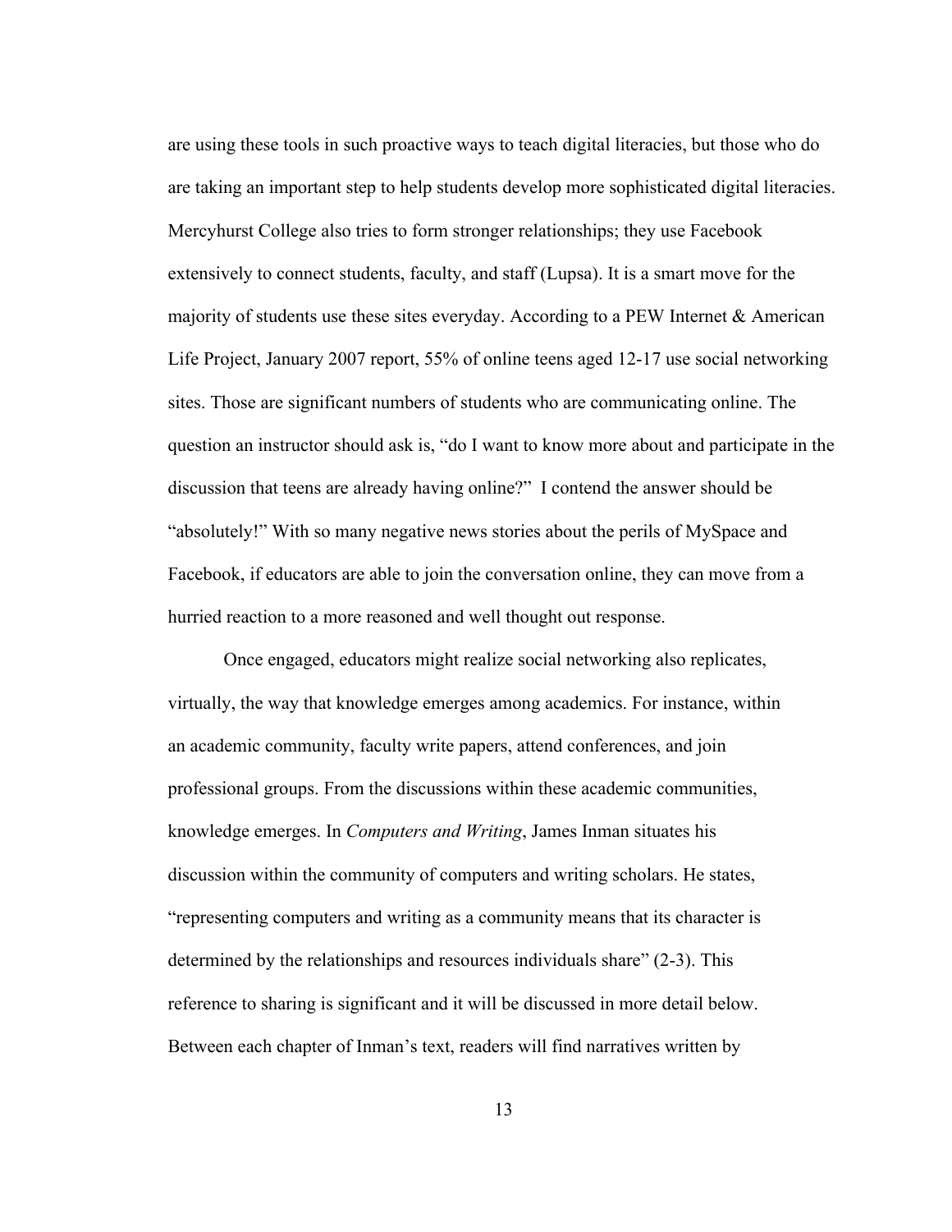are using these tools in such proactive ways to teach digital literacies, but those who do are taking an important step to help students develop more sophisticated digital literacies. Mercyhurst College also tries to form stronger relationships; they use Facebook extensively to connect students, faculty, and staff (Lupsa). It is a smart move for the majority of students use these sites everyday. According to a PEW Internet & American Life Project, January 2007 report, 55% of online teens aged 12-17 use social networking sites. Those are significant numbers of students who are communicating online. The question an instructor should ask is, "do I want to know more about and participate in the discussion that teens are already having online?" I contend the answer should be "absolutely!" With so many negative news stories about the perils of MySpace and Facebook, if educators are able to join the conversation online, they can move from a hurried reaction to a more reasoned and well thought out response.

Once engaged, educators might realize social networking also replicates, virtually, the way that knowledge emerges among academics. For instance, within an academic community, faculty write papers, attend conferences, and join professional groups. From the discussions within these academic communities, knowledge emerges. In *Computers and Writing*, James Inman situates his discussion within the community of computers and writing scholars. He states, "representing computers and writing as a community means that its character is determined by the relationships and resources individuals share" (2-3). This reference to sharing is significant and it will be discussed in more detail below. Between each chapter of Inman's text, readers will find narratives written by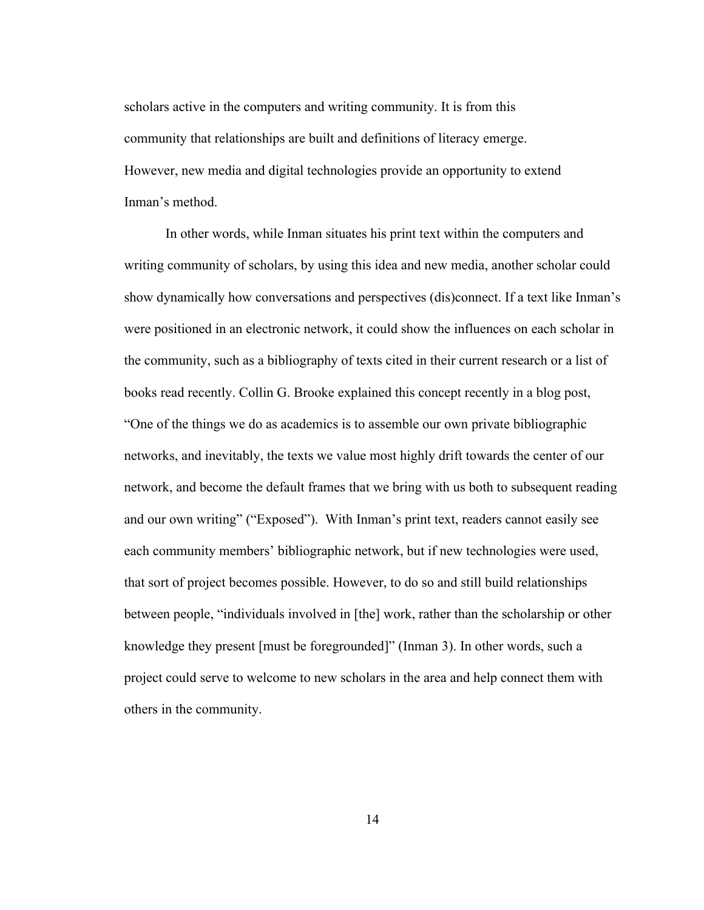scholars active in the computers and writing community. It is from this community that relationships are built and definitions of literacy emerge. However, new media and digital technologies provide an opportunity to extend Inman's method.

In other words, while Inman situates his print text within the computers and writing community of scholars, by using this idea and new media, another scholar could show dynamically how conversations and perspectives (dis)connect. If a text like Inman's were positioned in an electronic network, it could show the influences on each scholar in the community, such as a bibliography of texts cited in their current research or a list of books read recently. Collin G. Brooke explained this concept recently in a blog post, "One of the things we do as academics is to assemble our own private bibliographic networks, and inevitably, the texts we value most highly drift towards the center of our network, and become the default frames that we bring with us both to subsequent reading and our own writing" ("Exposed"). With Inman's print text, readers cannot easily see each community members' bibliographic network, but if new technologies were used, that sort of project becomes possible. However, to do so and still build relationships between people, "individuals involved in [the] work, rather than the scholarship or other knowledge they present [must be foregrounded]" (Inman 3). In other words, such a project could serve to welcome to new scholars in the area and help connect them with others in the community.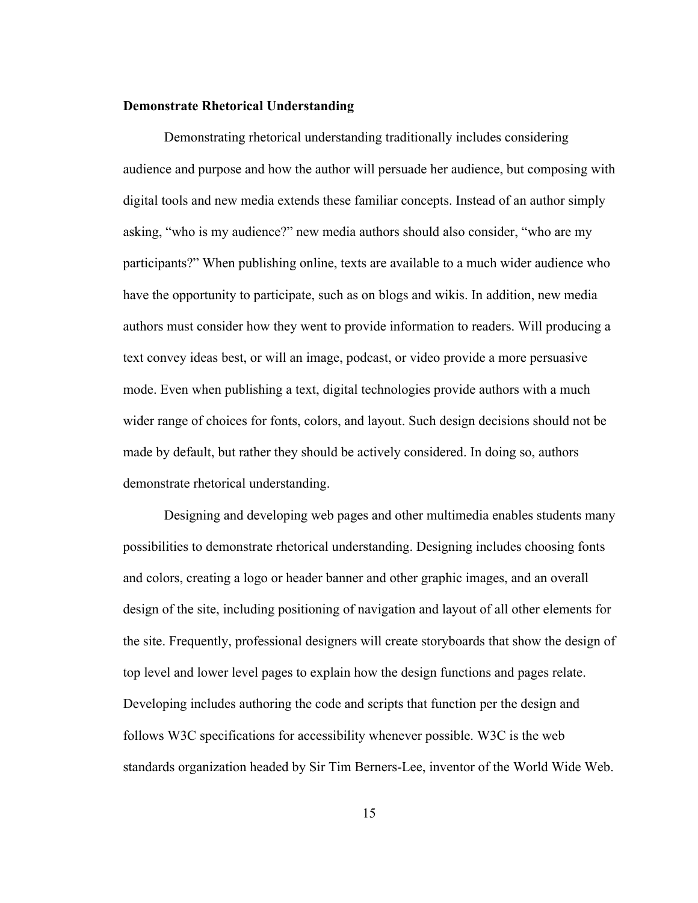### Demonstrate Rhetorical Understanding

Demonstrating rhetorical understanding traditionally includes considering audience and purpose and how the author will persuade her audience, but composing with digital tools and new media extends these familiar concepts. Instead of an author simply asking, "who is my audience?" new media authors should also consider, "who are my participants?" When publishing online, texts are available to a much wider audience who have the opportunity to participate, such as on blogs and wikis. In addition, new media authors must consider how they went to provide information to readers. Will producing a text convey ideas best, or will an image, podcast, or video provide a more persuasive mode. Even when publishing a text, digital technologies provide authors with a much wider range of choices for fonts, colors, and layout. Such design decisions should not be made by default, but rather they should be actively considered. In doing so, authors demonstrate rhetorical understanding.

Designing and developing web pages and other multimedia enables students many possibilities to demonstrate rhetorical understanding. Designing includes choosing fonts and colors, creating a logo or header banner and other graphic images, and an overall design of the site, including positioning of navigation and layout of all other elements for the site. Frequently, professional designers will create storyboards that show the design of top level and lower level pages to explain how the design functions and pages relate. Developing includes authoring the code and scripts that function per the design and follows W3C specifications for accessibility whenever possible. W3C is the web standards organization headed by Sir Tim Berners-Lee, inventor of the World Wide Web.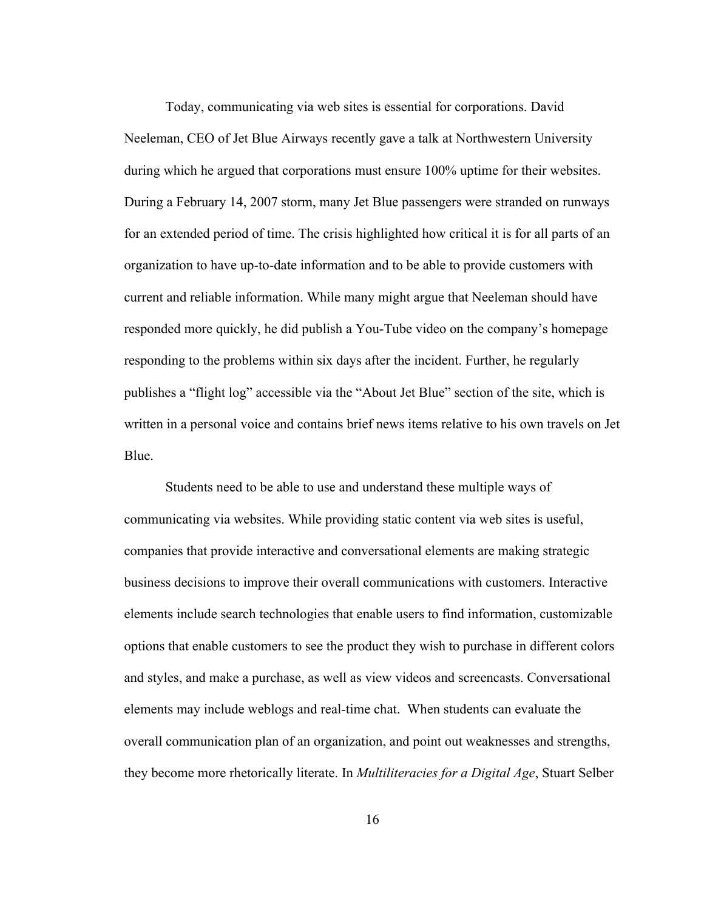Today, communicating via web sites is essential for corporations. David Neeleman, CEO of Jet Blue Airways recently gave a talk at Northwestern University during which he argued that corporations must ensure 100% uptime for their websites. During a February 14, 2007 storm, many Jet Blue passengers were stranded on runways for an extended period of time. The crisis highlighted how critical it is for all parts of an organization to have up-to-date information and to be able to provide customers with current and reliable information. While many might argue that Neeleman should have responded more quickly, he did publish a You-Tube video on the company's homepage responding to the problems within six days after the incident. Further, he regularly publishes a "flight log" accessible via the "About Jet Blue" section of the site, which is written in a personal voice and contains brief news items relative to his own travels on Jet Blue.

Students need to be able to use and understand these multiple ways of communicating via websites. While providing static content via web sites is useful, companies that provide interactive and conversational elements are making strategic business decisions to improve their overall communications with customers. Interactive elements include search technologies that enable users to find information, customizable options that enable customers to see the product they wish to purchase in different colors and styles, and make a purchase, as well as view videos and screencasts. Conversational elements may include weblogs and real-time chat. When students can evaluate the overall communication plan of an organization, and point out weaknesses and strengths, they become more rhetorically literate. In *Multiliteracies for a Digital Age*, Stuart Selber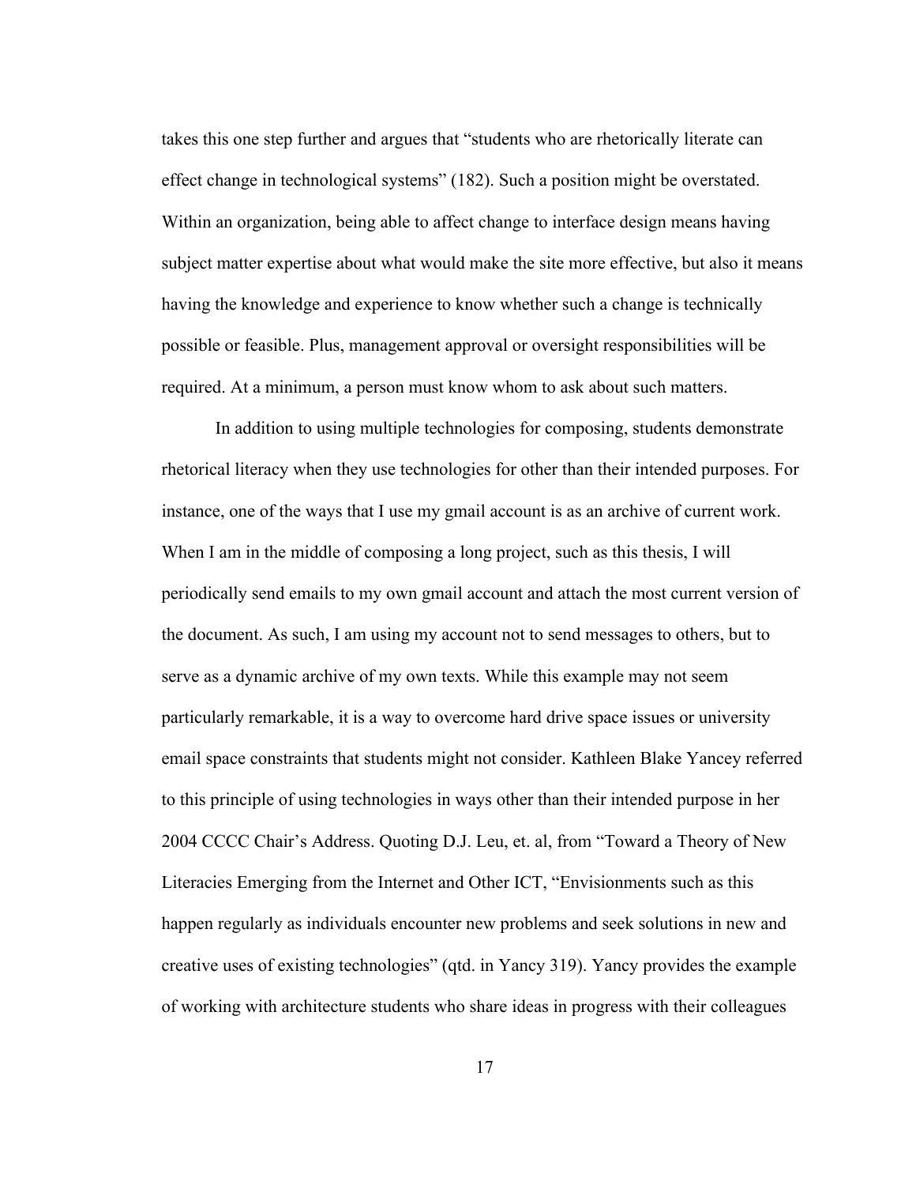takes this one step further and argues that "students who are rhetorically literate can effect change in technological systems" (182). Such a position might be overstated. Within an organization, being able to affect change to interface design means having subject matter expertise about what would make the site more effective, but also it means having the knowledge and experience to know whether such a change is technically possible or feasible. Plus, management approval or oversight responsibilities will be required. At a minimum, a person must know whom to ask about such matters.

In addition to using multiple technologies for composing, students demonstrate rhetorical literacy when they use technologies for other than their intended purposes. For instance, one of the ways that I use my gmail account is as an archive of current work. When I am in the middle of composing a long project, such as this thesis, I will periodically send emails to my own gmail account and attach the most current version of the document. As such, I am using my account not to send messages to others, but to serve as a dynamic archive of my own texts. While this example may not seem particularly remarkable, it is a way to overcome hard drive space issues or university email space constraints that students might not consider. Kathleen Blake Yancey referred to this principle of using technologies in ways other than their intended purpose in her 2004 CCCC Chair's Address. Quoting D.J. Leu, et. al, from "Toward a Theory of New Literacies Emerging from the Internet and Other ICT, "Envisionments such as this happen regularly as individuals encounter new problems and seek solutions in new and creative uses of existing technologies" (qtd. in Yancy 319). Yancy provides the example of working with architecture students who share ideas in progress with their colleagues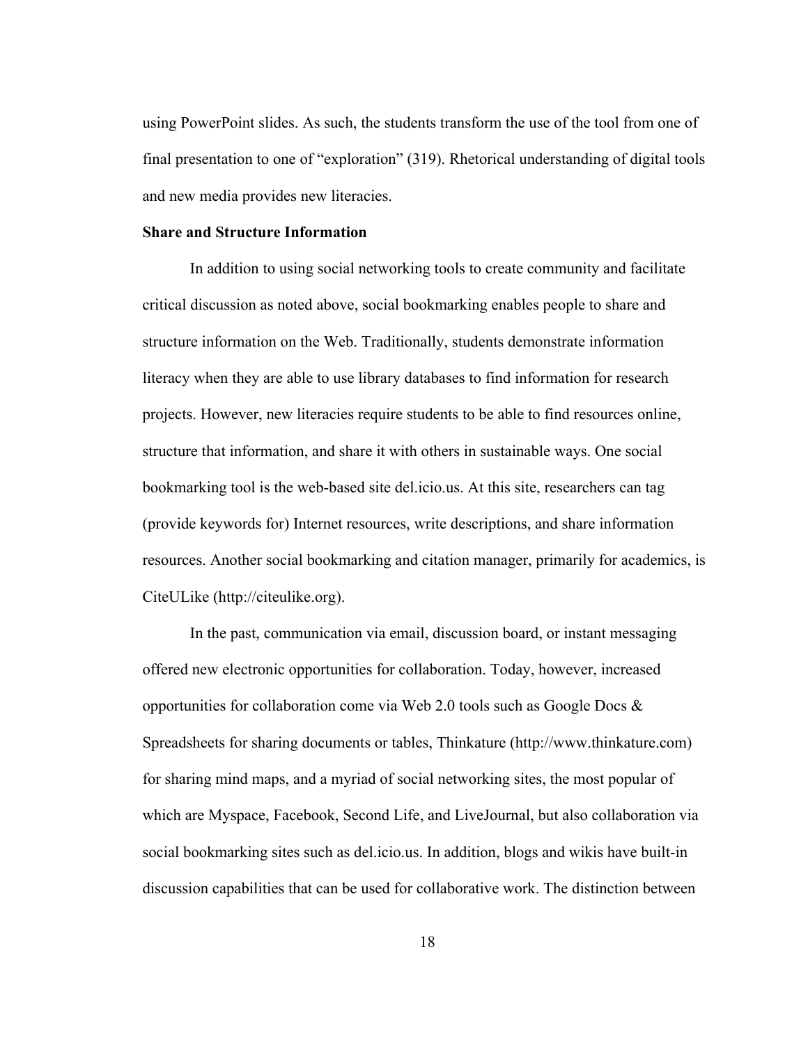using PowerPoint slides. As such, the students transform the use of the tool from one of final presentation to one of “exploration” (319). Rhetorical understanding of digital tools and new media provides new literacies.

**Share and Structure Information**

In addition to using social networking tools to create community and facilitate critical discussion as noted above, social bookmarking enables people to share and structure information on the Web. Traditionally, students demonstrate information literacy when they are able to use library databases to find information for research projects. However, new literacies require students to be able to find resources online, structure that information, and share it with others in sustainable ways. One social bookmarking tool is the web-based site del.icio.us. At this site, researchers can tag (provide keywords for) Internet resources, write descriptions, and share information resources. Another social bookmarking and citation manager, primarily for academics, is CiteULike (http://citeulike.org).

In the past, communication via email, discussion board, or instant messaging offered new electronic opportunities for collaboration. Today, however, increased opportunities for collaboration come via Web 2.0 tools such as Google Docs & Spreadsheets for sharing documents or tables, Thinkature (http://www.thinkature.com) for sharing mind maps, and a myriad of social networking sites, the most popular of which are Myspace, Facebook, Second Life, and LiveJournal, but also collaboration via social bookmarking sites such as del.icio.us. In addition, blogs and wikis have built-in discussion capabilities that can be used for collaborative work. The distinction between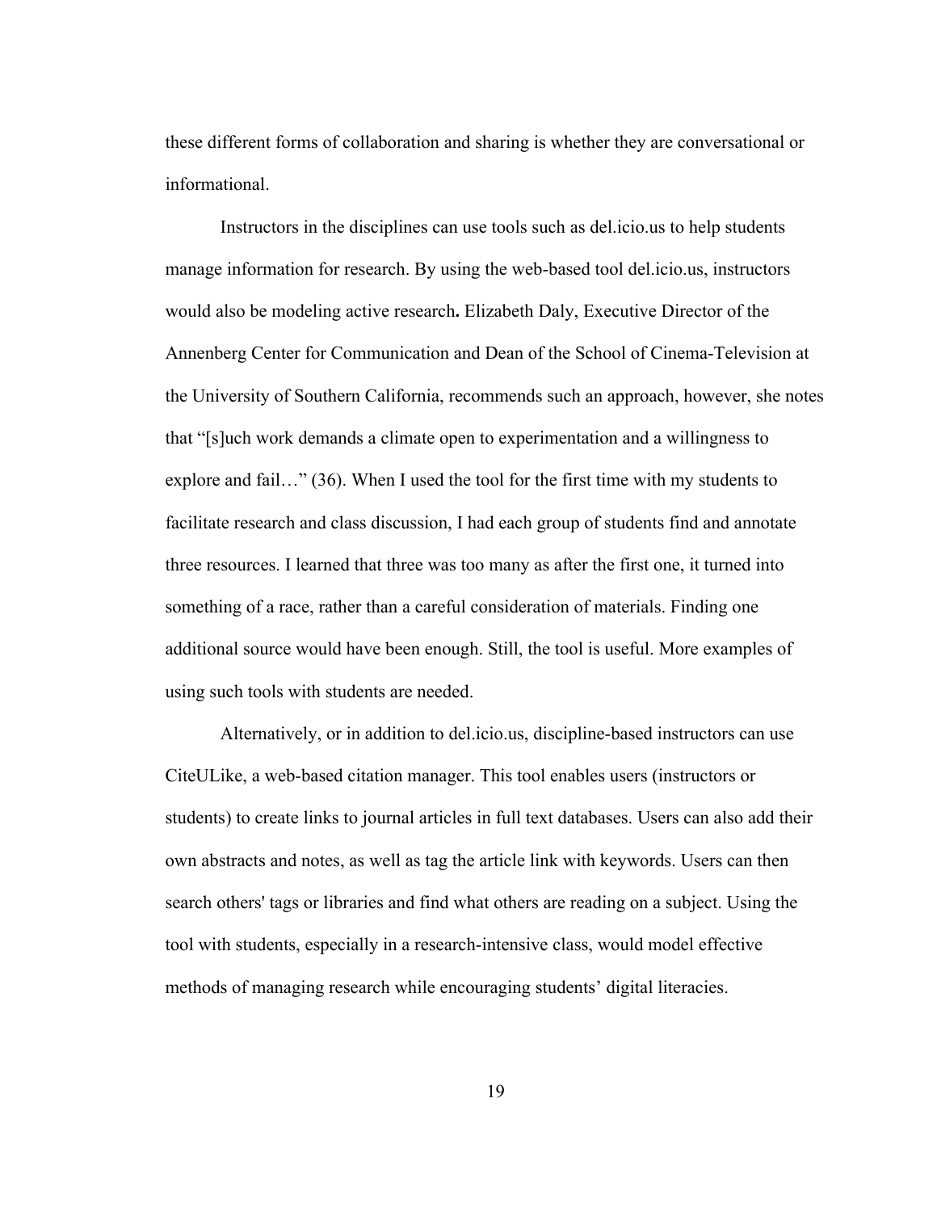these different forms of collaboration and sharing is whether they are conversational or informational.

Instructors in the disciplines can use tools such as del.icio.us to help students manage information for research. By using the web-based tool del.icio.us, instructors would also be modeling active research**.** Elizabeth Daly, Executive Director of the Annenberg Center for Communication and Dean of the School of Cinema-Television at the University of Southern California, recommends such an approach, however, she notes that "[s]uch work demands a climate open to experimentation and a willingness to explore and fail…" (36). When I used the tool for the first time with my students to facilitate research and class discussion, I had each group of students find and annotate three resources. I learned that three was too many as after the first one, it turned into something of a race, rather than a careful consideration of materials. Finding one additional source would have been enough. Still, the tool is useful. More examples of using such tools with students are needed.

Alternatively, or in addition to del.icio.us, discipline-based instructors can use CiteULike, a web-based citation manager. This tool enables users (instructors or students) to create links to journal articles in full text databases. Users can also add their own abstracts and notes, as well as tag the article link with keywords. Users can then search others' tags or libraries and find what others are reading on a subject. Using the tool with students, especially in a research-intensive class, would model effective methods of managing research while encouraging students' digital literacies.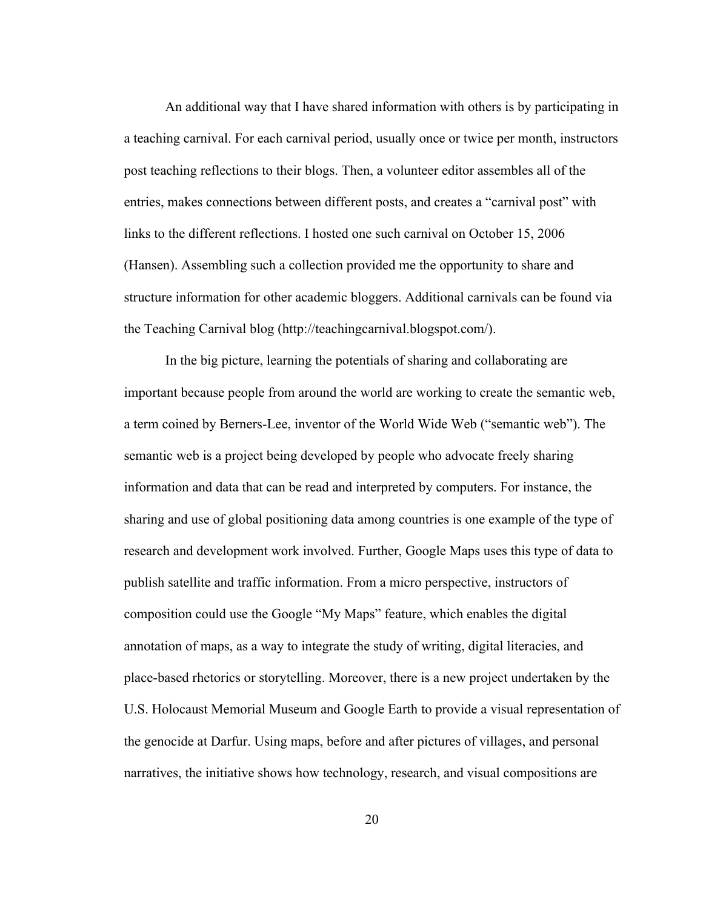An additional way that I have shared information with others is by participating in a teaching carnival. For each carnival period, usually once or twice per month, instructors post teaching reflections to their blogs. Then, a volunteer editor assembles all of the entries, makes connections between different posts, and creates a "carnival post" with links to the different reflections. I hosted one such carnival on October 15, 2006 (Hansen). Assembling such a collection provided me the opportunity to share and structure information for other academic bloggers. Additional carnivals can be found via the Teaching Carnival blog (http://teachingcarnival.blogspot.com/).

In the big picture, learning the potentials of sharing and collaborating are important because people from around the world are working to create the semantic web, a term coined by Berners-Lee, inventor of the World Wide Web ("semantic web"). The semantic web is a project being developed by people who advocate freely sharing information and data that can be read and interpreted by computers. For instance, the sharing and use of global positioning data among countries is one example of the type of research and development work involved. Further, Google Maps uses this type of data to publish satellite and traffic information. From a micro perspective, instructors of composition could use the Google "My Maps" feature, which enables the digital annotation of maps, as a way to integrate the study of writing, digital literacies, and place-based rhetorics or storytelling. Moreover, there is a new project undertaken by the U.S. Holocaust Memorial Museum and Google Earth to provide a visual representation of the genocide at Darfur. Using maps, before and after pictures of villages, and personal narratives, the initiative shows how technology, research, and visual compositions are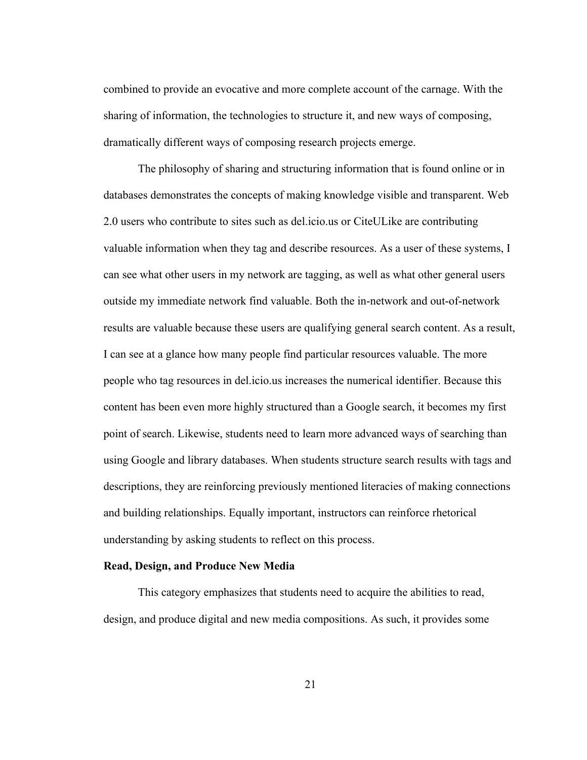combined to provide an evocative and more complete account of the carnage. With the sharing of information, the technologies to structure it, and new ways of composing, dramatically different ways of composing research projects emerge.

The philosophy of sharing and structuring information that is found online or in databases demonstrates the concepts of making knowledge visible and transparent. Web 2.0 users who contribute to sites such as del.icio.us or CiteULike are contributing valuable information when they tag and describe resources. As a user of these systems, I can see what other users in my network are tagging, as well as what other general users outside my immediate network find valuable. Both the in-network and out-of-network results are valuable because these users are qualifying general search content. As a result, I can see at a glance how many people find particular resources valuable. The more people who tag resources in del.icio.us increases the numerical identifier. Because this content has been even more highly structured than a Google search, it becomes my first point of search. Likewise, students need to learn more advanced ways of searching than using Google and library databases. When students structure search results with tags and descriptions, they are reinforcing previously mentioned literacies of making connections and building relationships. Equally important, instructors can reinforce rhetorical understanding by asking students to reflect on this process.

**Read, Design, and Produce New Media**

This category emphasizes that students need to acquire the abilities to read, design, and produce digital and new media compositions. As such, it provides some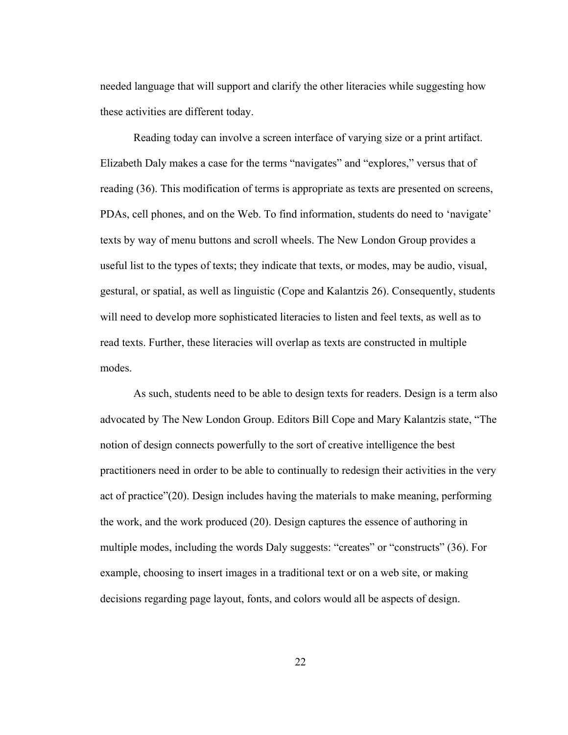needed language that will support and clarify the other literacies while suggesting how these activities are different today.

Reading today can involve a screen interface of varying size or a print artifact. Elizabeth Daly makes a case for the terms “navigates” and “explores,” versus that of reading (36). This modification of terms is appropriate as texts are presented on screens, PDAs, cell phones, and on the Web. To find information, students do need to ‘navigate’ texts by way of menu buttons and scroll wheels. The New London Group provides a useful list to the types of texts; they indicate that texts, or modes, may be audio, visual, gestural, or spatial, as well as linguistic (Cope and Kalantzis 26). Consequently, students will need to develop more sophisticated literacies to listen and feel texts, as well as to read texts. Further, these literacies will overlap as texts are constructed in multiple modes.

As such, students need to be able to design texts for readers. Design is a term also advocated by The New London Group. Editors Bill Cope and Mary Kalantzis state, “The notion of design connects powerfully to the sort of creative intelligence the best practitioners need in order to be able to continually to redesign their activities in the very act of practice”(20). Design includes having the materials to make meaning, performing the work, and the work produced (20). Design captures the essence of authoring in multiple modes, including the words Daly suggests: “creates” or “constructs” (36). For example, choosing to insert images in a traditional text or on a web site, or making decisions regarding page layout, fonts, and colors would all be aspects of design.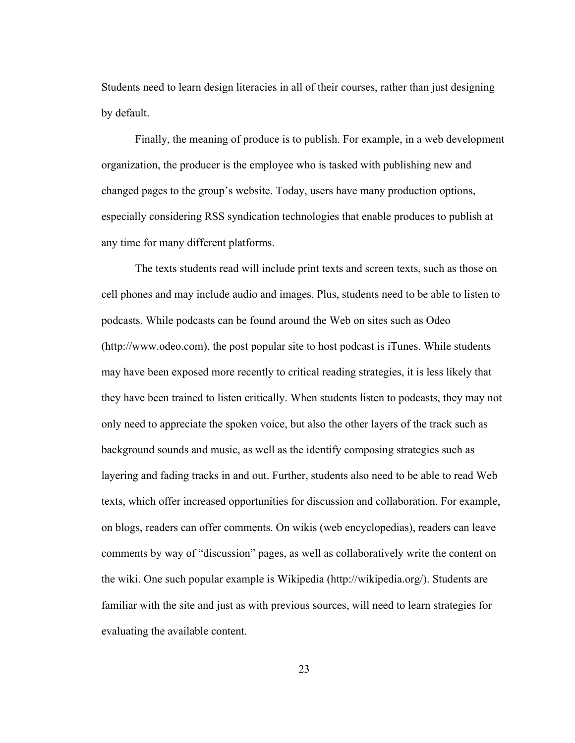Students need to learn design literacies in all of their courses, rather than just designing by default.

Finally, the meaning of produce is to publish. For example, in a web development organization, the producer is the employee who is tasked with publishing new and changed pages to the group's website. Today, users have many production options, especially considering RSS syndication technologies that enable produces to publish at any time for many different platforms.

The texts students read will include print texts and screen texts, such as those on cell phones and may include audio and images. Plus, students need to be able to listen to podcasts. While podcasts can be found around the Web on sites such as Odeo (http://www.odeo.com), the post popular site to host podcast is iTunes. While students may have been exposed more recently to critical reading strategies, it is less likely that they have been trained to listen critically. When students listen to podcasts, they may not only need to appreciate the spoken voice, but also the other layers of the track such as background sounds and music, as well as the identify composing strategies such as layering and fading tracks in and out. Further, students also need to be able to read Web texts, which offer increased opportunities for discussion and collaboration. For example, on blogs, readers can offer comments. On wikis (web encyclopedias), readers can leave comments by way of "discussion" pages, as well as collaboratively write the content on the wiki. One such popular example is Wikipedia (http://wikipedia.org/). Students are familiar with the site and just as with previous sources, will need to learn strategies for evaluating the available content.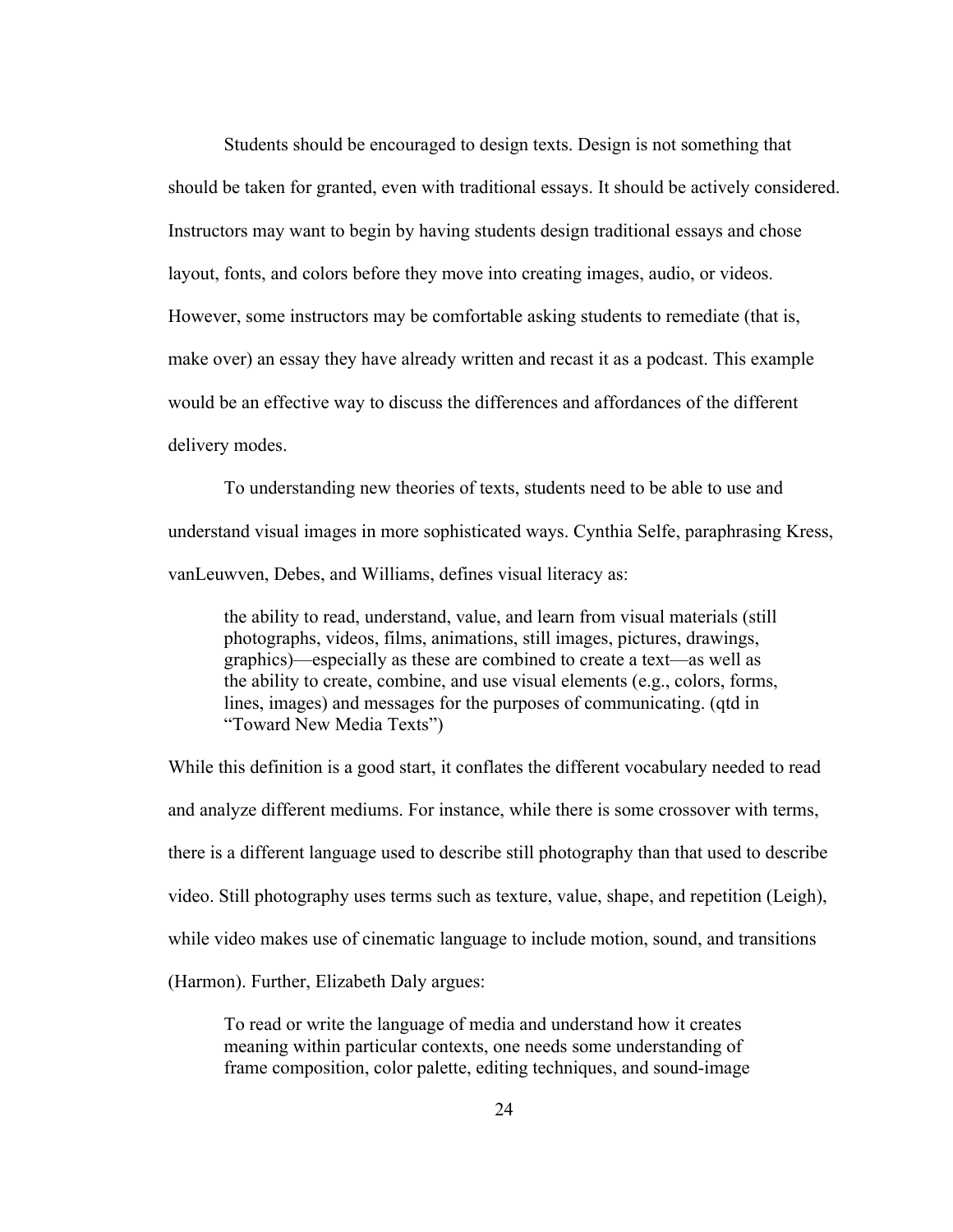Students should be encouraged to design texts. Design is not something that should be taken for granted, even with traditional essays. It should be actively considered. Instructors may want to begin by having students design traditional essays and chose layout, fonts, and colors before they move into creating images, audio, or videos. However, some instructors may be comfortable asking students to remediate (that is, make over) an essay they have already written and recast it as a podcast. This example would be an effective way to discuss the differences and affordances of the different delivery modes.

To understanding new theories of texts, students need to be able to use and understand visual images in more sophisticated ways. Cynthia Selfe, paraphrasing Kress, vanLeuwven, Debes, and Williams, defines visual literacy as:

> the ability to read, understand, value, and learn from visual materials (still photographs, videos, films, animations, still images, pictures, drawings, graphics)—especially as these are combined to create a text—as well as the ability to create, combine, and use visual elements (e.g., colors, forms, lines, images) and messages for the purposes of communicating. (qtd in "Toward New Media Texts")

While this definition is a good start, it conflates the different vocabulary needed to read and analyze different mediums. For instance, while there is some crossover with terms, there is a different language used to describe still photography than that used to describe video. Still photography uses terms such as texture, value, shape, and repetition (Leigh), while video makes use of cinematic language to include motion, sound, and transitions (Harmon). Further, Elizabeth Daly argues:

> To read or write the language of media and understand how it creates meaning within particular contexts, one needs some understanding of frame composition, color palette, editing techniques, and sound-image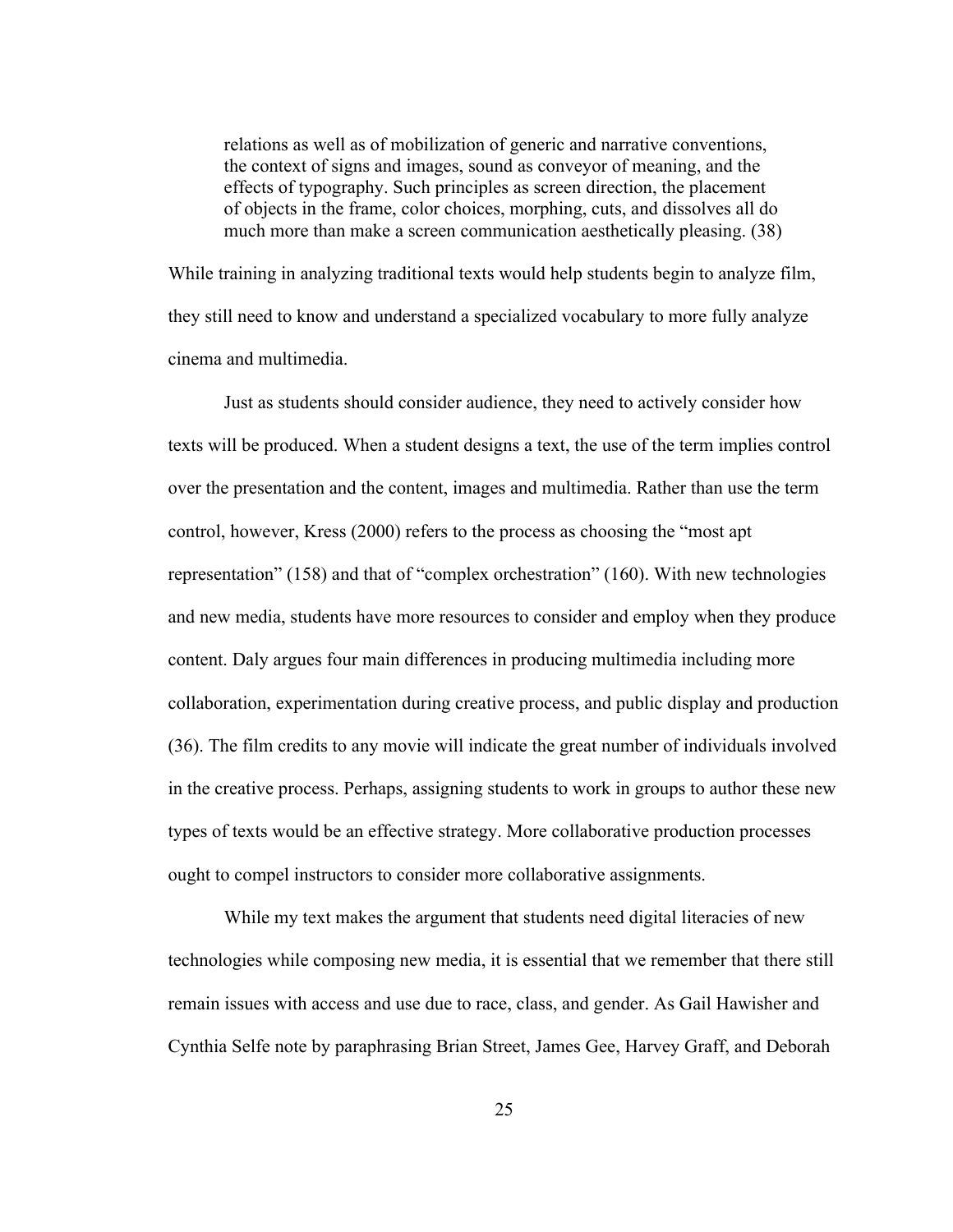> relations as well as of mobilization of generic and narrative conventions, the context of signs and images, sound as conveyor of meaning, and the effects of typography. Such principles as screen direction, the placement of objects in the frame, color choices, morphing, cuts, and dissolves all do much more than make a screen communication aesthetically pleasing. (38)

While training in analyzing traditional texts would help students begin to analyze film, they still need to know and understand a specialized vocabulary to more fully analyze cinema and multimedia.

Just as students should consider audience, they need to actively consider how texts will be produced. When a student designs a text, the use of the term implies control over the presentation and the content, images and multimedia. Rather than use the term control, however, Kress (2000) refers to the process as choosing the "most apt representation" (158) and that of "complex orchestration" (160). With new technologies and new media, students have more resources to consider and employ when they produce content. Daly argues four main differences in producing multimedia including more collaboration, experimentation during creative process, and public display and production (36). The film credits to any movie will indicate the great number of individuals involved in the creative process. Perhaps, assigning students to work in groups to author these new types of texts would be an effective strategy. More collaborative production processes ought to compel instructors to consider more collaborative assignments.

While my text makes the argument that students need digital literacies of new technologies while composing new media, it is essential that we remember that there still remain issues with access and use due to race, class, and gender. As Gail Hawisher and Cynthia Selfe note by paraphrasing Brian Street, James Gee, Harvey Graff, and Deborah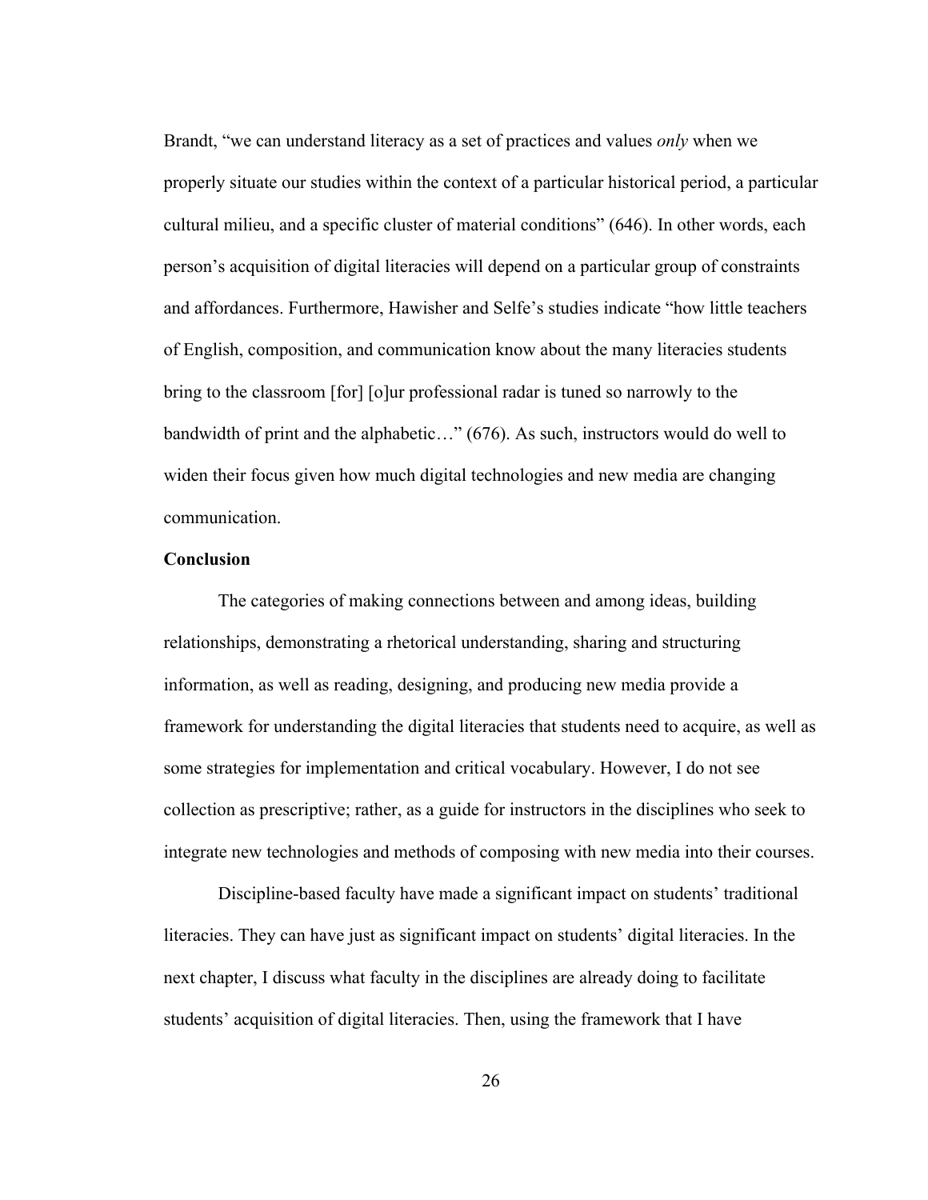Brandt, "we can understand literacy as a set of practices and values *only* when we properly situate our studies within the context of a particular historical period, a particular cultural milieu, and a specific cluster of material conditions" (646). In other words, each person's acquisition of digital literacies will depend on a particular group of constraints and affordances. Furthermore, Hawisher and Selfe's studies indicate "how little teachers of English, composition, and communication know about the many literacies students bring to the classroom [for] [o]ur professional radar is tuned so narrowly to the bandwidth of print and the alphabetic…" (676). As such, instructors would do well to widen their focus given how much digital technologies and new media are changing communication.

**Conclusion**

The categories of making connections between and among ideas, building relationships, demonstrating a rhetorical understanding, sharing and structuring information, as well as reading, designing, and producing new media provide a framework for understanding the digital literacies that students need to acquire, as well as some strategies for implementation and critical vocabulary. However, I do not see collection as prescriptive; rather, as a guide for instructors in the disciplines who seek to integrate new technologies and methods of composing with new media into their courses.

Discipline-based faculty have made a significant impact on students' traditional literacies. They can have just as significant impact on students' digital literacies. In the next chapter, I discuss what faculty in the disciplines are already doing to facilitate students' acquisition of digital literacies. Then, using the framework that I have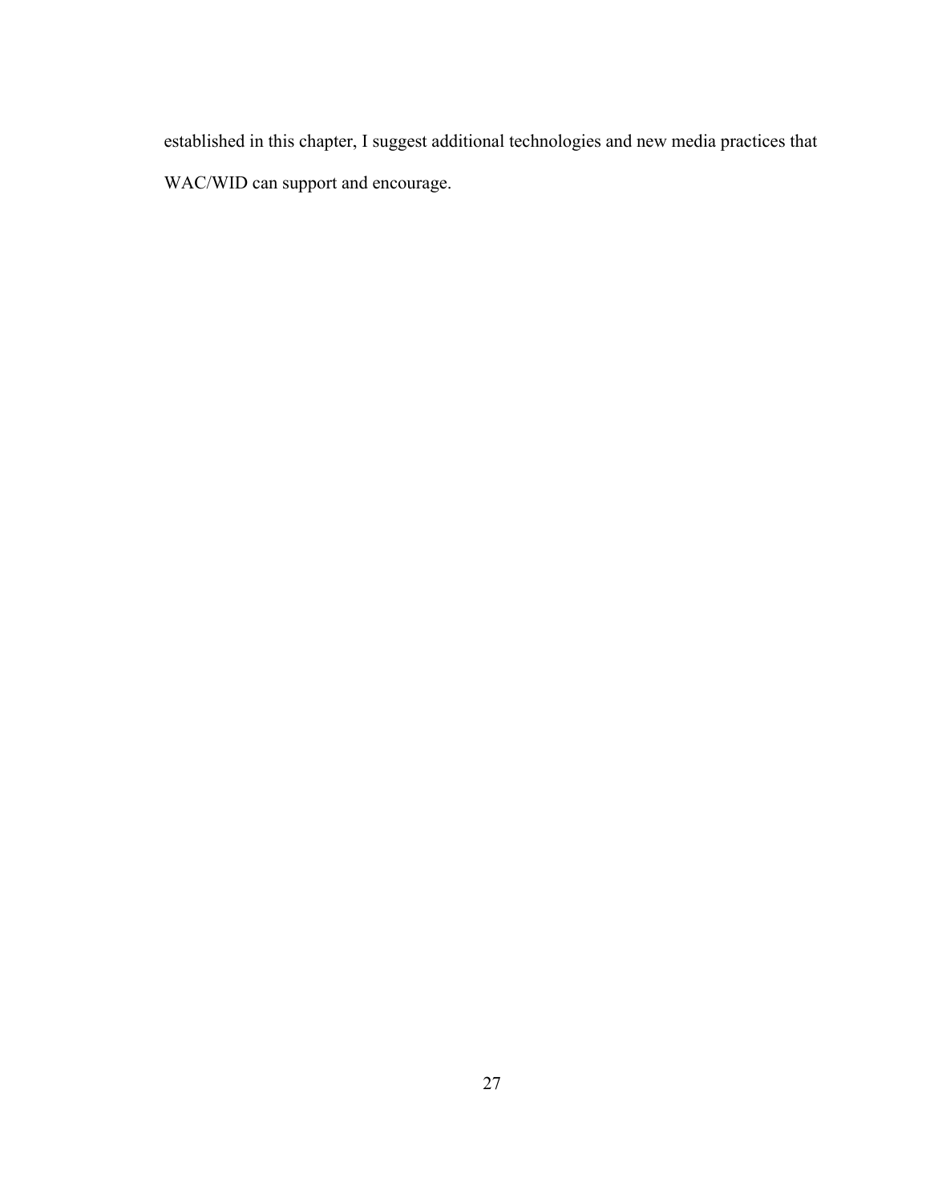established in this chapter, I suggest additional technologies and new media practices that WAC/WID can support and encourage.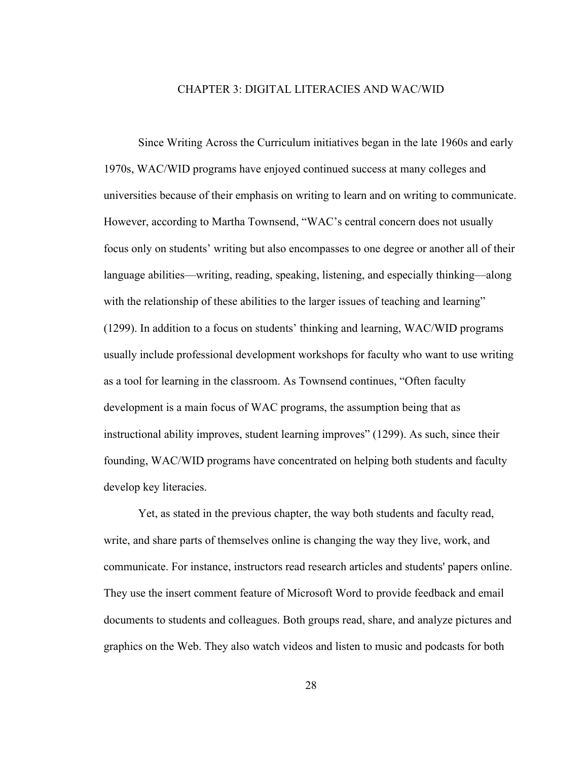# CHAPTER 3: DIGITAL LITERACIES AND WAC/WID

Since Writing Across the Curriculum initiatives began in the late 1960s and early 1970s, WAC/WID programs have enjoyed continued success at many colleges and universities because of their emphasis on writing to learn and on writing to communicate. However, according to Martha Townsend, "WAC's central concern does not usually focus only on students' writing but also encompasses to one degree or another all of their language abilities—writing, reading, speaking, listening, and especially thinking—along with the relationship of these abilities to the larger issues of teaching and learning" (1299). In addition to a focus on students' thinking and learning, WAC/WID programs usually include professional development workshops for faculty who want to use writing as a tool for learning in the classroom. As Townsend continues, "Often faculty development is a main focus of WAC programs, the assumption being that as instructional ability improves, student learning improves" (1299). As such, since their founding, WAC/WID programs have concentrated on helping both students and faculty develop key literacies.

Yet, as stated in the previous chapter, the way both students and faculty read, write, and share parts of themselves online is changing the way they live, work, and communicate. For instance, instructors read research articles and students' papers online. They use the insert comment feature of Microsoft Word to provide feedback and email documents to students and colleagues. Both groups read, share, and analyze pictures and graphics on the Web. They also watch videos and listen to music and podcasts for both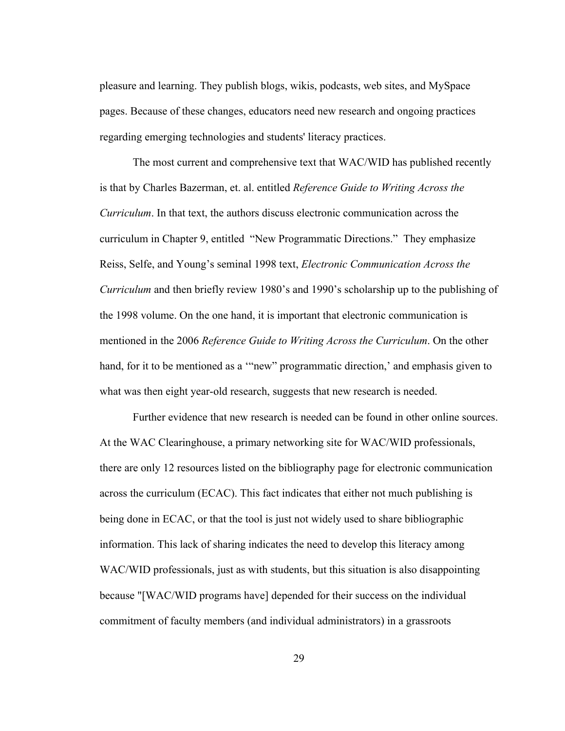pleasure and learning. They publish blogs, wikis, podcasts, web sites, and MySpace pages. Because of these changes, educators need new research and ongoing practices regarding emerging technologies and students' literacy practices.

The most current and comprehensive text that WAC/WID has published recently is that by Charles Bazerman, et. al. entitled *Reference Guide to Writing Across the Curriculum*. In that text, the authors discuss electronic communication across the curriculum in Chapter 9, entitled "New Programmatic Directions." They emphasize Reiss, Selfe, and Young's seminal 1998 text, *Electronic Communication Across the Curriculum* and then briefly review 1980's and 1990's scholarship up to the publishing of the 1998 volume. On the one hand, it is important that electronic communication is mentioned in the 2006 *Reference Guide to Writing Across the Curriculum*. On the other hand, for it to be mentioned as a '"new" programmatic direction,' and emphasis given to what was then eight year-old research, suggests that new research is needed.

Further evidence that new research is needed can be found in other online sources. At the WAC Clearinghouse, a primary networking site for WAC/WID professionals, there are only 12 resources listed on the bibliography page for electronic communication across the curriculum (ECAC). This fact indicates that either not much publishing is being done in ECAC, or that the tool is just not widely used to share bibliographic information. This lack of sharing indicates the need to develop this literacy among WAC/WID professionals, just as with students, but this situation is also disappointing because "[WAC/WID programs have] depended for their success on the individual commitment of faculty members (and individual administrators) in a grassroots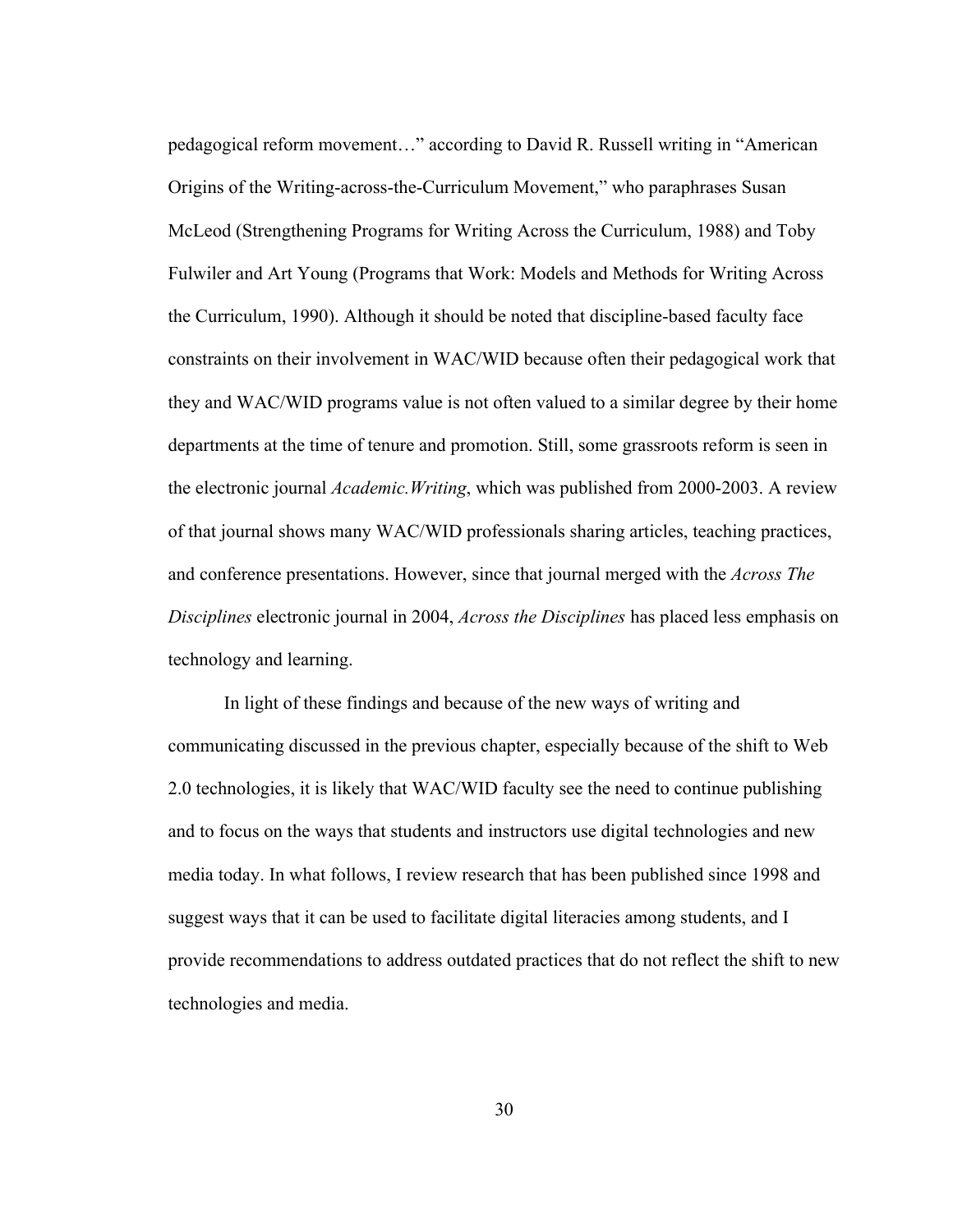pedagogical reform movement…" according to David R. Russell writing in "American Origins of the Writing-across-the-Curriculum Movement," who paraphrases Susan McLeod (Strengthening Programs for Writing Across the Curriculum, 1988) and Toby Fulwiler and Art Young (Programs that Work: Models and Methods for Writing Across the Curriculum, 1990). Although it should be noted that discipline-based faculty face constraints on their involvement in WAC/WID because often their pedagogical work that they and WAC/WID programs value is not often valued to a similar degree by their home departments at the time of tenure and promotion. Still, some grassroots reform is seen in the electronic journal *Academic.Writing*, which was published from 2000-2003. A review of that journal shows many WAC/WID professionals sharing articles, teaching practices, and conference presentations. However, since that journal merged with the *Across The Disciplines* electronic journal in 2004, *Across the Disciplines* has placed less emphasis on technology and learning.

In light of these findings and because of the new ways of writing and communicating discussed in the previous chapter, especially because of the shift to Web 2.0 technologies, it is likely that WAC/WID faculty see the need to continue publishing and to focus on the ways that students and instructors use digital technologies and new media today. In what follows, I review research that has been published since 1998 and suggest ways that it can be used to facilitate digital literacies among students, and I provide recommendations to address outdated practices that do not reflect the shift to new technologies and media.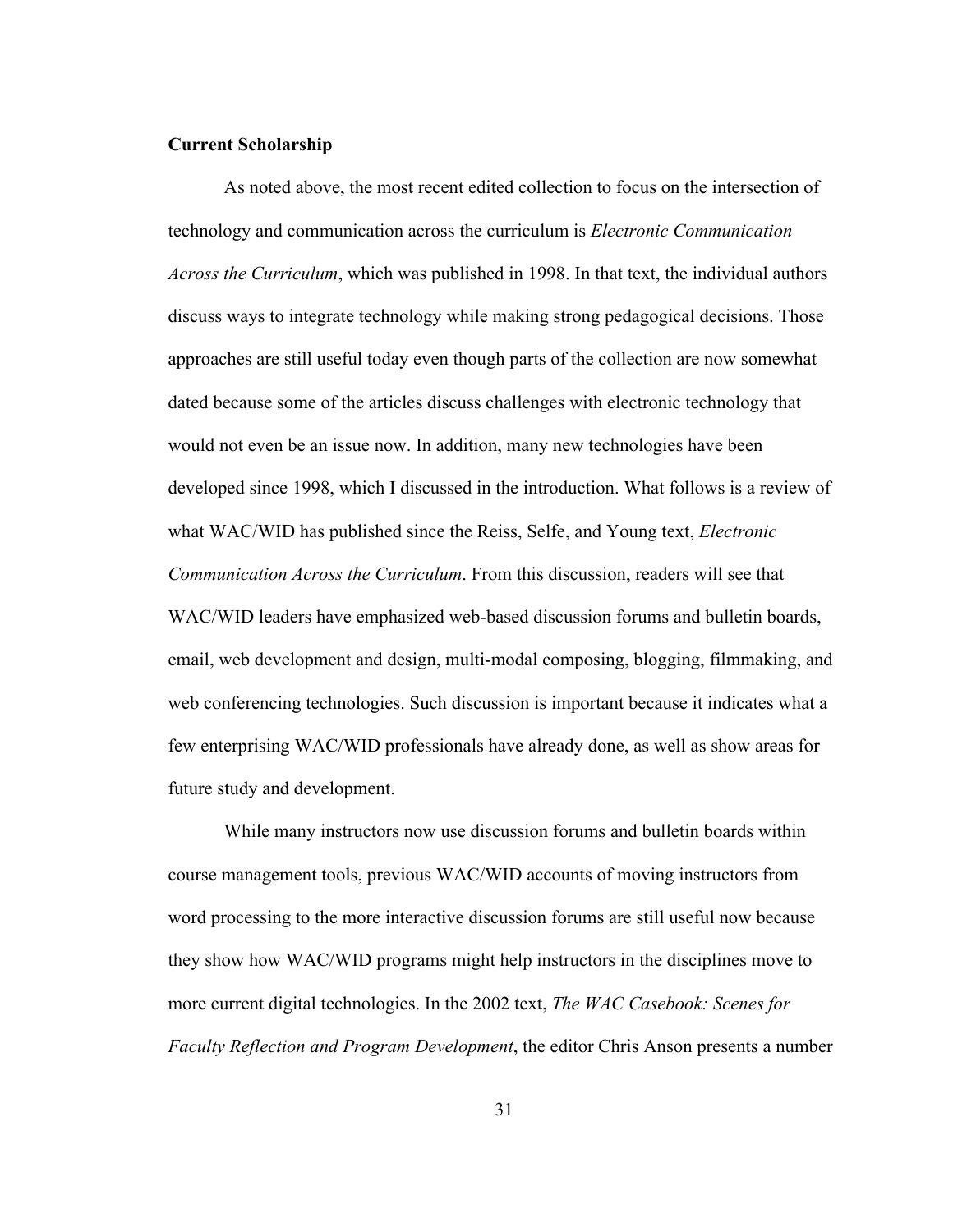**Current Scholarship**

As noted above, the most recent edited collection to focus on the intersection of technology and communication across the curriculum is *Electronic Communication Across the Curriculum*, which was published in 1998. In that text, the individual authors discuss ways to integrate technology while making strong pedagogical decisions. Those approaches are still useful today even though parts of the collection are now somewhat dated because some of the articles discuss challenges with electronic technology that would not even be an issue now. In addition, many new technologies have been developed since 1998, which I discussed in the introduction. What follows is a review of what WAC/WID has published since the Reiss, Selfe, and Young text, *Electronic Communication Across the Curriculum*. From this discussion, readers will see that WAC/WID leaders have emphasized web-based discussion forums and bulletin boards, email, web development and design, multi-modal composing, blogging, filmmaking, and web conferencing technologies. Such discussion is important because it indicates what a few enterprising WAC/WID professionals have already done, as well as show areas for future study and development.

While many instructors now use discussion forums and bulletin boards within course management tools, previous WAC/WID accounts of moving instructors from word processing to the more interactive discussion forums are still useful now because they show how WAC/WID programs might help instructors in the disciplines move to more current digital technologies. In the 2002 text, *The WAC Casebook: Scenes for Faculty Reflection and Program Development*, the editor Chris Anson presents a number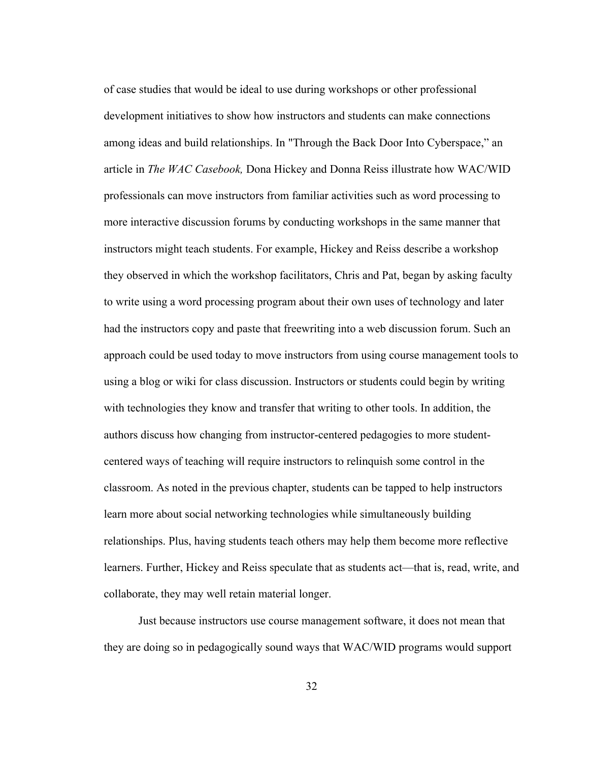of case studies that would be ideal to use during workshops or other professional development initiatives to show how instructors and students can make connections among ideas and build relationships. In "Through the Back Door Into Cyberspace," an article in *The WAC Casebook,* Dona Hickey and Donna Reiss illustrate how WAC/WID professionals can move instructors from familiar activities such as word processing to more interactive discussion forums by conducting workshops in the same manner that instructors might teach students. For example, Hickey and Reiss describe a workshop they observed in which the workshop facilitators, Chris and Pat, began by asking faculty to write using a word processing program about their own uses of technology and later had the instructors copy and paste that freewriting into a web discussion forum. Such an approach could be used today to move instructors from using course management tools to using a blog or wiki for class discussion. Instructors or students could begin by writing with technologies they know and transfer that writing to other tools. In addition, the authors discuss how changing from instructor-centered pedagogies to more student-centered ways of teaching will require instructors to relinquish some control in the classroom. As noted in the previous chapter, students can be tapped to help instructors learn more about social networking technologies while simultaneously building relationships. Plus, having students teach others may help them become more reflective learners. Further, Hickey and Reiss speculate that as students act—that is, read, write, and collaborate, they may well retain material longer.

Just because instructors use course management software, it does not mean that they are doing so in pedagogically sound ways that WAC/WID programs would support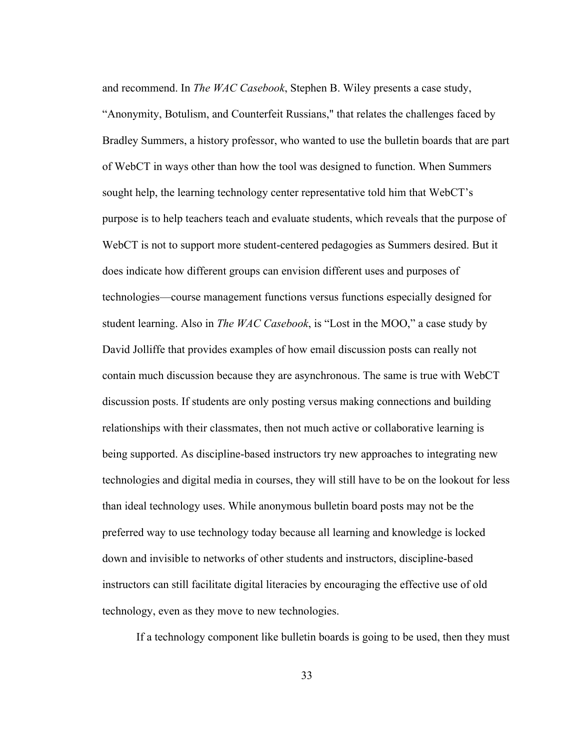and recommend. In *The WAC Casebook*, Stephen B. Wiley presents a case study, "Anonymity, Botulism, and Counterfeit Russians," that relates the challenges faced by Bradley Summers, a history professor, who wanted to use the bulletin boards that are part of WebCT in ways other than how the tool was designed to function. When Summers sought help, the learning technology center representative told him that WebCT's purpose is to help teachers teach and evaluate students, which reveals that the purpose of WebCT is not to support more student-centered pedagogies as Summers desired. But it does indicate how different groups can envision different uses and purposes of technologies—course management functions versus functions especially designed for student learning. Also in *The WAC Casebook*, is "Lost in the MOO," a case study by David Jolliffe that provides examples of how email discussion posts can really not contain much discussion because they are asynchronous. The same is true with WebCT discussion posts. If students are only posting versus making connections and building relationships with their classmates, then not much active or collaborative learning is being supported. As discipline-based instructors try new approaches to integrating new technologies and digital media in courses, they will still have to be on the lookout for less than ideal technology uses. While anonymous bulletin board posts may not be the preferred way to use technology today because all learning and knowledge is locked down and invisible to networks of other students and instructors, discipline-based instructors can still facilitate digital literacies by encouraging the effective use of old technology, even as they move to new technologies.

If a technology component like bulletin boards is going to be used, then they must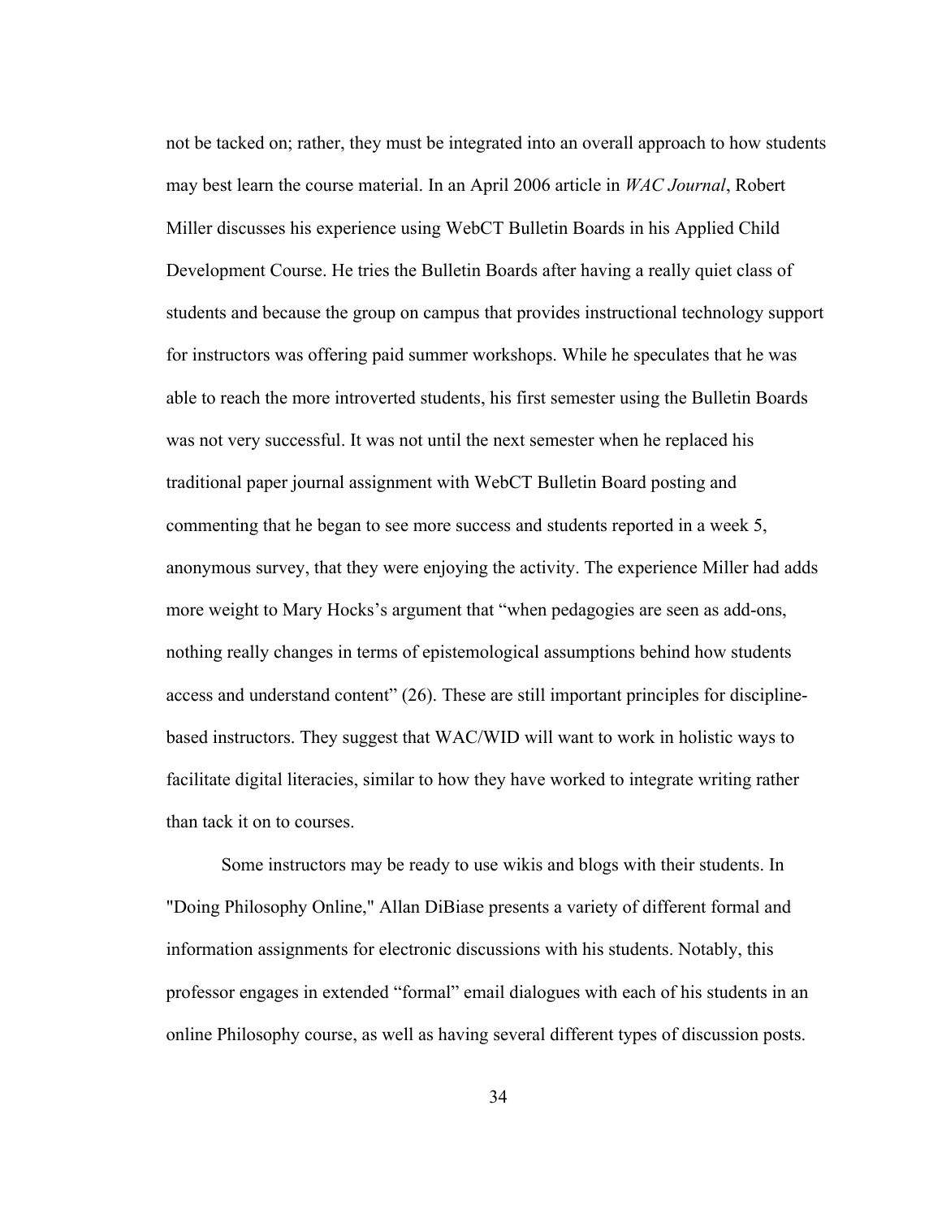not be tacked on; rather, they must be integrated into an overall approach to how students may best learn the course material. In an April 2006 article in *WAC Journal*, Robert Miller discusses his experience using WebCT Bulletin Boards in his Applied Child Development Course. He tries the Bulletin Boards after having a really quiet class of students and because the group on campus that provides instructional technology support for instructors was offering paid summer workshops. While he speculates that he was able to reach the more introverted students, his first semester using the Bulletin Boards was not very successful. It was not until the next semester when he replaced his traditional paper journal assignment with WebCT Bulletin Board posting and commenting that he began to see more success and students reported in a week 5, anonymous survey, that they were enjoying the activity. The experience Miller had adds more weight to Mary Hocks's argument that "when pedagogies are seen as add-ons, nothing really changes in terms of epistemological assumptions behind how students access and understand content" (26). These are still important principles for discipline-based instructors. They suggest that WAC/WID will want to work in holistic ways to facilitate digital literacies, similar to how they have worked to integrate writing rather than tack it on to courses.

Some instructors may be ready to use wikis and blogs with their students. In "Doing Philosophy Online," Allan DiBiase presents a variety of different formal and information assignments for electronic discussions with his students. Notably, this professor engages in extended "formal" email dialogues with each of his students in an online Philosophy course, as well as having several different types of discussion posts.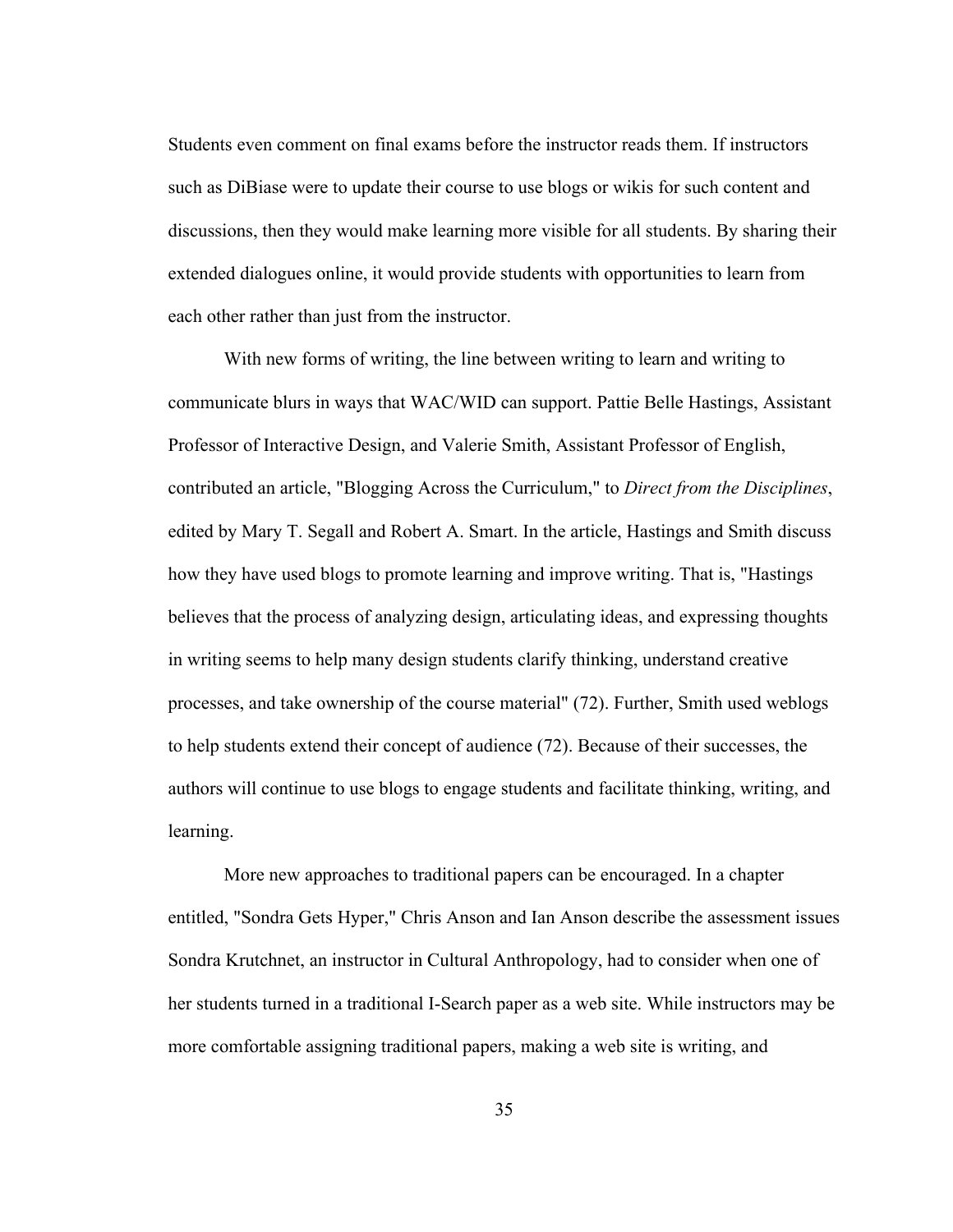Students even comment on final exams before the instructor reads them. If instructors such as DiBiase were to update their course to use blogs or wikis for such content and discussions, then they would make learning more visible for all students. By sharing their extended dialogues online, it would provide students with opportunities to learn from each other rather than just from the instructor.

With new forms of writing, the line between writing to learn and writing to communicate blurs in ways that WAC/WID can support. Pattie Belle Hastings, Assistant Professor of Interactive Design, and Valerie Smith, Assistant Professor of English, contributed an article, "Blogging Across the Curriculum," to *Direct from the Disciplines*, edited by Mary T. Segall and Robert A. Smart. In the article, Hastings and Smith discuss how they have used blogs to promote learning and improve writing. That is, "Hastings believes that the process of analyzing design, articulating ideas, and expressing thoughts in writing seems to help many design students clarify thinking, understand creative processes, and take ownership of the course material" (72). Further, Smith used weblogs to help students extend their concept of audience (72). Because of their successes, the authors will continue to use blogs to engage students and facilitate thinking, writing, and learning.

More new approaches to traditional papers can be encouraged. In a chapter entitled, "Sondra Gets Hyper," Chris Anson and Ian Anson describe the assessment issues Sondra Krutchnet, an instructor in Cultural Anthropology, had to consider when one of her students turned in a traditional I-Search paper as a web site. While instructors may be more comfortable assigning traditional papers, making a web site is writing, and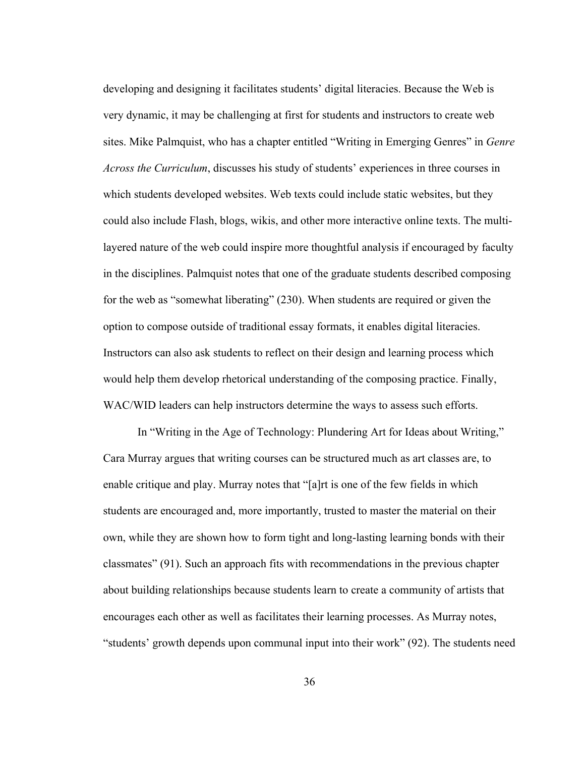developing and designing it facilitates students' digital literacies. Because the Web is very dynamic, it may be challenging at first for students and instructors to create web sites. Mike Palmquist, who has a chapter entitled "Writing in Emerging Genres" in *Genre Across the Curriculum*, discusses his study of students' experiences in three courses in which students developed websites. Web texts could include static websites, but they could also include Flash, blogs, wikis, and other more interactive online texts. The multi-layered nature of the web could inspire more thoughtful analysis if encouraged by faculty in the disciplines. Palmquist notes that one of the graduate students described composing for the web as "somewhat liberating" (230). When students are required or given the option to compose outside of traditional essay formats, it enables digital literacies. Instructors can also ask students to reflect on their design and learning process which would help them develop rhetorical understanding of the composing practice. Finally, WAC/WID leaders can help instructors determine the ways to assess such efforts.

In "Writing in the Age of Technology: Plundering Art for Ideas about Writing," Cara Murray argues that writing courses can be structured much as art classes are, to enable critique and play. Murray notes that "[a]rt is one of the few fields in which students are encouraged and, more importantly, trusted to master the material on their own, while they are shown how to form tight and long-lasting learning bonds with their classmates" (91). Such an approach fits with recommendations in the previous chapter about building relationships because students learn to create a community of artists that encourages each other as well as facilitates their learning processes. As Murray notes, "students' growth depends upon communal input into their work" (92). The students need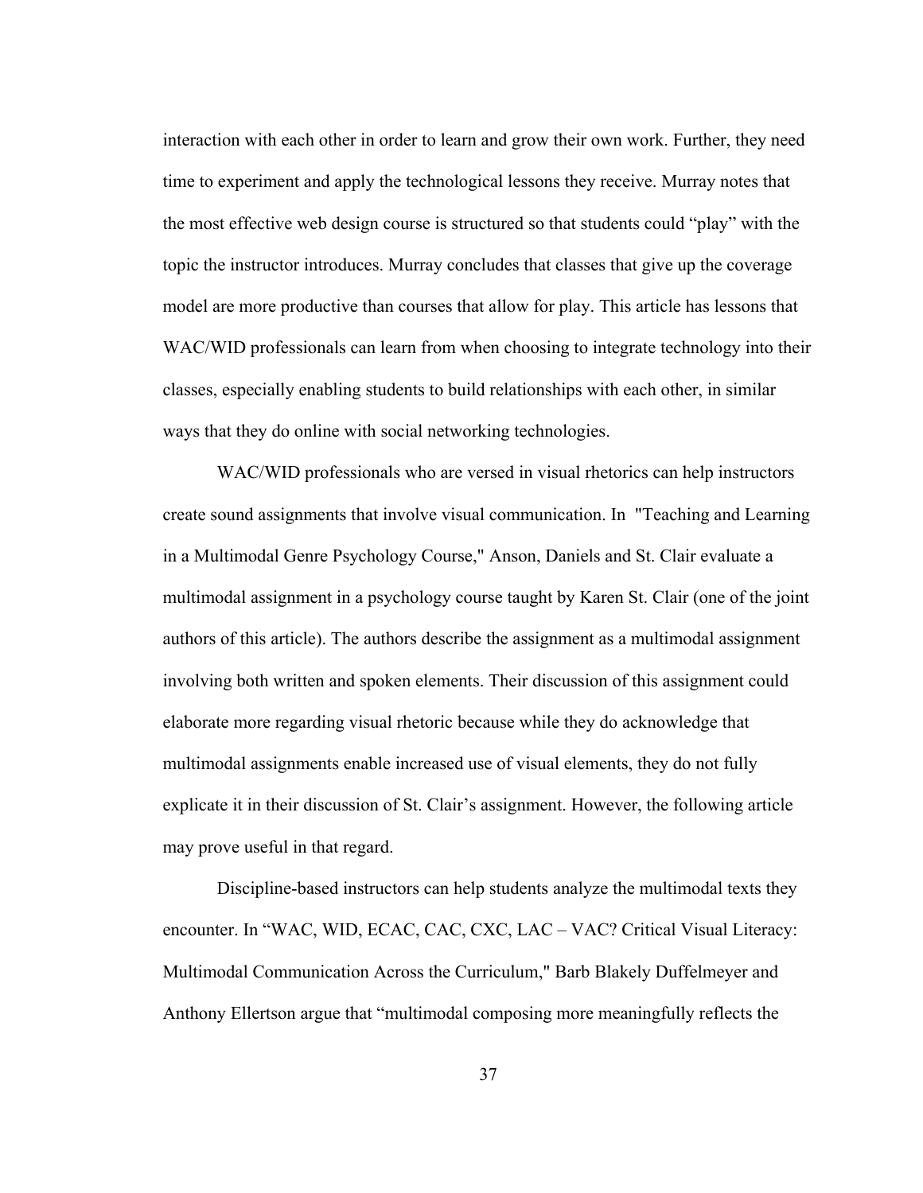interaction with each other in order to learn and grow their own work. Further, they need time to experiment and apply the technological lessons they receive. Murray notes that the most effective web design course is structured so that students could "play" with the topic the instructor introduces. Murray concludes that classes that give up the coverage model are more productive than courses that allow for play. This article has lessons that WAC/WID professionals can learn from when choosing to integrate technology into their classes, especially enabling students to build relationships with each other, in similar ways that they do online with social networking technologies.

WAC/WID professionals who are versed in visual rhetorics can help instructors create sound assignments that involve visual communication. In "Teaching and Learning in a Multimodal Genre Psychology Course," Anson, Daniels and St. Clair evaluate a multimodal assignment in a psychology course taught by Karen St. Clair (one of the joint authors of this article). The authors describe the assignment as a multimodal assignment involving both written and spoken elements. Their discussion of this assignment could elaborate more regarding visual rhetoric because while they do acknowledge that multimodal assignments enable increased use of visual elements, they do not fully explicate it in their discussion of St. Clair's assignment. However, the following article may prove useful in that regard.

Discipline-based instructors can help students analyze the multimodal texts they encounter. In "WAC, WID, ECAC, CAC, CXC, LAC – VAC? Critical Visual Literacy: Multimodal Communication Across the Curriculum," Barb Blakely Duffelmeyer and Anthony Ellertson argue that "multimodal composing more meaningfully reflects the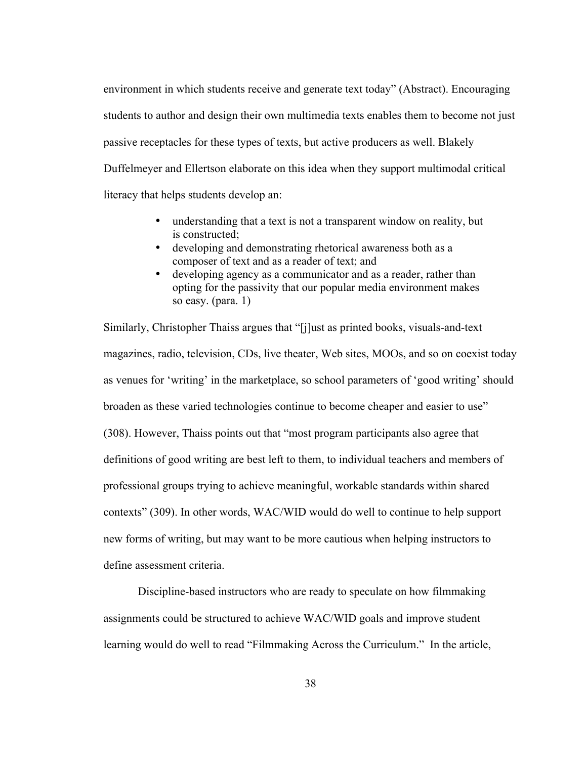environment in which students receive and generate text today" (Abstract). Encouraging students to author and design their own multimedia texts enables them to become not just passive receptacles for these types of texts, but active producers as well. Blakely Duffelmeyer and Ellertson elaborate on this idea when they support multimodal critical literacy that helps students develop an:

> - understanding that a text is not a transparent window on reality, but is constructed;
> - developing and demonstrating rhetorical awareness both as a composer of text and as a reader of text; and
> - developing agency as a communicator and as a reader, rather than opting for the passivity that our popular media environment makes so easy. (para. 1)

Similarly, Christopher Thaiss argues that "[j]ust as printed books, visuals-and-text magazines, radio, television, CDs, live theater, Web sites, MOOs, and so on coexist today as venues for 'writing' in the marketplace, so school parameters of 'good writing' should broaden as these varied technologies continue to become cheaper and easier to use" (308). However, Thaiss points out that "most program participants also agree that definitions of good writing are best left to them, to individual teachers and members of professional groups trying to achieve meaningful, workable standards within shared contexts" (309). In other words, WAC/WID would do well to continue to help support new forms of writing, but may want to be more cautious when helping instructors to define assessment criteria.

Discipline-based instructors who are ready to speculate on how filmmaking assignments could be structured to achieve WAC/WID goals and improve student learning would do well to read "Filmmaking Across the Curriculum." In the article,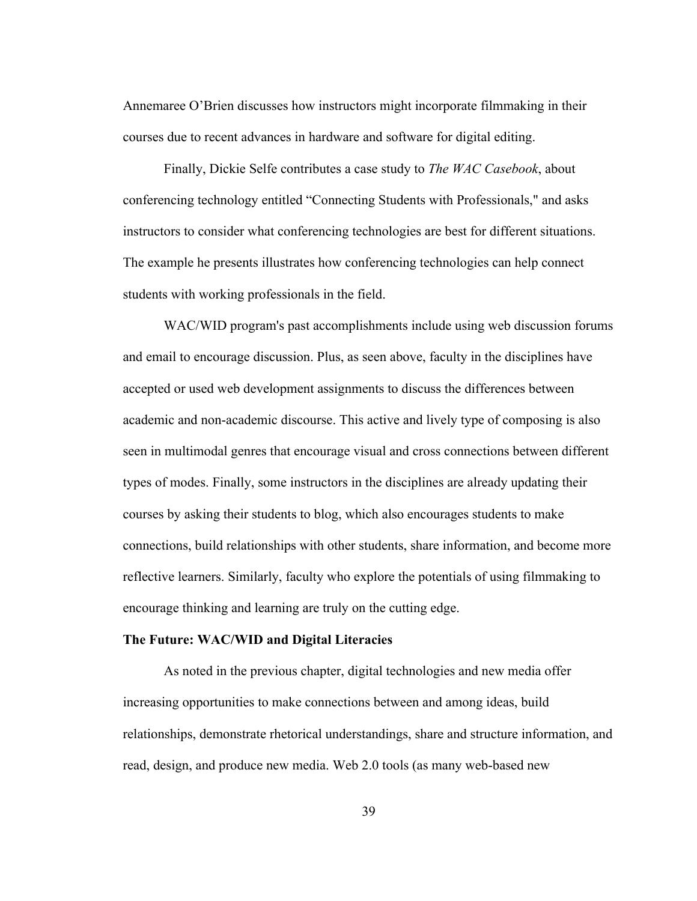Annemaree O'Brien discusses how instructors might incorporate filmmaking in their courses due to recent advances in hardware and software for digital editing.

Finally, Dickie Selfe contributes a case study to *The WAC Casebook*, about conferencing technology entitled "Connecting Students with Professionals," and asks instructors to consider what conferencing technologies are best for different situations. The example he presents illustrates how conferencing technologies can help connect students with working professionals in the field.

WAC/WID program's past accomplishments include using web discussion forums and email to encourage discussion. Plus, as seen above, faculty in the disciplines have accepted or used web development assignments to discuss the differences between academic and non-academic discourse. This active and lively type of composing is also seen in multimodal genres that encourage visual and cross connections between different types of modes. Finally, some instructors in the disciplines are already updating their courses by asking their students to blog, which also encourages students to make connections, build relationships with other students, share information, and become more reflective learners. Similarly, faculty who explore the potentials of using filmmaking to encourage thinking and learning are truly on the cutting edge.

**The Future: WAC/WID and Digital Literacies**

As noted in the previous chapter, digital technologies and new media offer increasing opportunities to make connections between and among ideas, build relationships, demonstrate rhetorical understandings, share and structure information, and read, design, and produce new media. Web 2.0 tools (as many web-based new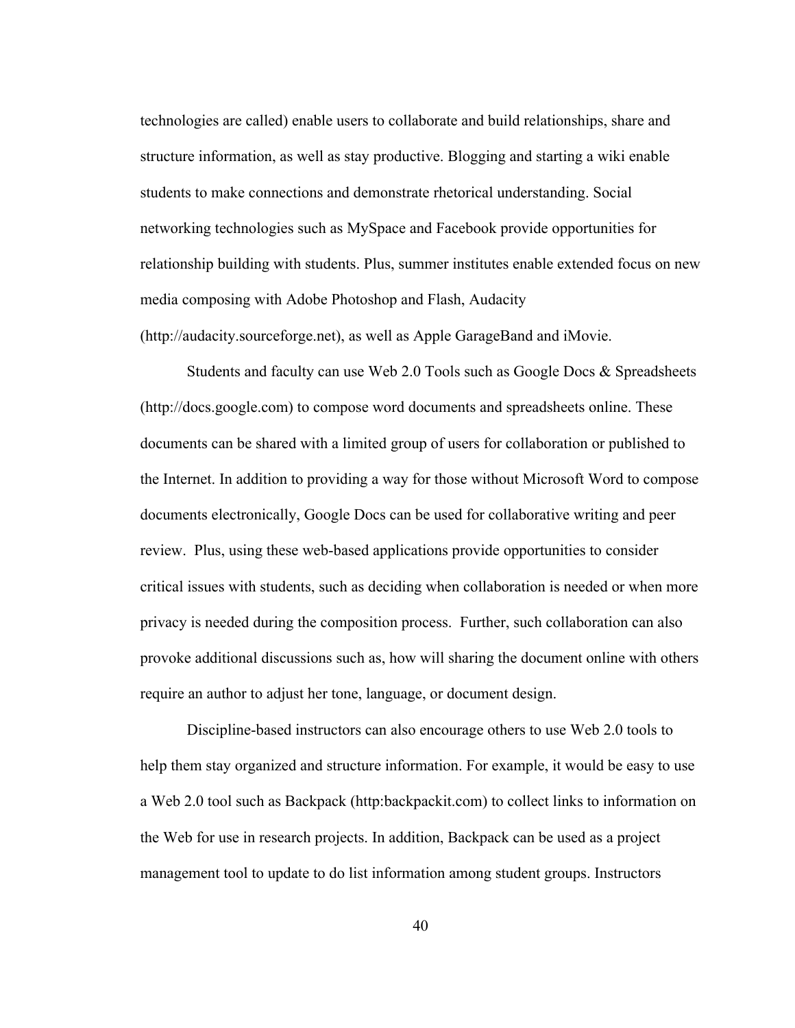technologies are called) enable users to collaborate and build relationships, share and structure information, as well as stay productive. Blogging and starting a wiki enable students to make connections and demonstrate rhetorical understanding. Social networking technologies such as MySpace and Facebook provide opportunities for relationship building with students. Plus, summer institutes enable extended focus on new media composing with Adobe Photoshop and Flash, Audacity (http://audacity.sourceforge.net), as well as Apple GarageBand and iMovie.

Students and faculty can use Web 2.0 Tools such as Google Docs & Spreadsheets (http://docs.google.com) to compose word documents and spreadsheets online. These documents can be shared with a limited group of users for collaboration or published to the Internet. In addition to providing a way for those without Microsoft Word to compose documents electronically, Google Docs can be used for collaborative writing and peer review.  Plus, using these web-based applications provide opportunities to consider critical issues with students, such as deciding when collaboration is needed or when more privacy is needed during the composition process.  Further, such collaboration can also provoke additional discussions such as, how will sharing the document online with others require an author to adjust her tone, language, or document design.

Discipline-based instructors can also encourage others to use Web 2.0 tools to help them stay organized and structure information. For example, it would be easy to use a Web 2.0 tool such as Backpack (http:backpackit.com) to collect links to information on the Web for use in research projects. In addition, Backpack can be used as a project management tool to update to do list information among student groups. Instructors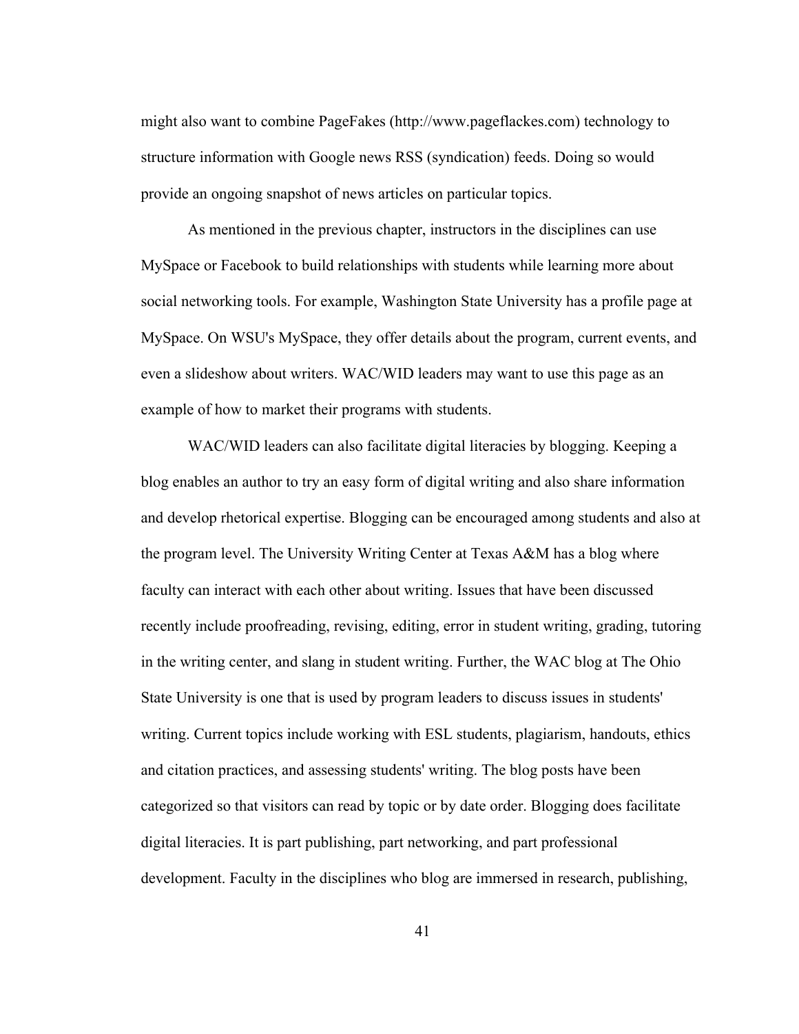might also want to combine PageFakes (http://www.pageflackes.com) technology to structure information with Google news RSS (syndication) feeds. Doing so would provide an ongoing snapshot of news articles on particular topics.

As mentioned in the previous chapter, instructors in the disciplines can use MySpace or Facebook to build relationships with students while learning more about social networking tools. For example, Washington State University has a profile page at MySpace. On WSU's MySpace, they offer details about the program, current events, and even a slideshow about writers. WAC/WID leaders may want to use this page as an example of how to market their programs with students.

WAC/WID leaders can also facilitate digital literacies by blogging. Keeping a blog enables an author to try an easy form of digital writing and also share information and develop rhetorical expertise. Blogging can be encouraged among students and also at the program level. The University Writing Center at Texas A&M has a blog where faculty can interact with each other about writing. Issues that have been discussed recently include proofreading, revising, editing, error in student writing, grading, tutoring in the writing center, and slang in student writing. Further, the WAC blog at The Ohio State University is one that is used by program leaders to discuss issues in students' writing. Current topics include working with ESL students, plagiarism, handouts, ethics and citation practices, and assessing students' writing. The blog posts have been categorized so that visitors can read by topic or by date order. Blogging does facilitate digital literacies. It is part publishing, part networking, and part professional development. Faculty in the disciplines who blog are immersed in research, publishing,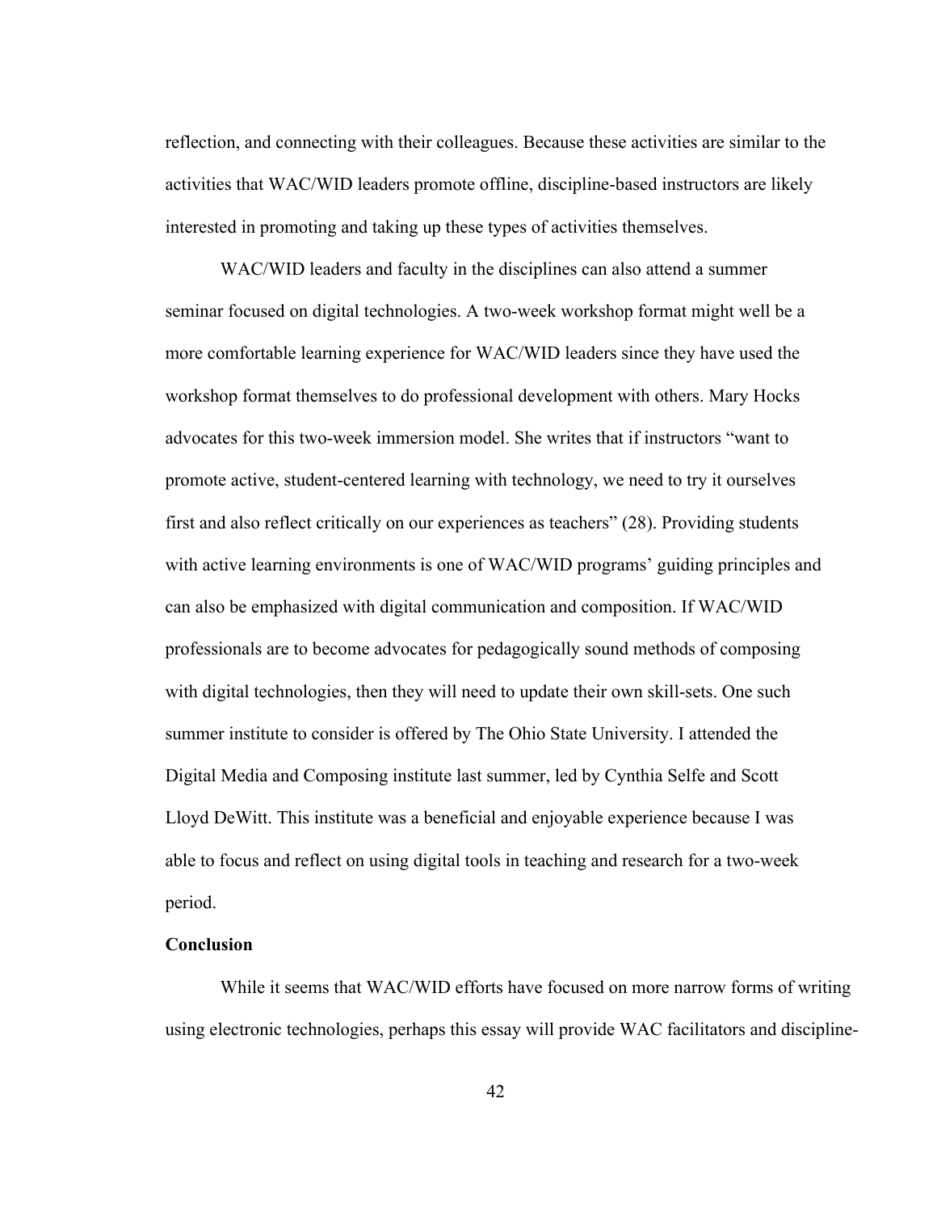reflection, and connecting with their colleagues. Because these activities are similar to the activities that WAC/WID leaders promote offline, discipline-based instructors are likely interested in promoting and taking up these types of activities themselves.

WAC/WID leaders and faculty in the disciplines can also attend a summer seminar focused on digital technologies. A two-week workshop format might well be a more comfortable learning experience for WAC/WID leaders since they have used the workshop format themselves to do professional development with others. Mary Hocks advocates for this two-week immersion model. She writes that if instructors "want to promote active, student-centered learning with technology, we need to try it ourselves first and also reflect critically on our experiences as teachers" (28). Providing students with active learning environments is one of WAC/WID programs' guiding principles and can also be emphasized with digital communication and composition. If WAC/WID professionals are to become advocates for pedagogically sound methods of composing with digital technologies, then they will need to update their own skill-sets. One such summer institute to consider is offered by The Ohio State University. I attended the Digital Media and Composing institute last summer, led by Cynthia Selfe and Scott Lloyd DeWitt. This institute was a beneficial and enjoyable experience because I was able to focus and reflect on using digital tools in teaching and research for a two-week period.

**Conclusion**

While it seems that WAC/WID efforts have focused on more narrow forms of writing using electronic technologies, perhaps this essay will provide WAC facilitators and discipline-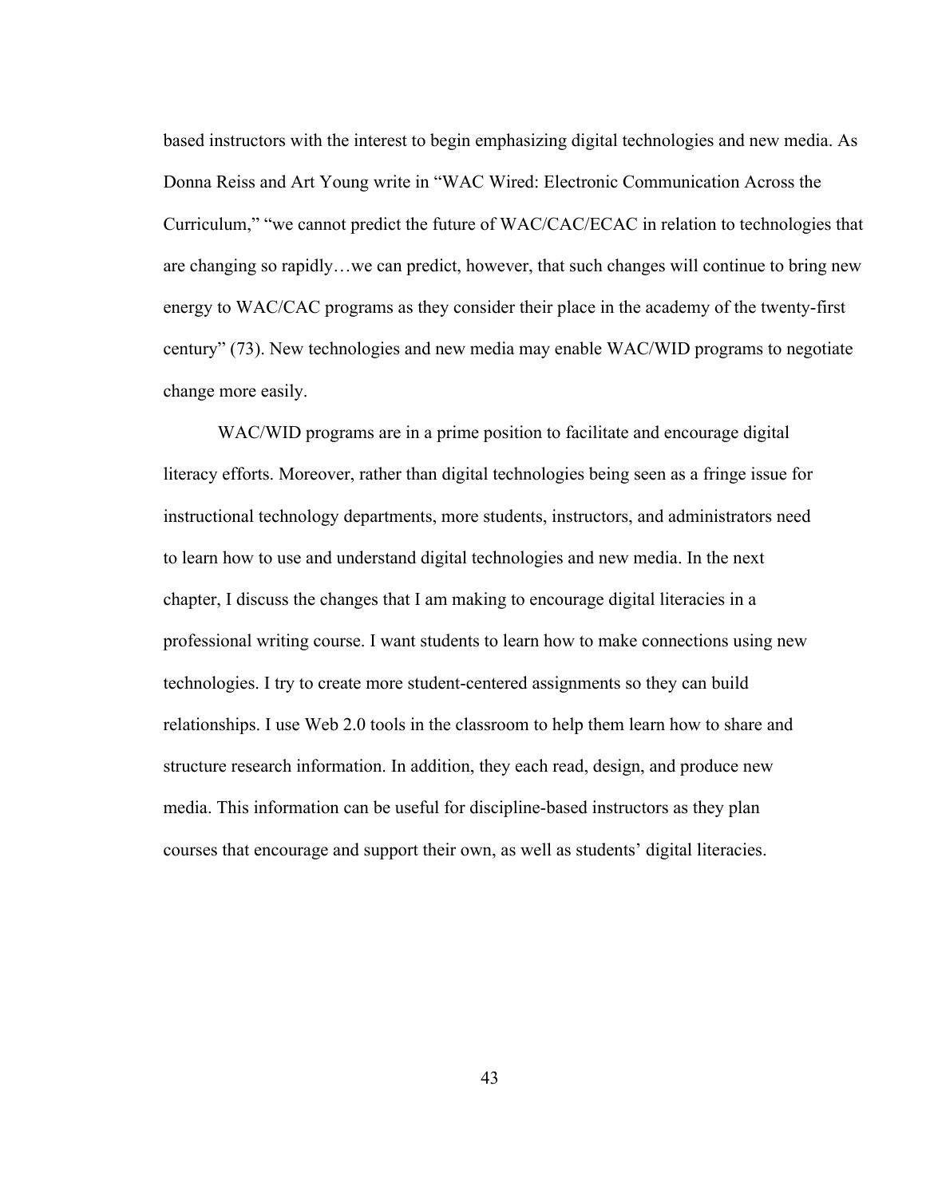based instructors with the interest to begin emphasizing digital technologies and new media. As Donna Reiss and Art Young write in “WAC Wired: Electronic Communication Across the Curriculum,” “we cannot predict the future of WAC/CAC/ECAC in relation to technologies that are changing so rapidly…we can predict, however, that such changes will continue to bring new energy to WAC/CAC programs as they consider their place in the academy of the twenty-first century” (73). New technologies and new media may enable WAC/WID programs to negotiate change more easily.

WAC/WID programs are in a prime position to facilitate and encourage digital literacy efforts. Moreover, rather than digital technologies being seen as a fringe issue for instructional technology departments, more students, instructors, and administrators need to learn how to use and understand digital technologies and new media. In the next chapter, I discuss the changes that I am making to encourage digital literacies in a professional writing course. I want students to learn how to make connections using new technologies. I try to create more student-centered assignments so they can build relationships. I use Web 2.0 tools in the classroom to help them learn how to share and structure research information. In addition, they each read, design, and produce new media. This information can be useful for discipline-based instructors as they plan courses that encourage and support their own, as well as students’ digital literacies.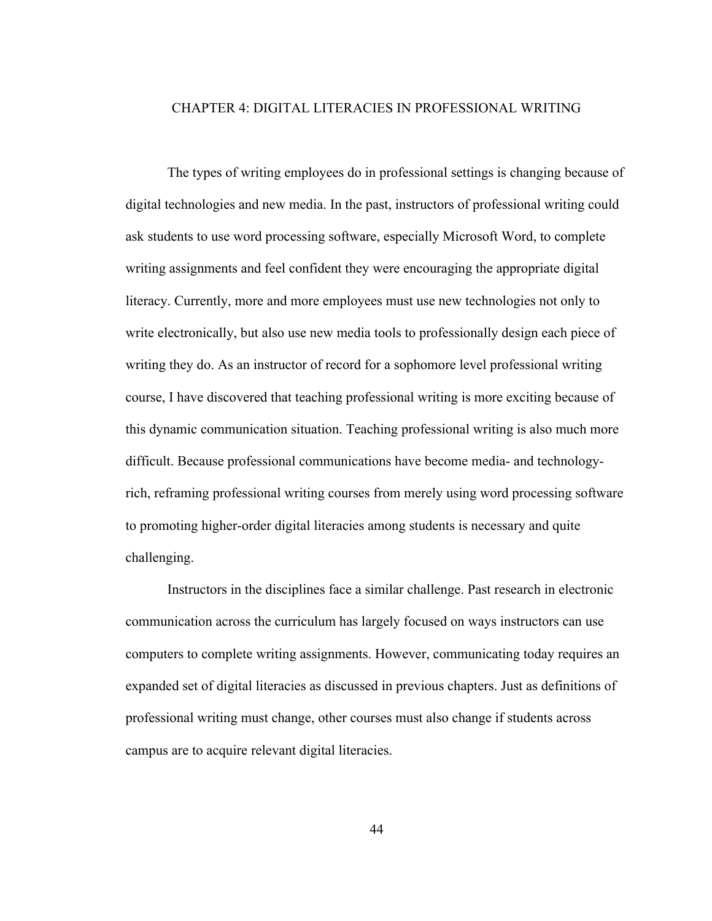# CHAPTER 4: DIGITAL LITERACIES IN PROFESSIONAL WRITING

The types of writing employees do in professional settings is changing because of digital technologies and new media. In the past, instructors of professional writing could ask students to use word processing software, especially Microsoft Word, to complete writing assignments and feel confident they were encouraging the appropriate digital literacy. Currently, more and more employees must use new technologies not only to write electronically, but also use new media tools to professionally design each piece of writing they do. As an instructor of record for a sophomore level professional writing course, I have discovered that teaching professional writing is more exciting because of this dynamic communication situation. Teaching professional writing is also much more difficult. Because professional communications have become media- and technology-rich, reframing professional writing courses from merely using word processing software to promoting higher-order digital literacies among students is necessary and quite challenging.

Instructors in the disciplines face a similar challenge. Past research in electronic communication across the curriculum has largely focused on ways instructors can use computers to complete writing assignments. However, communicating today requires an expanded set of digital literacies as discussed in previous chapters. Just as definitions of professional writing must change, other courses must also change if students across campus are to acquire relevant digital literacies.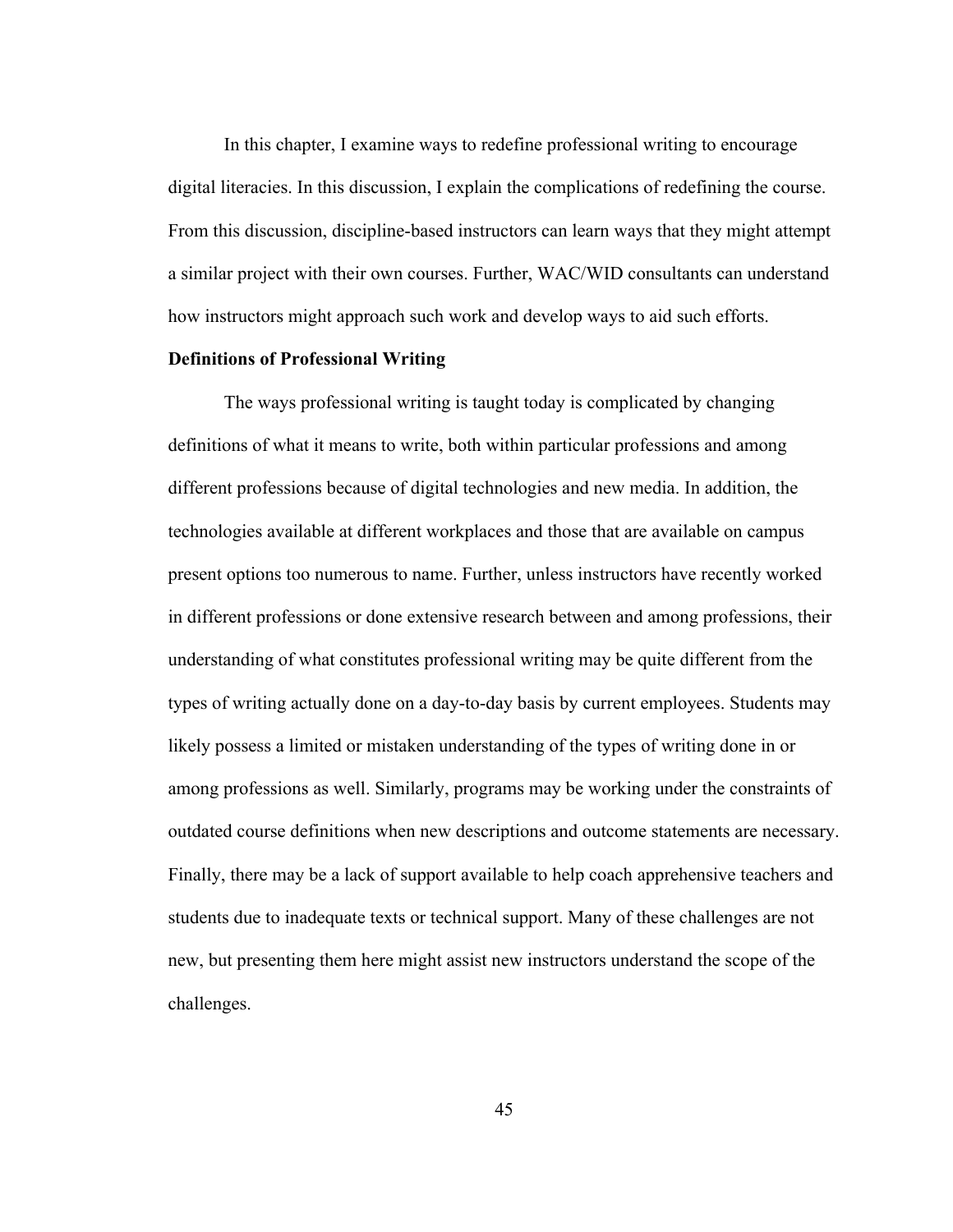In this chapter, I examine ways to redefine professional writing to encourage digital literacies. In this discussion, I explain the complications of redefining the course. From this discussion, discipline-based instructors can learn ways that they might attempt a similar project with their own courses. Further, WAC/WID consultants can understand how instructors might approach such work and develop ways to aid such efforts.

**Definitions of Professional Writing**

The ways professional writing is taught today is complicated by changing definitions of what it means to write, both within particular professions and among different professions because of digital technologies and new media. In addition, the technologies available at different workplaces and those that are available on campus present options too numerous to name. Further, unless instructors have recently worked in different professions or done extensive research between and among professions, their understanding of what constitutes professional writing may be quite different from the types of writing actually done on a day-to-day basis by current employees. Students may likely possess a limited or mistaken understanding of the types of writing done in or among professions as well. Similarly, programs may be working under the constraints of outdated course definitions when new descriptions and outcome statements are necessary. Finally, there may be a lack of support available to help coach apprehensive teachers and students due to inadequate texts or technical support. Many of these challenges are not new, but presenting them here might assist new instructors understand the scope of the challenges.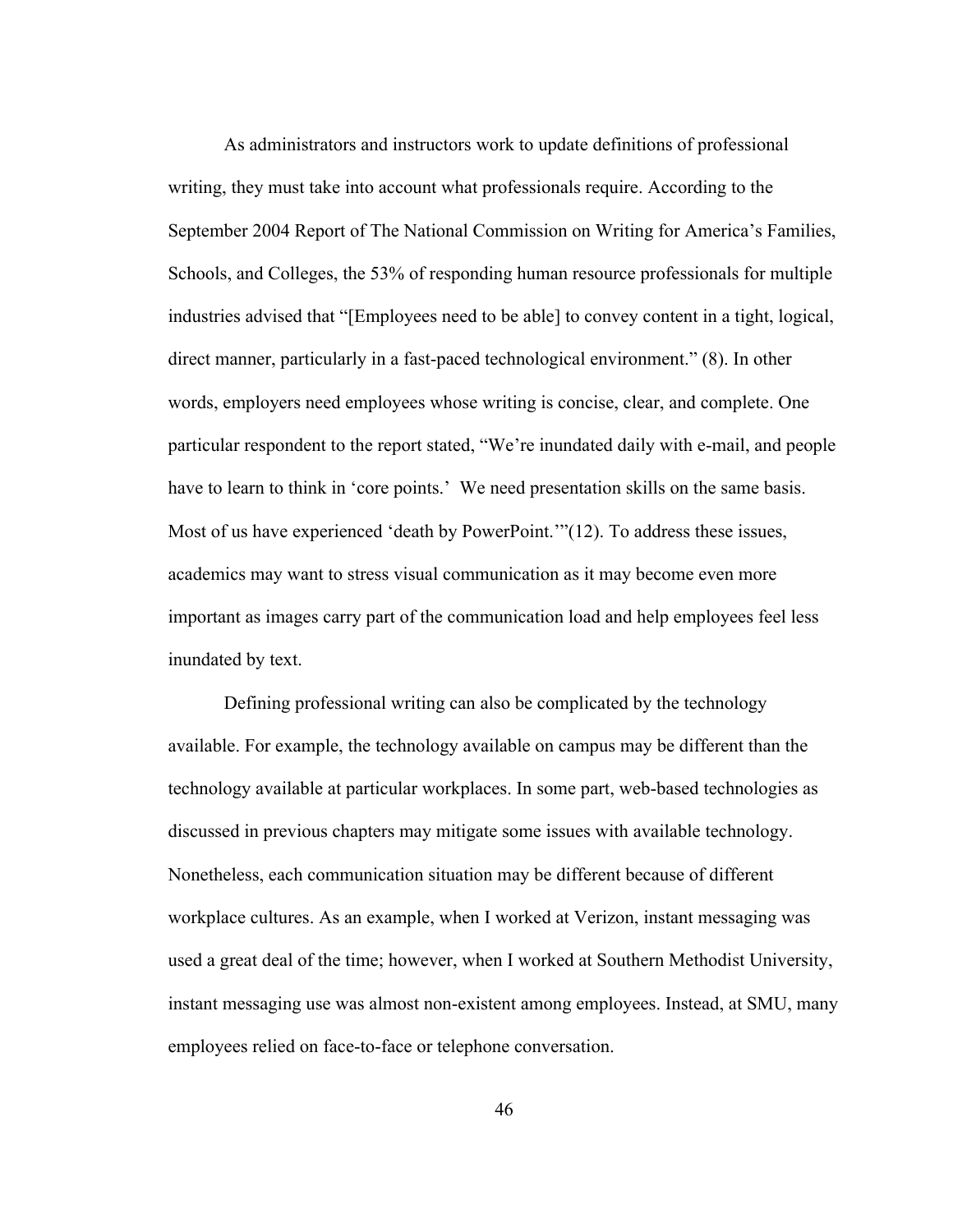As administrators and instructors work to update definitions of professional writing, they must take into account what professionals require. According to the September 2004 Report of The National Commission on Writing for America's Families, Schools, and Colleges, the 53% of responding human resource professionals for multiple industries advised that "[Employees need to be able] to convey content in a tight, logical, direct manner, particularly in a fast-paced technological environment." (8). In other words, employers need employees whose writing is concise, clear, and complete. One particular respondent to the report stated, "We're inundated daily with e-mail, and people have to learn to think in 'core points.' We need presentation skills on the same basis. Most of us have experienced 'death by PowerPoint.'"(12). To address these issues, academics may want to stress visual communication as it may become even more important as images carry part of the communication load and help employees feel less inundated by text.

Defining professional writing can also be complicated by the technology available. For example, the technology available on campus may be different than the technology available at particular workplaces. In some part, web-based technologies as discussed in previous chapters may mitigate some issues with available technology. Nonetheless, each communication situation may be different because of different workplace cultures. As an example, when I worked at Verizon, instant messaging was used a great deal of the time; however, when I worked at Southern Methodist University, instant messaging use was almost non-existent among employees. Instead, at SMU, many employees relied on face-to-face or telephone conversation.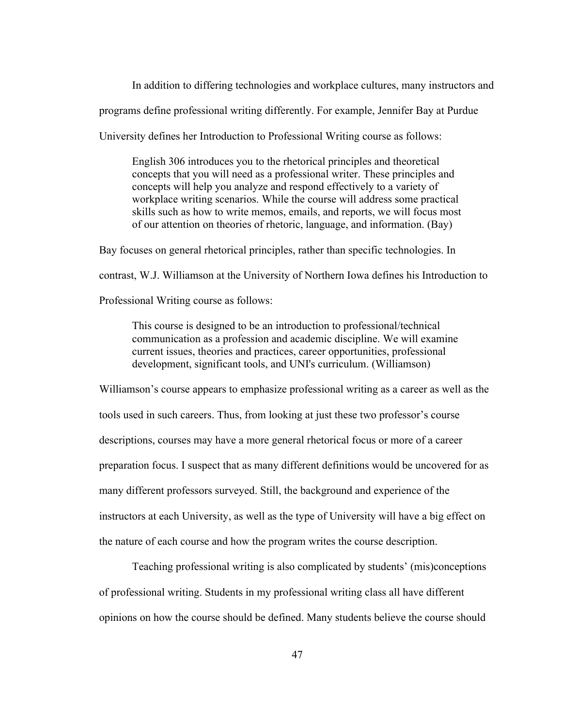In addition to differing technologies and workplace cultures, many instructors and programs define professional writing differently. For example, Jennifer Bay at Purdue University defines her Introduction to Professional Writing course as follows:

> English 306 introduces you to the rhetorical principles and theoretical concepts that you will need as a professional writer. These principles and concepts will help you analyze and respond effectively to a variety of workplace writing scenarios. While the course will address some practical skills such as how to write memos, emails, and reports, we will focus most of our attention on theories of rhetoric, language, and information. (Bay)

Bay focuses on general rhetorical principles, rather than specific technologies. In contrast, W.J. Williamson at the University of Northern Iowa defines his Introduction to Professional Writing course as follows:

> This course is designed to be an introduction to professional/technical communication as a profession and academic discipline. We will examine current issues, theories and practices, career opportunities, professional development, significant tools, and UNI's curriculum. (Williamson)

Williamson's course appears to emphasize professional writing as a career as well as the tools used in such careers. Thus, from looking at just these two professor's course descriptions, courses may have a more general rhetorical focus or more of a career preparation focus. I suspect that as many different definitions would be uncovered for as many different professors surveyed. Still, the background and experience of the instructors at each University, as well as the type of University will have a big effect on the nature of each course and how the program writes the course description.

Teaching professional writing is also complicated by students' (mis)conceptions of professional writing. Students in my professional writing class all have different opinions on how the course should be defined. Many students believe the course should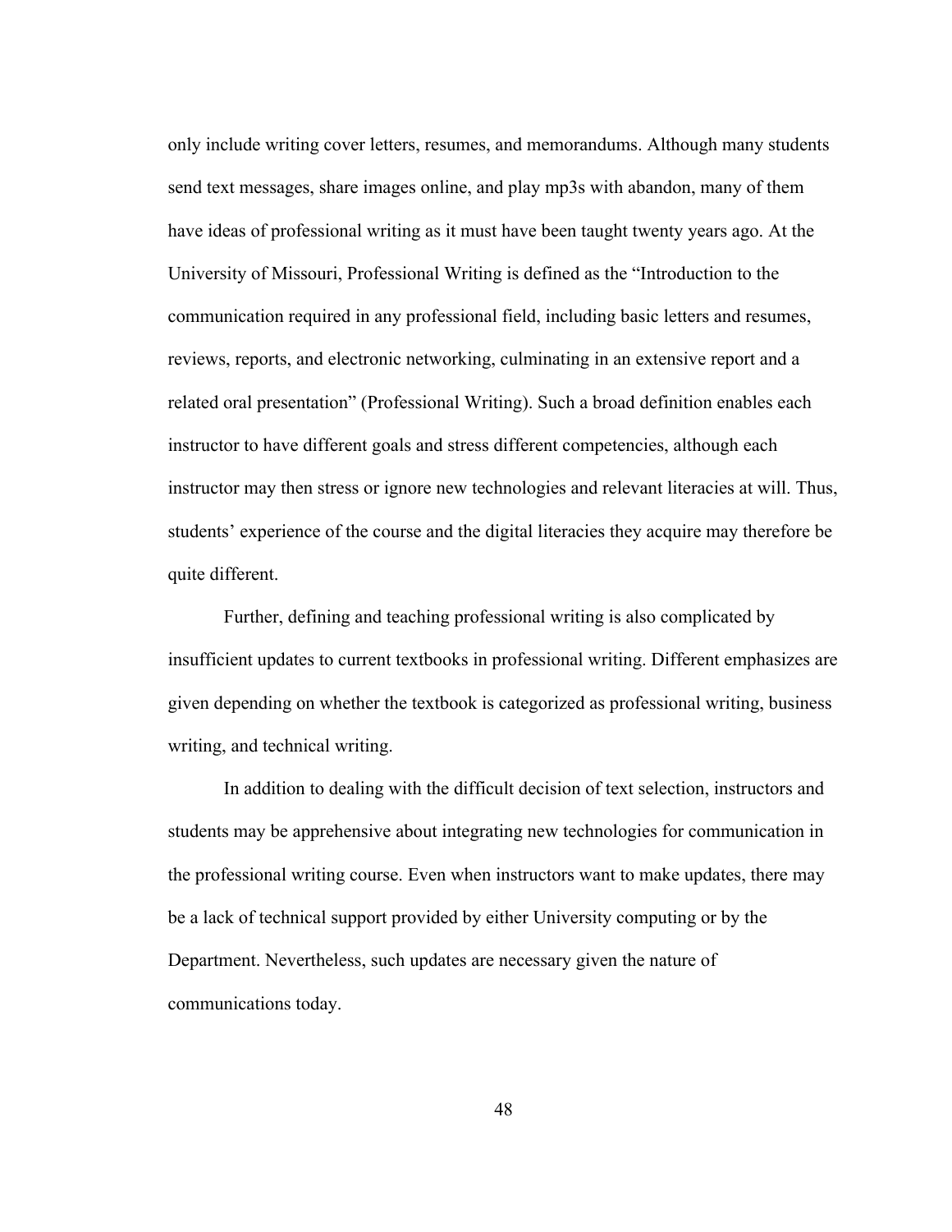only include writing cover letters, resumes, and memorandums. Although many students send text messages, share images online, and play mp3s with abandon, many of them have ideas of professional writing as it must have been taught twenty years ago. At the University of Missouri, Professional Writing is defined as the "Introduction to the communication required in any professional field, including basic letters and resumes, reviews, reports, and electronic networking, culminating in an extensive report and a related oral presentation" (Professional Writing). Such a broad definition enables each instructor to have different goals and stress different competencies, although each instructor may then stress or ignore new technologies and relevant literacies at will. Thus, students' experience of the course and the digital literacies they acquire may therefore be quite different.

Further, defining and teaching professional writing is also complicated by insufficient updates to current textbooks in professional writing. Different emphasizes are given depending on whether the textbook is categorized as professional writing, business writing, and technical writing.

In addition to dealing with the difficult decision of text selection, instructors and students may be apprehensive about integrating new technologies for communication in the professional writing course. Even when instructors want to make updates, there may be a lack of technical support provided by either University computing or by the Department. Nevertheless, such updates are necessary given the nature of communications today.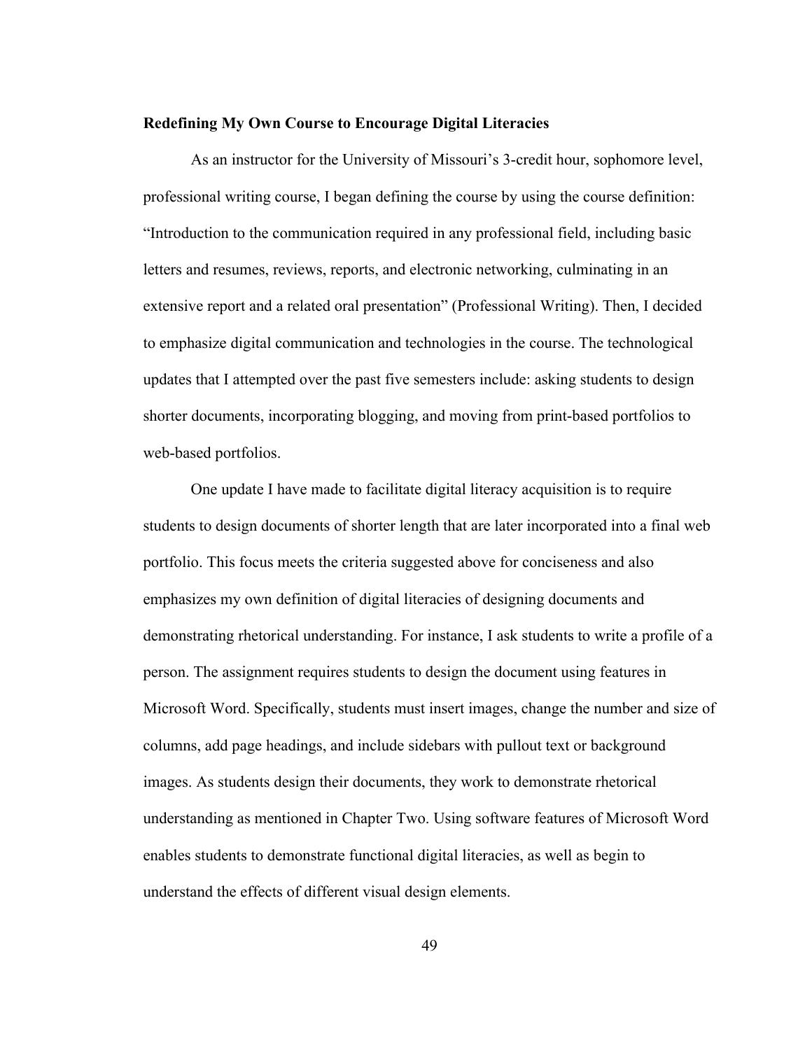**Redefining My Own Course to Encourage Digital Literacies**

As an instructor for the University of Missouri's 3-credit hour, sophomore level, professional writing course, I began defining the course by using the course definition: "Introduction to the communication required in any professional field, including basic letters and resumes, reviews, reports, and electronic networking, culminating in an extensive report and a related oral presentation" (Professional Writing). Then, I decided to emphasize digital communication and technologies in the course. The technological updates that I attempted over the past five semesters include: asking students to design shorter documents, incorporating blogging, and moving from print-based portfolios to web-based portfolios.

One update I have made to facilitate digital literacy acquisition is to require students to design documents of shorter length that are later incorporated into a final web portfolio. This focus meets the criteria suggested above for conciseness and also emphasizes my own definition of digital literacies of designing documents and demonstrating rhetorical understanding. For instance, I ask students to write a profile of a person. The assignment requires students to design the document using features in Microsoft Word. Specifically, students must insert images, change the number and size of columns, add page headings, and include sidebars with pullout text or background images. As students design their documents, they work to demonstrate rhetorical understanding as mentioned in Chapter Two. Using software features of Microsoft Word enables students to demonstrate functional digital literacies, as well as begin to understand the effects of different visual design elements.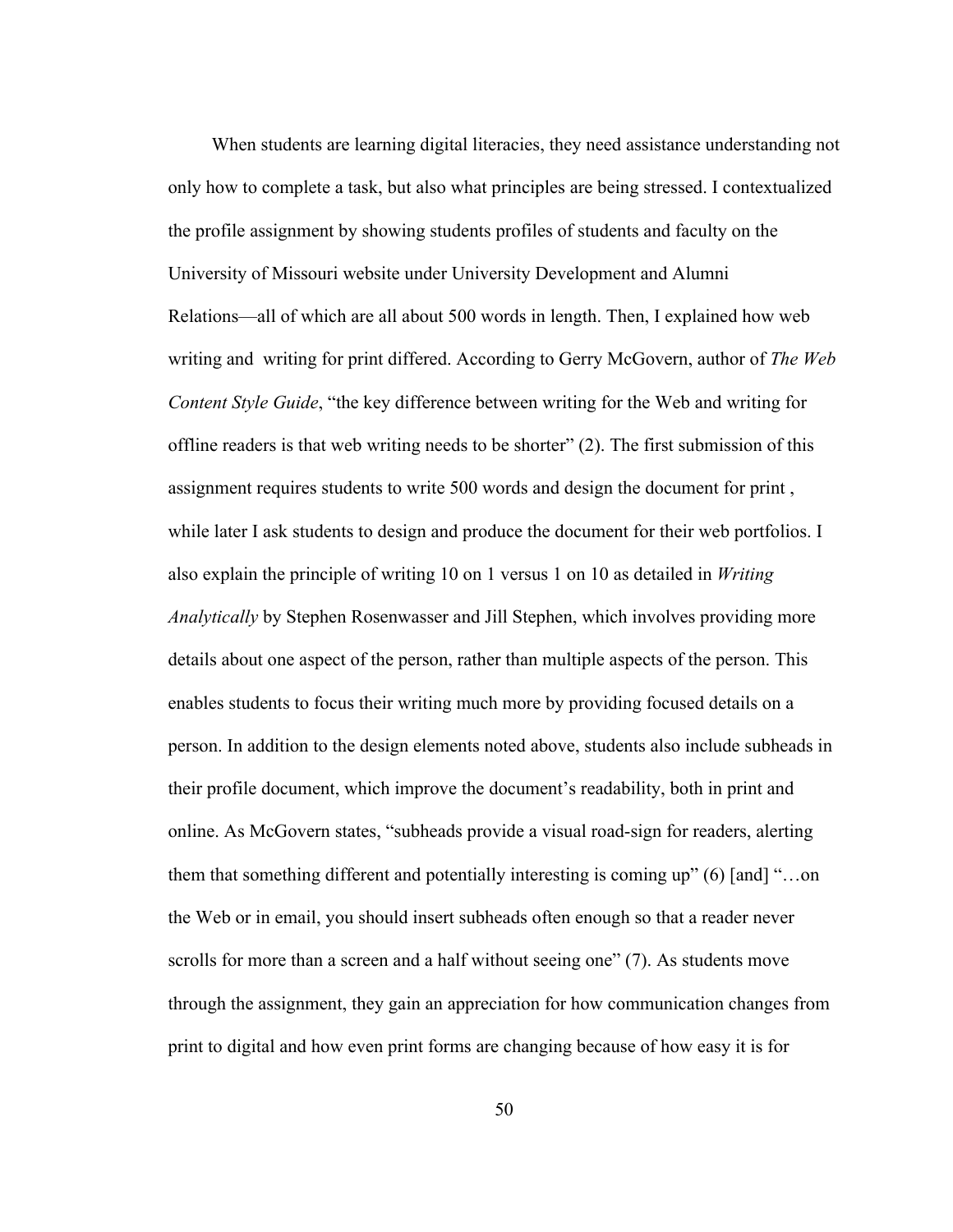When students are learning digital literacies, they need assistance understanding not only how to complete a task, but also what principles are being stressed. I contextualized the profile assignment by showing students profiles of students and faculty on the University of Missouri website under University Development and Alumni Relations—all of which are all about 500 words in length. Then, I explained how web writing and writing for print differed. According to Gerry McGovern, author of *The Web Content Style Guide*, "the key difference between writing for the Web and writing for offline readers is that web writing needs to be shorter" (2). The first submission of this assignment requires students to write 500 words and design the document for print , while later I ask students to design and produce the document for their web portfolios. I also explain the principle of writing 10 on 1 versus 1 on 10 as detailed in *Writing Analytically* by Stephen Rosenwasser and Jill Stephen, which involves providing more details about one aspect of the person, rather than multiple aspects of the person. This enables students to focus their writing much more by providing focused details on a person. In addition to the design elements noted above, students also include subheads in their profile document, which improve the document's readability, both in print and online. As McGovern states, "subheads provide a visual road-sign for readers, alerting them that something different and potentially interesting is coming up" (6) [and] "…on the Web or in email, you should insert subheads often enough so that a reader never scrolls for more than a screen and a half without seeing one" (7). As students move through the assignment, they gain an appreciation for how communication changes from print to digital and how even print forms are changing because of how easy it is for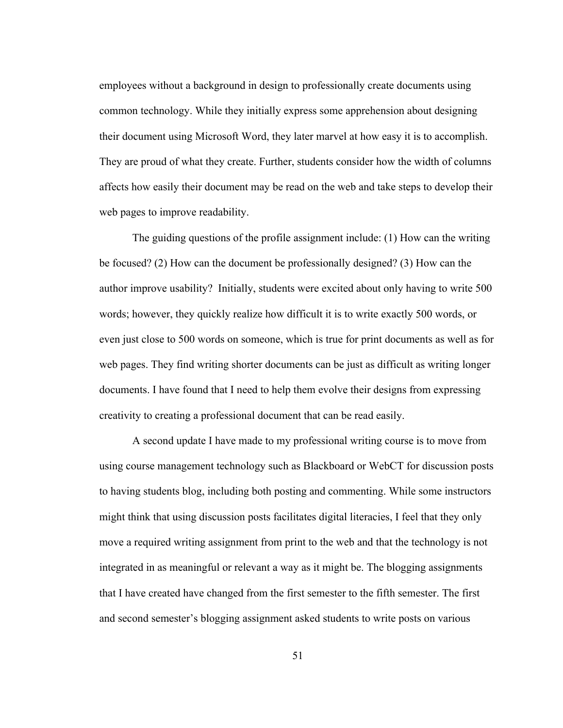employees without a background in design to professionally create documents using common technology. While they initially express some apprehension about designing their document using Microsoft Word, they later marvel at how easy it is to accomplish. They are proud of what they create. Further, students consider how the width of columns affects how easily their document may be read on the web and take steps to develop their web pages to improve readability.

The guiding questions of the profile assignment include: (1) How can the writing be focused? (2) How can the document be professionally designed? (3) How can the author improve usability? Initially, students were excited about only having to write 500 words; however, they quickly realize how difficult it is to write exactly 500 words, or even just close to 500 words on someone, which is true for print documents as well as for web pages. They find writing shorter documents can be just as difficult as writing longer documents. I have found that I need to help them evolve their designs from expressing creativity to creating a professional document that can be read easily.

A second update I have made to my professional writing course is to move from using course management technology such as Blackboard or WebCT for discussion posts to having students blog, including both posting and commenting. While some instructors might think that using discussion posts facilitates digital literacies, I feel that they only move a required writing assignment from print to the web and that the technology is not integrated in as meaningful or relevant a way as it might be. The blogging assignments that I have created have changed from the first semester to the fifth semester. The first and second semester's blogging assignment asked students to write posts on various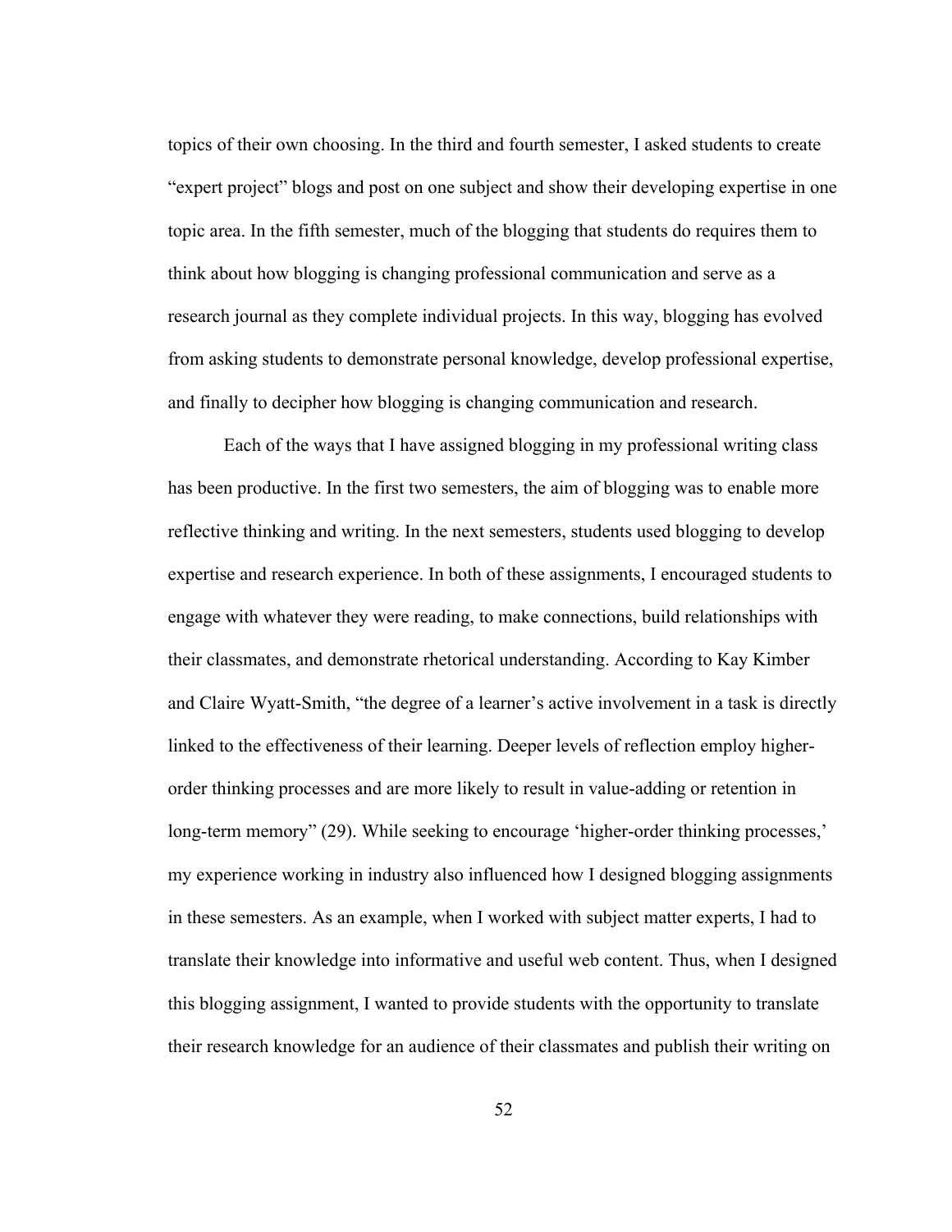topics of their own choosing. In the third and fourth semester, I asked students to create "expert project" blogs and post on one subject and show their developing expertise in one topic area. In the fifth semester, much of the blogging that students do requires them to think about how blogging is changing professional communication and serve as a research journal as they complete individual projects. In this way, blogging has evolved from asking students to demonstrate personal knowledge, develop professional expertise, and finally to decipher how blogging is changing communication and research.

Each of the ways that I have assigned blogging in my professional writing class has been productive. In the first two semesters, the aim of blogging was to enable more reflective thinking and writing. In the next semesters, students used blogging to develop expertise and research experience. In both of these assignments, I encouraged students to engage with whatever they were reading, to make connections, build relationships with their classmates, and demonstrate rhetorical understanding. According to Kay Kimber and Claire Wyatt-Smith, "the degree of a learner's active involvement in a task is directly linked to the effectiveness of their learning. Deeper levels of reflection employ higher-order thinking processes and are more likely to result in value-adding or retention in long-term memory" (29). While seeking to encourage 'higher-order thinking processes,' my experience working in industry also influenced how I designed blogging assignments in these semesters. As an example, when I worked with subject matter experts, I had to translate their knowledge into informative and useful web content. Thus, when I designed this blogging assignment, I wanted to provide students with the opportunity to translate their research knowledge for an audience of their classmates and publish their writing on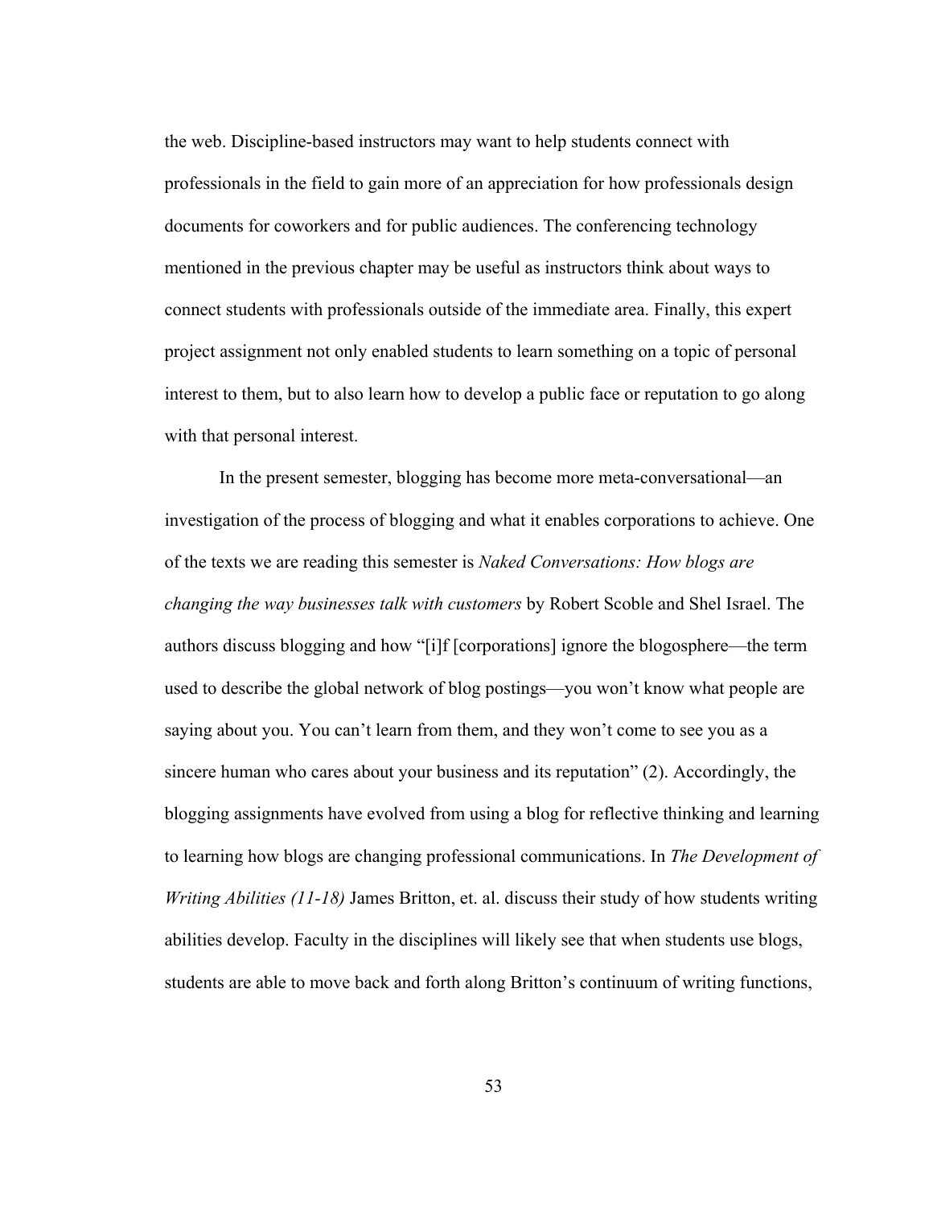the web. Discipline-based instructors may want to help students connect with professionals in the field to gain more of an appreciation for how professionals design documents for coworkers and for public audiences. The conferencing technology mentioned in the previous chapter may be useful as instructors think about ways to connect students with professionals outside of the immediate area. Finally, this expert project assignment not only enabled students to learn something on a topic of personal interest to them, but to also learn how to develop a public face or reputation to go along with that personal interest.

In the present semester, blogging has become more meta-conversational—an investigation of the process of blogging and what it enables corporations to achieve. One of the texts we are reading this semester is *Naked Conversations: How blogs are changing the way businesses talk with customers* by Robert Scoble and Shel Israel. The authors discuss blogging and how "[i]f [corporations] ignore the blogosphere—the term used to describe the global network of blog postings—you won't know what people are saying about you. You can't learn from them, and they won't come to see you as a sincere human who cares about your business and its reputation" (2). Accordingly, the blogging assignments have evolved from using a blog for reflective thinking and learning to learning how blogs are changing professional communications. In *The Development of Writing Abilities (11-18)* James Britton, et. al. discuss their study of how students writing abilities develop. Faculty in the disciplines will likely see that when students use blogs, students are able to move back and forth along Britton's continuum of writing functions,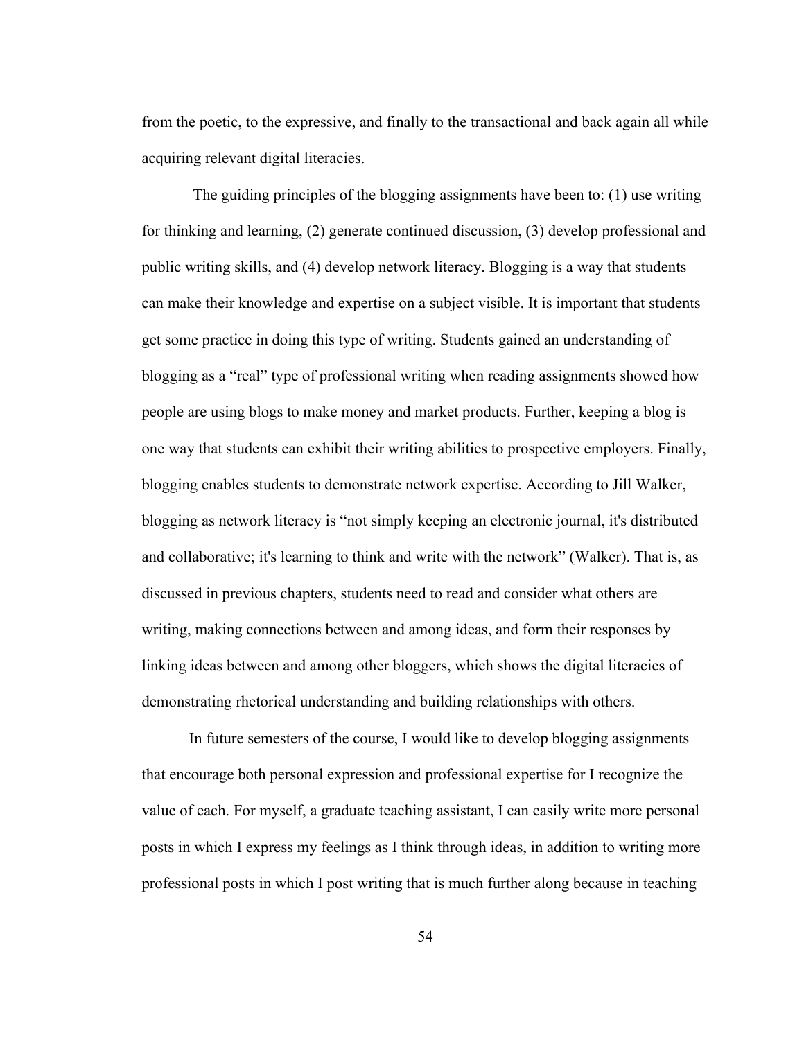from the poetic, to the expressive, and finally to the transactional and back again all while acquiring relevant digital literacies.

The guiding principles of the blogging assignments have been to: (1) use writing for thinking and learning, (2) generate continued discussion, (3) develop professional and public writing skills, and (4) develop network literacy. Blogging is a way that students can make their knowledge and expertise on a subject visible. It is important that students get some practice in doing this type of writing. Students gained an understanding of blogging as a "real" type of professional writing when reading assignments showed how people are using blogs to make money and market products. Further, keeping a blog is one way that students can exhibit their writing abilities to prospective employers. Finally, blogging enables students to demonstrate network expertise. According to Jill Walker, blogging as network literacy is "not simply keeping an electronic journal, it's distributed and collaborative; it's learning to think and write with the network" (Walker). That is, as discussed in previous chapters, students need to read and consider what others are writing, making connections between and among ideas, and form their responses by linking ideas between and among other bloggers, which shows the digital literacies of demonstrating rhetorical understanding and building relationships with others.

In future semesters of the course, I would like to develop blogging assignments that encourage both personal expression and professional expertise for I recognize the value of each. For myself, a graduate teaching assistant, I can easily write more personal posts in which I express my feelings as I think through ideas, in addition to writing more professional posts in which I post writing that is much further along because in teaching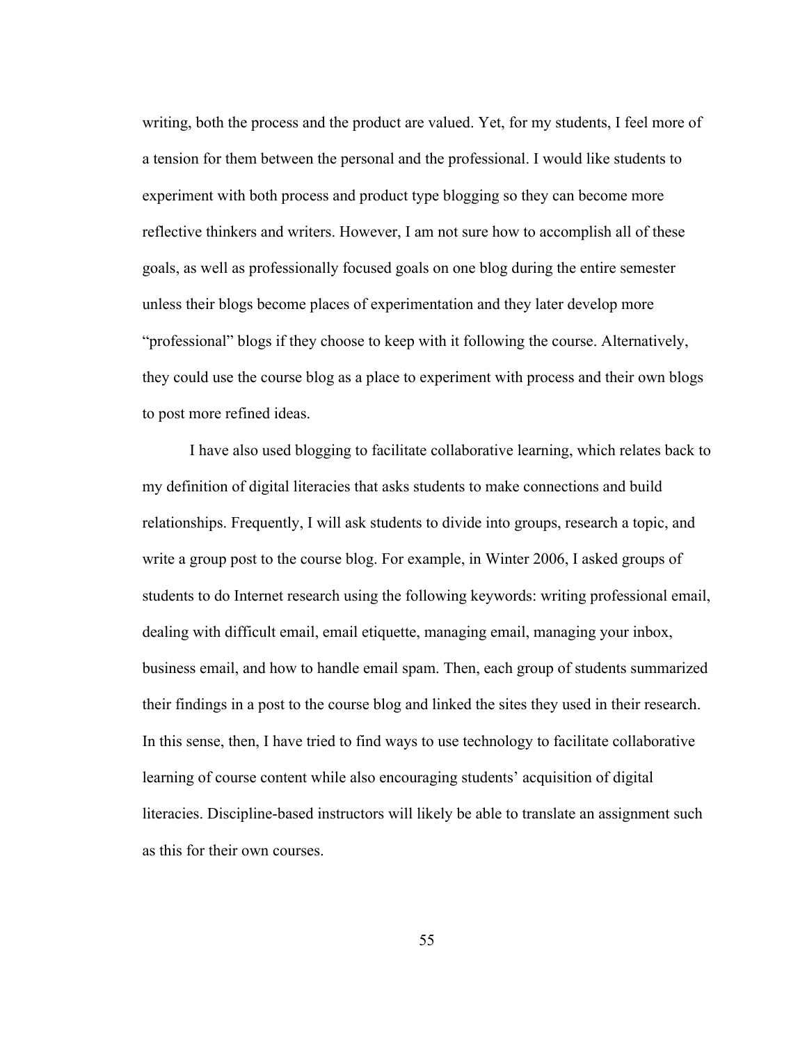writing, both the process and the product are valued. Yet, for my students, I feel more of a tension for them between the personal and the professional. I would like students to experiment with both process and product type blogging so they can become more reflective thinkers and writers. However, I am not sure how to accomplish all of these goals, as well as professionally focused goals on one blog during the entire semester unless their blogs become places of experimentation and they later develop more "professional" blogs if they choose to keep with it following the course. Alternatively, they could use the course blog as a place to experiment with process and their own blogs to post more refined ideas.

I have also used blogging to facilitate collaborative learning, which relates back to my definition of digital literacies that asks students to make connections and build relationships. Frequently, I will ask students to divide into groups, research a topic, and write a group post to the course blog. For example, in Winter 2006, I asked groups of students to do Internet research using the following keywords: writing professional email, dealing with difficult email, email etiquette, managing email, managing your inbox, business email, and how to handle email spam. Then, each group of students summarized their findings in a post to the course blog and linked the sites they used in their research. In this sense, then, I have tried to find ways to use technology to facilitate collaborative learning of course content while also encouraging students' acquisition of digital literacies. Discipline-based instructors will likely be able to translate an assignment such as this for their own courses.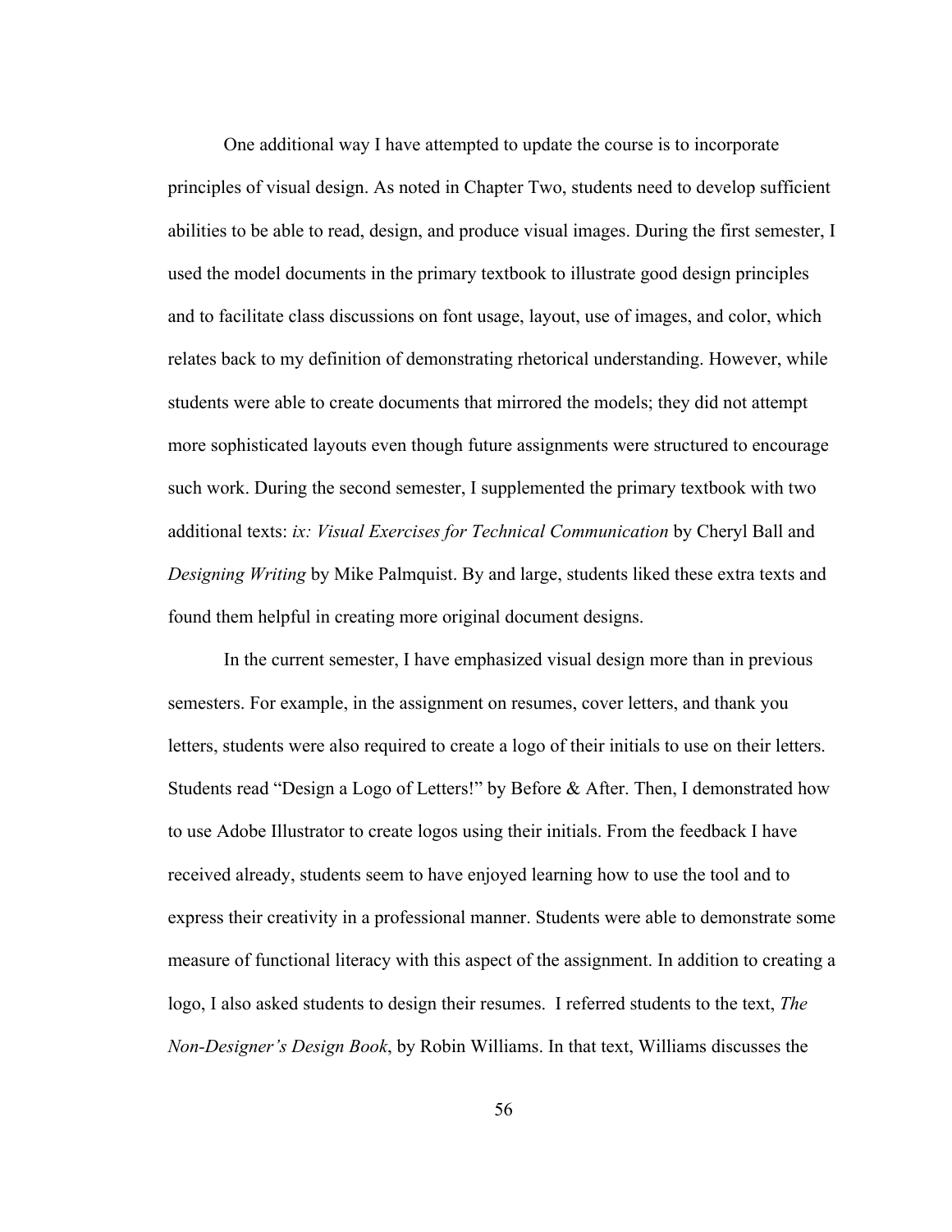One additional way I have attempted to update the course is to incorporate principles of visual design. As noted in Chapter Two, students need to develop sufficient abilities to be able to read, design, and produce visual images. During the first semester, I used the model documents in the primary textbook to illustrate good design principles and to facilitate class discussions on font usage, layout, use of images, and color, which relates back to my definition of demonstrating rhetorical understanding. However, while students were able to create documents that mirrored the models; they did not attempt more sophisticated layouts even though future assignments were structured to encourage such work. During the second semester, I supplemented the primary textbook with two additional texts: *ix: Visual Exercises for Technical Communication* by Cheryl Ball and *Designing Writing* by Mike Palmquist. By and large, students liked these extra texts and found them helpful in creating more original document designs.

In the current semester, I have emphasized visual design more than in previous semesters. For example, in the assignment on resumes, cover letters, and thank you letters, students were also required to create a logo of their initials to use on their letters. Students read "Design a Logo of Letters!" by Before & After. Then, I demonstrated how to use Adobe Illustrator to create logos using their initials. From the feedback I have received already, students seem to have enjoyed learning how to use the tool and to express their creativity in a professional manner. Students were able to demonstrate some measure of functional literacy with this aspect of the assignment. In addition to creating a logo, I also asked students to design their resumes. I referred students to the text, *The Non-Designer's Design Book*, by Robin Williams. In that text, Williams discusses the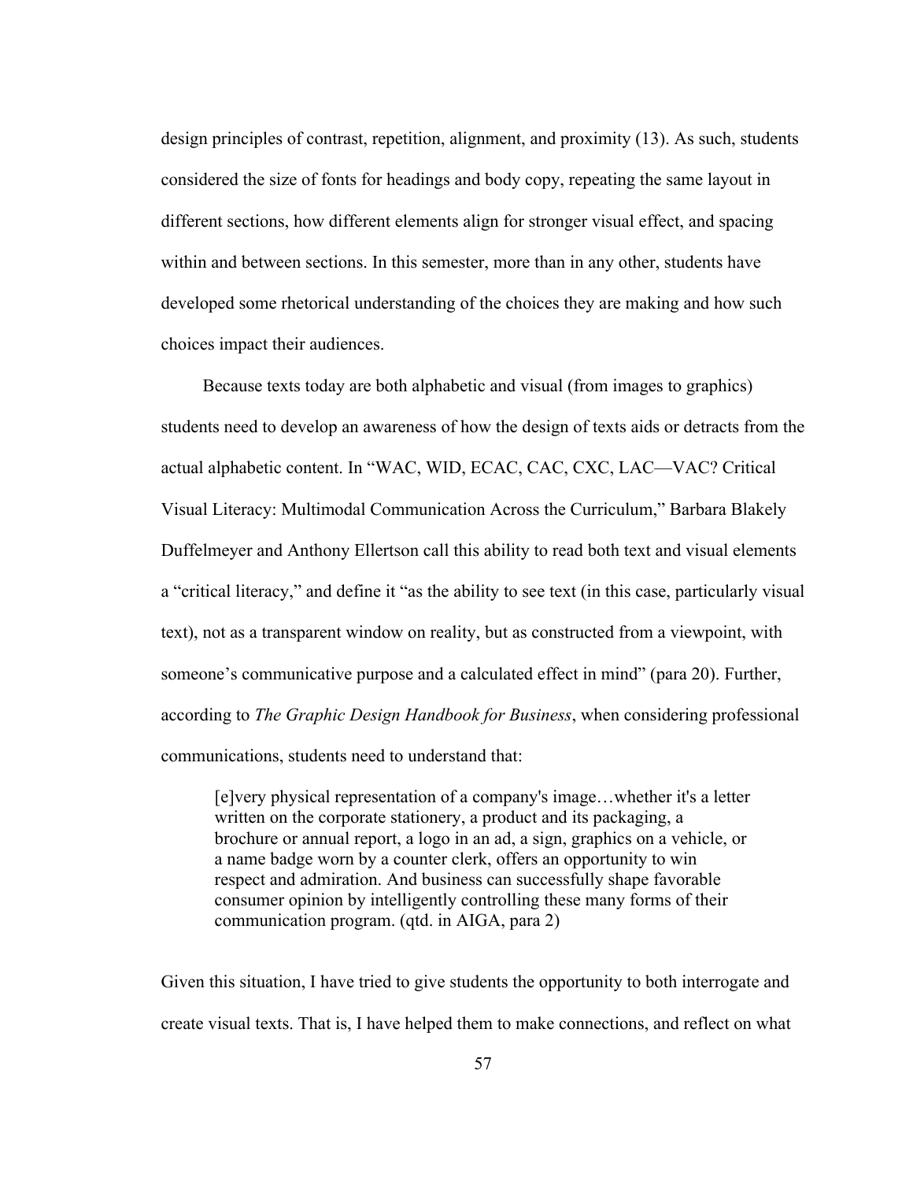design principles of contrast, repetition, alignment, and proximity (13). As such, students considered the size of fonts for headings and body copy, repeating the same layout in different sections, how different elements align for stronger visual effect, and spacing within and between sections. In this semester, more than in any other, students have developed some rhetorical understanding of the choices they are making and how such choices impact their audiences.

Because texts today are both alphabetic and visual (from images to graphics) students need to develop an awareness of how the design of texts aids or detracts from the actual alphabetic content. In "WAC, WID, ECAC, CAC, CXC, LAC—VAC? Critical Visual Literacy: Multimodal Communication Across the Curriculum," Barbara Blakely Duffelmeyer and Anthony Ellertson call this ability to read both text and visual elements a "critical literacy," and define it "as the ability to see text (in this case, particularly visual text), not as a transparent window on reality, but as constructed from a viewpoint, with someone's communicative purpose and a calculated effect in mind" (para 20). Further, according to *The Graphic Design Handbook for Business*, when considering professional communications, students need to understand that:

> [e]very physical representation of a company's image…whether it's a letter written on the corporate stationery, a product and its packaging, a brochure or annual report, a logo in an ad, a sign, graphics on a vehicle, or a name badge worn by a counter clerk, offers an opportunity to win respect and admiration. And business can successfully shape favorable consumer opinion by intelligently controlling these many forms of their communication program. (qtd. in AIGA, para 2)

Given this situation, I have tried to give students the opportunity to both interrogate and create visual texts. That is, I have helped them to make connections, and reflect on what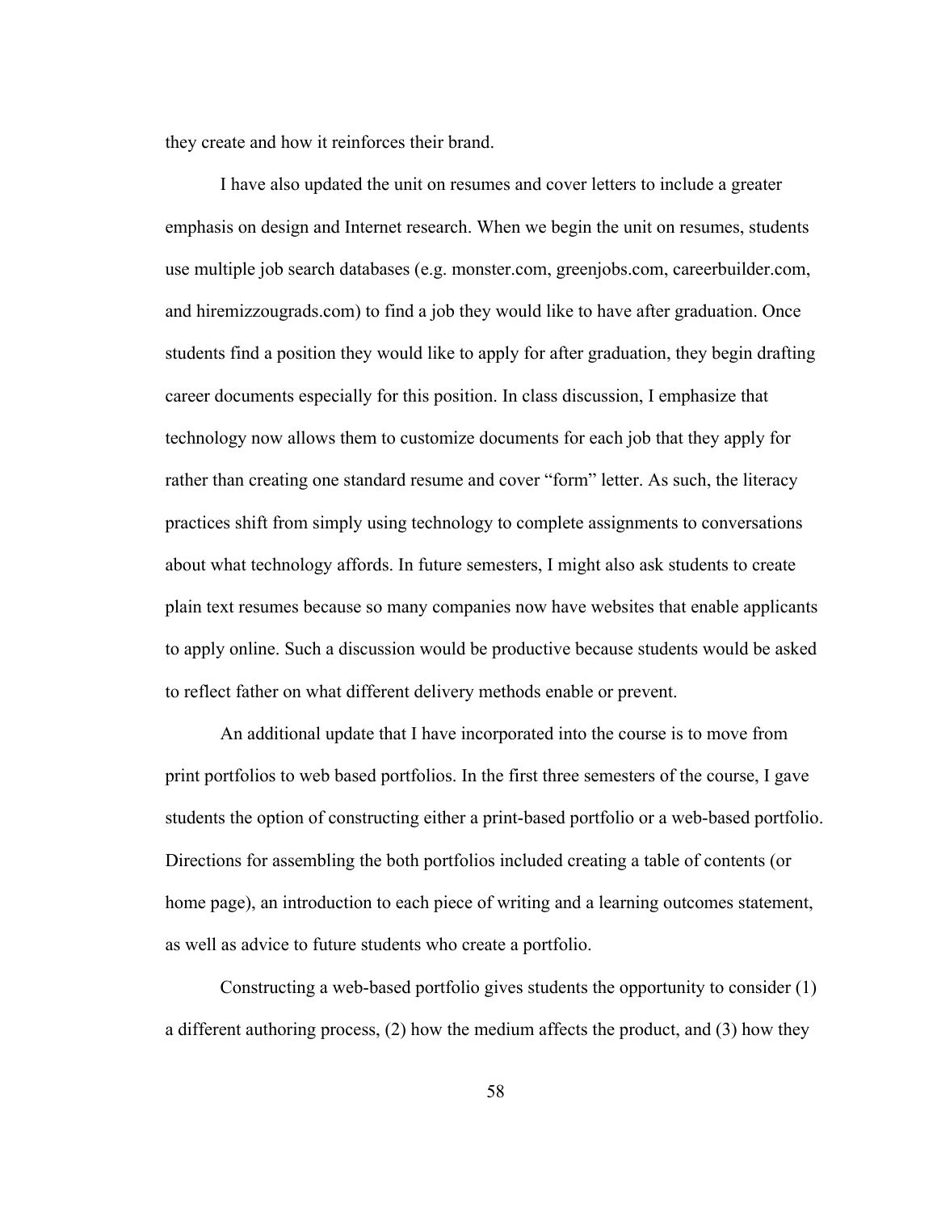they create and how it reinforces their brand.

I have also updated the unit on resumes and cover letters to include a greater emphasis on design and Internet research. When we begin the unit on resumes, students use multiple job search databases (e.g. monster.com, greenjobs.com, careerbuilder.com, and hiremizzougrads.com) to find a job they would like to have after graduation. Once students find a position they would like to apply for after graduation, they begin drafting career documents especially for this position. In class discussion, I emphasize that technology now allows them to customize documents for each job that they apply for rather than creating one standard resume and cover "form" letter. As such, the literacy practices shift from simply using technology to complete assignments to conversations about what technology affords. In future semesters, I might also ask students to create plain text resumes because so many companies now have websites that enable applicants to apply online. Such a discussion would be productive because students would be asked to reflect father on what different delivery methods enable or prevent.

An additional update that I have incorporated into the course is to move from print portfolios to web based portfolios. In the first three semesters of the course, I gave students the option of constructing either a print-based portfolio or a web-based portfolio. Directions for assembling the both portfolios included creating a table of contents (or home page), an introduction to each piece of writing and a learning outcomes statement, as well as advice to future students who create a portfolio.

Constructing a web-based portfolio gives students the opportunity to consider (1) a different authoring process, (2) how the medium affects the product, and (3) how they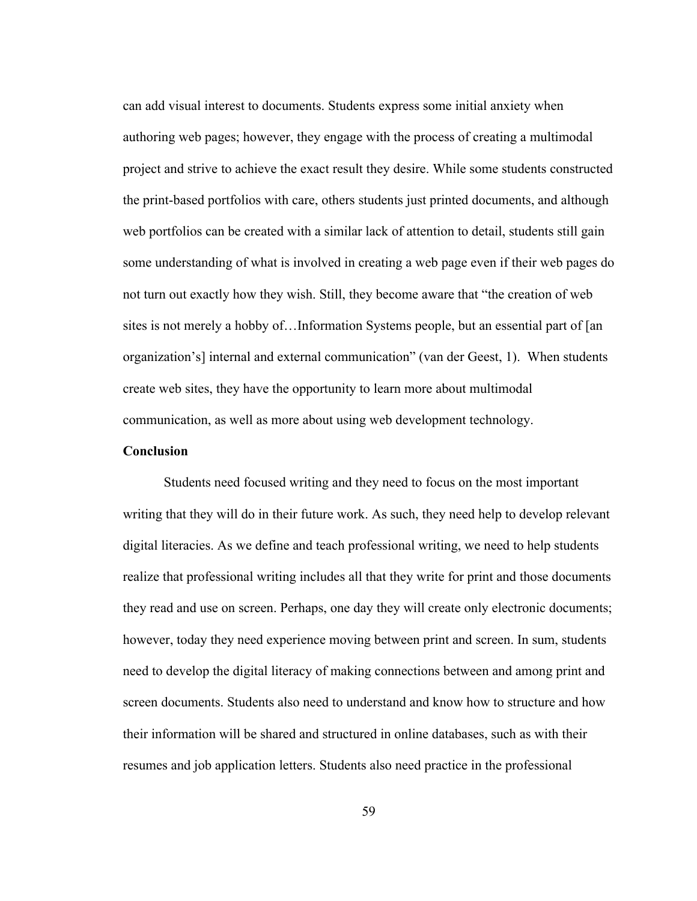can add visual interest to documents. Students express some initial anxiety when authoring web pages; however, they engage with the process of creating a multimodal project and strive to achieve the exact result they desire. While some students constructed the print-based portfolios with care, others students just printed documents, and although web portfolios can be created with a similar lack of attention to detail, students still gain some understanding of what is involved in creating a web page even if their web pages do not turn out exactly how they wish. Still, they become aware that "the creation of web sites is not merely a hobby of…Information Systems people, but an essential part of [an organization's] internal and external communication" (van der Geest, 1). When students create web sites, they have the opportunity to learn more about multimodal communication, as well as more about using web development technology.

**Conclusion**

Students need focused writing and they need to focus on the most important writing that they will do in their future work. As such, they need help to develop relevant digital literacies. As we define and teach professional writing, we need to help students realize that professional writing includes all that they write for print and those documents they read and use on screen. Perhaps, one day they will create only electronic documents; however, today they need experience moving between print and screen. In sum, students need to develop the digital literacy of making connections between and among print and screen documents. Students also need to understand and know how to structure and how their information will be shared and structured in online databases, such as with their resumes and job application letters. Students also need practice in the professional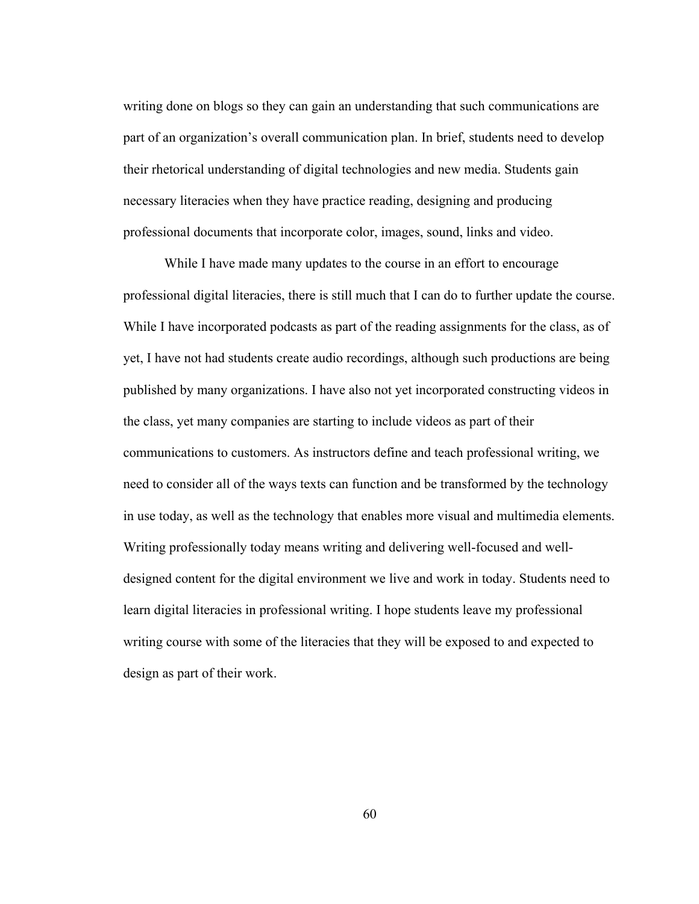writing done on blogs so they can gain an understanding that such communications are part of an organization's overall communication plan. In brief, students need to develop their rhetorical understanding of digital technologies and new media. Students gain necessary literacies when they have practice reading, designing and producing professional documents that incorporate color, images, sound, links and video.

While I have made many updates to the course in an effort to encourage professional digital literacies, there is still much that I can do to further update the course. While I have incorporated podcasts as part of the reading assignments for the class, as of yet, I have not had students create audio recordings, although such productions are being published by many organizations. I have also not yet incorporated constructing videos in the class, yet many companies are starting to include videos as part of their communications to customers. As instructors define and teach professional writing, we need to consider all of the ways texts can function and be transformed by the technology in use today, as well as the technology that enables more visual and multimedia elements. Writing professionally today means writing and delivering well-focused and well-designed content for the digital environment we live and work in today. Students need to learn digital literacies in professional writing. I hope students leave my professional writing course with some of the literacies that they will be exposed to and expected to design as part of their work.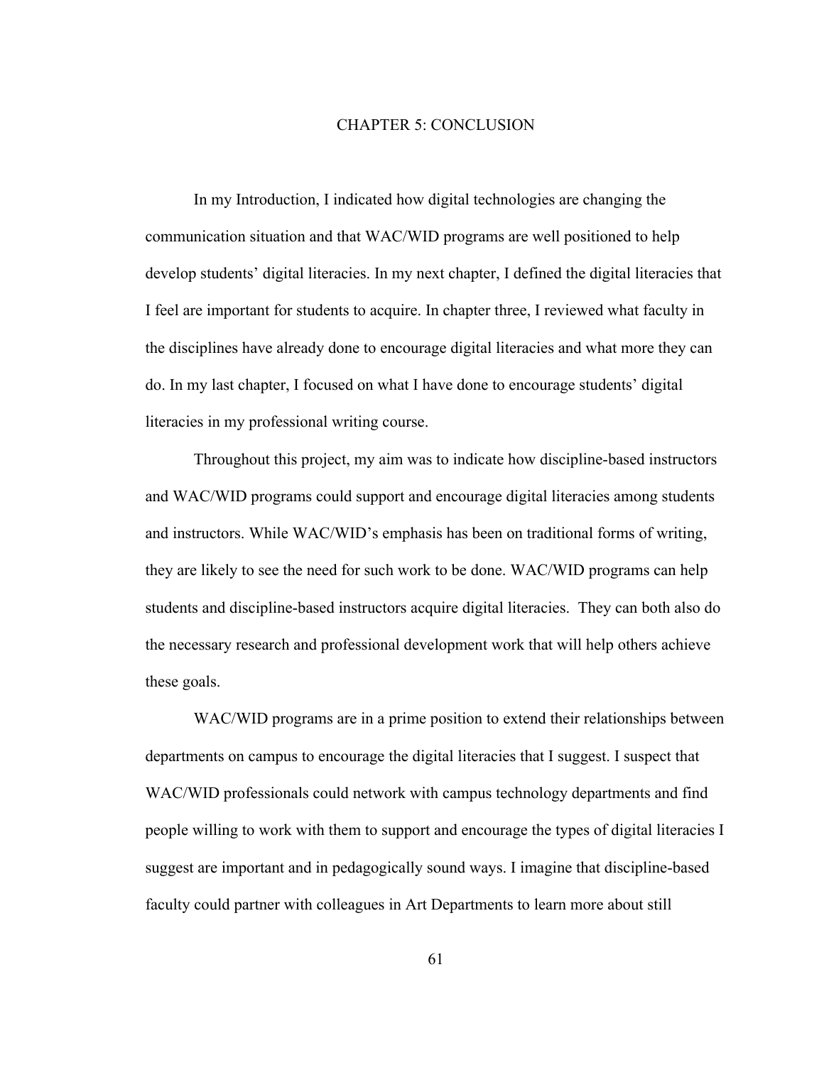# CHAPTER 5: CONCLUSION

In my Introduction, I indicated how digital technologies are changing the communication situation and that WAC/WID programs are well positioned to help develop students' digital literacies. In my next chapter, I defined the digital literacies that I feel are important for students to acquire. In chapter three, I reviewed what faculty in the disciplines have already done to encourage digital literacies and what more they can do. In my last chapter, I focused on what I have done to encourage students' digital literacies in my professional writing course.

Throughout this project, my aim was to indicate how discipline-based instructors and WAC/WID programs could support and encourage digital literacies among students and instructors. While WAC/WID's emphasis has been on traditional forms of writing, they are likely to see the need for such work to be done. WAC/WID programs can help students and discipline-based instructors acquire digital literacies. They can both also do the necessary research and professional development work that will help others achieve these goals.

WAC/WID programs are in a prime position to extend their relationships between departments on campus to encourage the digital literacies that I suggest. I suspect that WAC/WID professionals could network with campus technology departments and find people willing to work with them to support and encourage the types of digital literacies I suggest are important and in pedagogically sound ways. I imagine that discipline-based faculty could partner with colleagues in Art Departments to learn more about still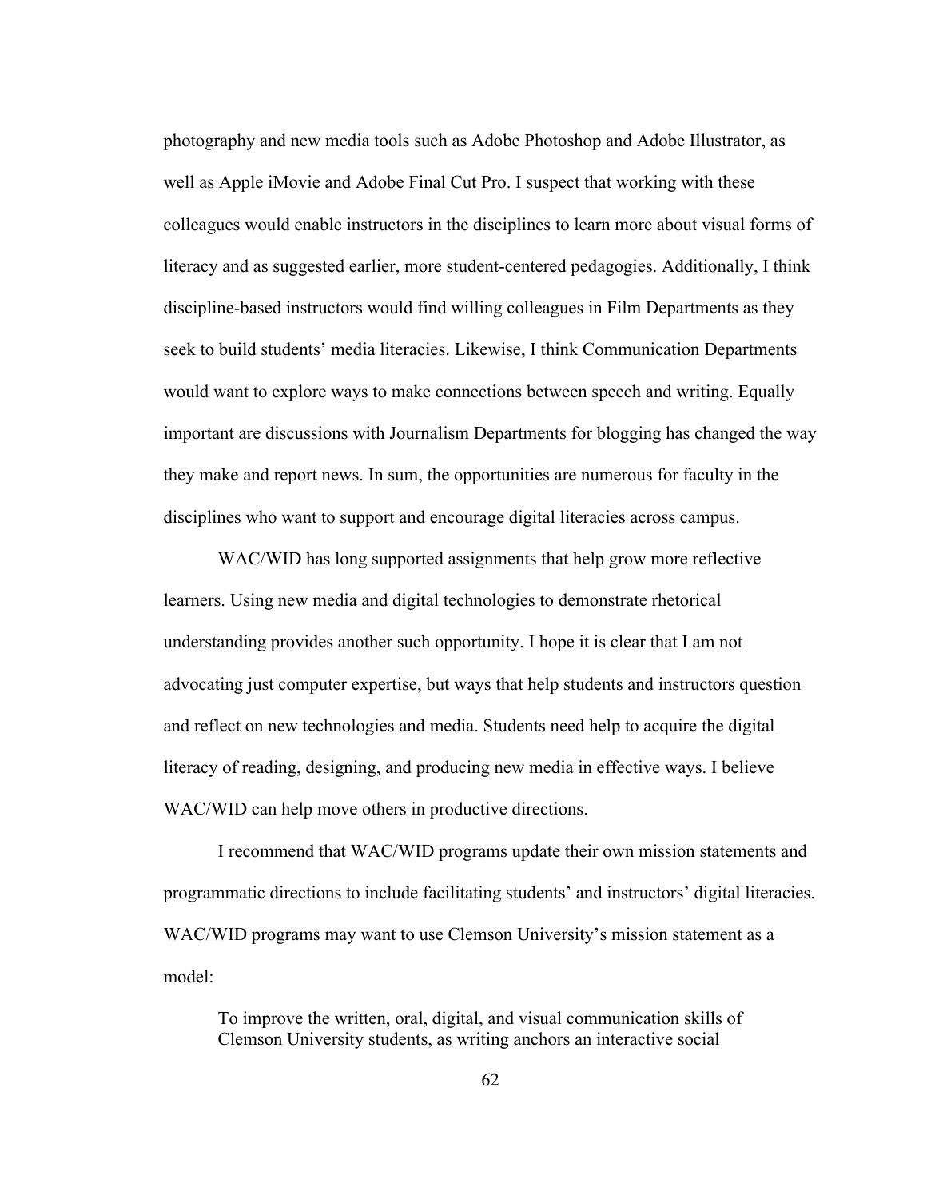photography and new media tools such as Adobe Photoshop and Adobe Illustrator, as well as Apple iMovie and Adobe Final Cut Pro. I suspect that working with these colleagues would enable instructors in the disciplines to learn more about visual forms of literacy and as suggested earlier, more student-centered pedagogies. Additionally, I think discipline-based instructors would find willing colleagues in Film Departments as they seek to build students' media literacies. Likewise, I think Communication Departments would want to explore ways to make connections between speech and writing. Equally important are discussions with Journalism Departments for blogging has changed the way they make and report news. In sum, the opportunities are numerous for faculty in the disciplines who want to support and encourage digital literacies across campus.

WAC/WID has long supported assignments that help grow more reflective learners. Using new media and digital technologies to demonstrate rhetorical understanding provides another such opportunity. I hope it is clear that I am not advocating just computer expertise, but ways that help students and instructors question and reflect on new technologies and media. Students need help to acquire the digital literacy of reading, designing, and producing new media in effective ways. I believe WAC/WID can help move others in productive directions.

I recommend that WAC/WID programs update their own mission statements and programmatic directions to include facilitating students' and instructors' digital literacies. WAC/WID programs may want to use Clemson University's mission statement as a model:

> To improve the written, oral, digital, and visual communication skills of Clemson University students, as writing anchors an interactive social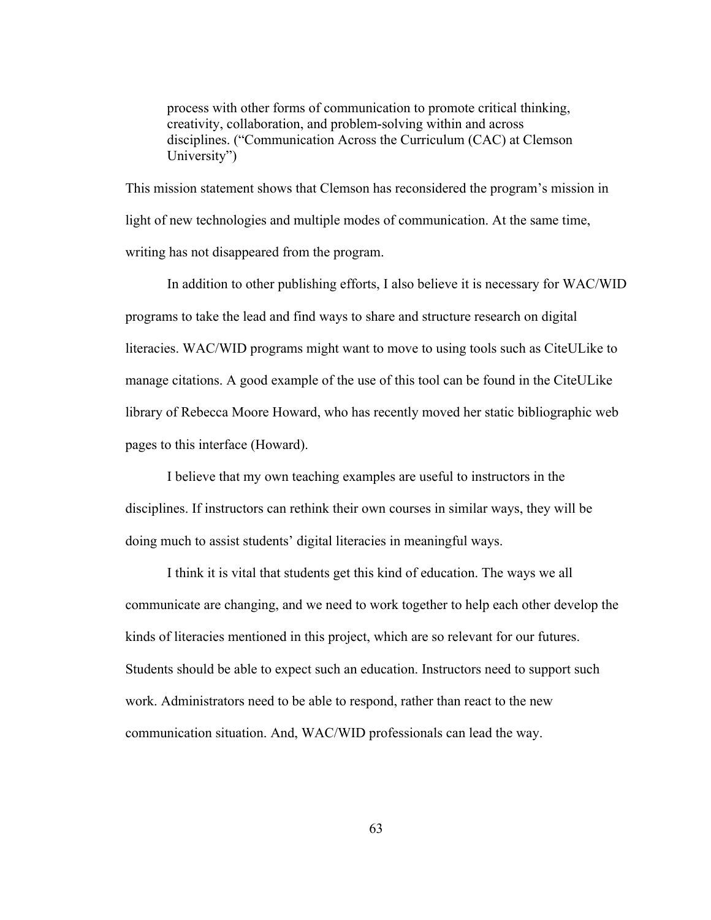> process with other forms of communication to promote critical thinking, creativity, collaboration, and problem-solving within and across disciplines. ("Communication Across the Curriculum (CAC) at Clemson University")

This mission statement shows that Clemson has reconsidered the program's mission in light of new technologies and multiple modes of communication. At the same time, writing has not disappeared from the program.

In addition to other publishing efforts, I also believe it is necessary for WAC/WID programs to take the lead and find ways to share and structure research on digital literacies. WAC/WID programs might want to move to using tools such as CiteULike to manage citations. A good example of the use of this tool can be found in the CiteULike library of Rebecca Moore Howard, who has recently moved her static bibliographic web pages to this interface (Howard).

I believe that my own teaching examples are useful to instructors in the disciplines. If instructors can rethink their own courses in similar ways, they will be doing much to assist students' digital literacies in meaningful ways.

I think it is vital that students get this kind of education. The ways we all communicate are changing, and we need to work together to help each other develop the kinds of literacies mentioned in this project, which are so relevant for our futures. Students should be able to expect such an education. Instructors need to support such work. Administrators need to be able to respond, rather than react to the new communication situation. And, WAC/WID professionals can lead the way.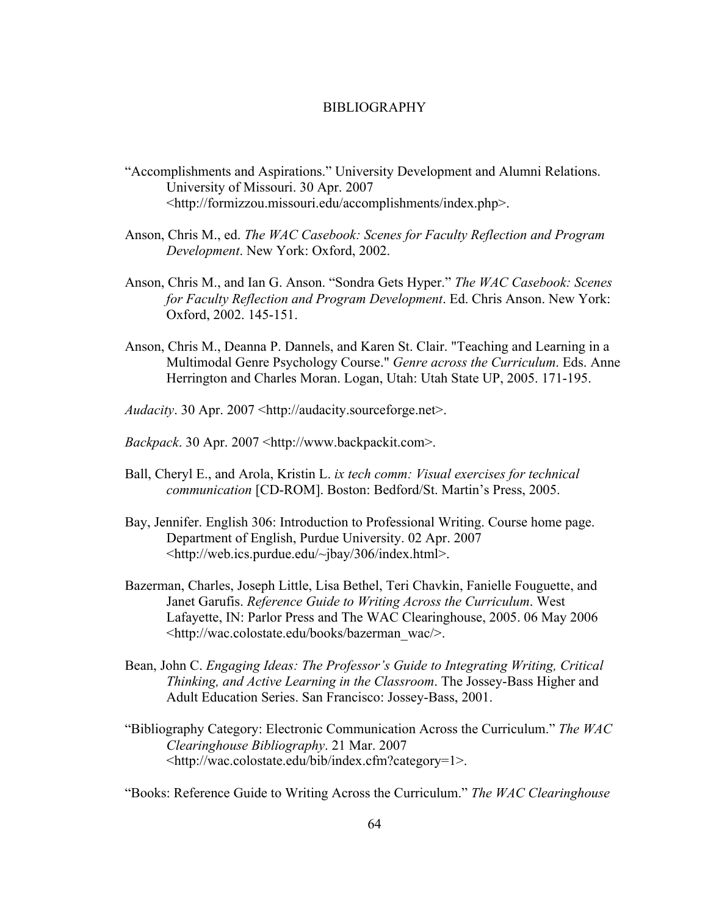# BIBLIOGRAPHY

"Accomplishments and Aspirations." University Development and Alumni Relations. University of Missouri. 30 Apr. 2007 <http://formizzou.missouri.edu/accomplishments/index.php>.

Anson, Chris M., ed. *The WAC Casebook: Scenes for Faculty Reflection and Program Development*. New York: Oxford, 2002.

Anson, Chris M., and Ian G. Anson. "Sondra Gets Hyper." *The WAC Casebook: Scenes for Faculty Reflection and Program Development*. Ed. Chris Anson. New York: Oxford, 2002. 145-151.

Anson, Chris M., Deanna P. Dannels, and Karen St. Clair. "Teaching and Learning in a Multimodal Genre Psychology Course." *Genre across the Curriculum*. Eds. Anne Herrington and Charles Moran. Logan, Utah: Utah State UP, 2005. 171-195.

*Audacity*. 30 Apr. 2007 <http://audacity.sourceforge.net>.

*Backpack*. 30 Apr. 2007 <http://www.backpackit.com>.

Ball, Cheryl E., and Arola, Kristin L. *ix tech comm: Visual exercises for technical communication* [CD-ROM]. Boston: Bedford/St. Martin's Press, 2005.

Bay, Jennifer. English 306: Introduction to Professional Writing. Course home page. Department of English, Purdue University. 02 Apr. 2007 <http://web.ics.purdue.edu/~jbay/306/index.html>.

Bazerman, Charles, Joseph Little, Lisa Bethel, Teri Chavkin, Fanielle Fouguette, and Janet Garufis. *Reference Guide to Writing Across the Curriculum*. West Lafayette, IN: Parlor Press and The WAC Clearinghouse, 2005. 06 May 2006 <http://wac.colostate.edu/books/bazerman_wac/>.

Bean, John C. *Engaging Ideas: The Professor's Guide to Integrating Writing, Critical Thinking, and Active Learning in the Classroom*. The Jossey-Bass Higher and Adult Education Series. San Francisco: Jossey-Bass, 2001.

"Bibliography Category: Electronic Communication Across the Curriculum." *The WAC Clearinghouse Bibliography*. 21 Mar. 2007 <http://wac.colostate.edu/bib/index.cfm?category=1>.

"Books: Reference Guide to Writing Across the Curriculum." *The WAC Clearinghouse*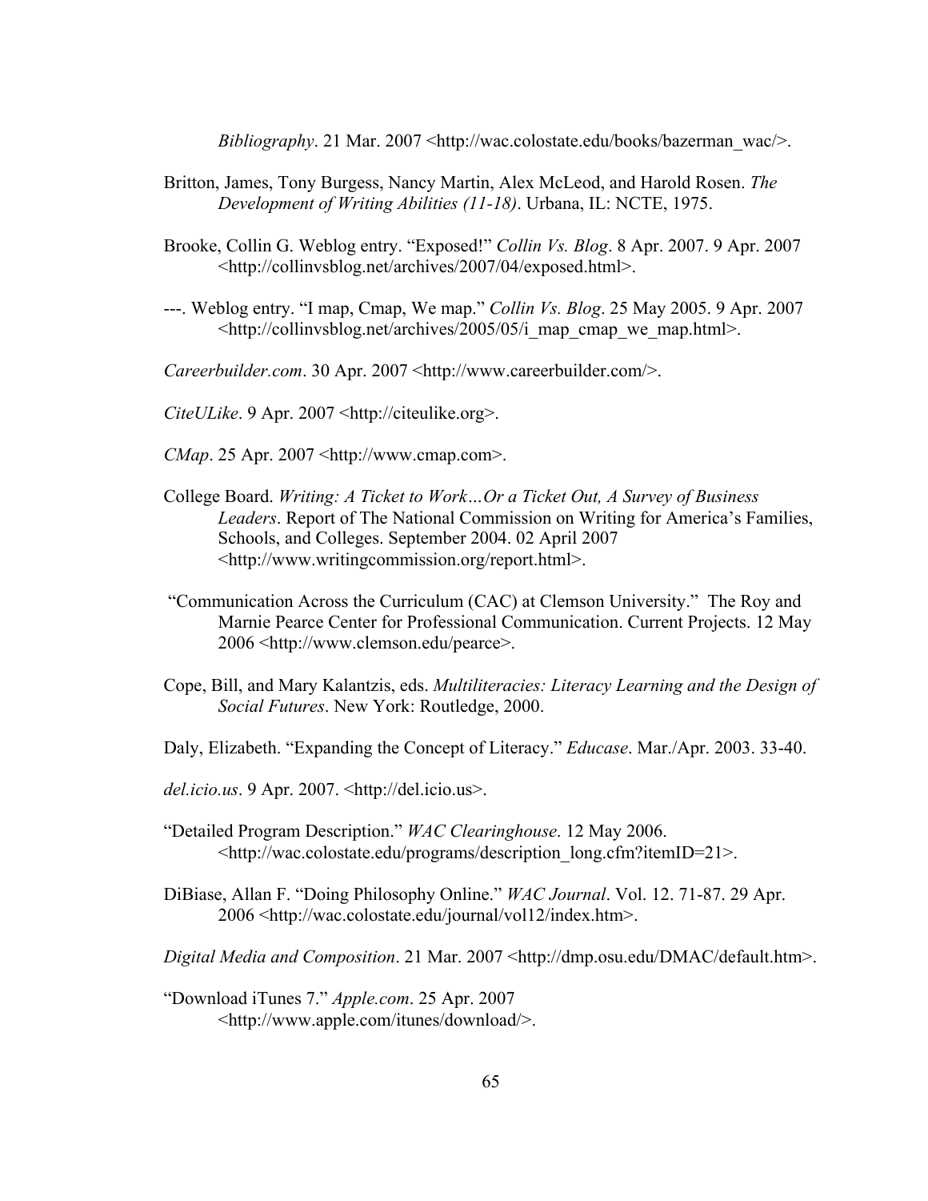*Bibliography*. 21 Mar. 2007 <http://wac.colostate.edu/books/bazerman_wac/>.

Britton, James, Tony Burgess, Nancy Martin, Alex McLeod, and Harold Rosen. *The Development of Writing Abilities (11-18)*. Urbana, IL: NCTE, 1975.

Brooke, Collin G. Weblog entry. "Exposed!" *Collin Vs. Blog*. 8 Apr. 2007. 9 Apr. 2007 <http://collinvsblog.net/archives/2007/04/exposed.html>.

---. Weblog entry. "I map, Cmap, We map." *Collin Vs. Blog*. 25 May 2005. 9 Apr. 2007 <http://collinvsblog.net/archives/2005/05/i_map_cmap_we_map.html>.

*Careerbuilder.com*. 30 Apr. 2007 <http://www.careerbuilder.com/>.

*CiteULike*. 9 Apr. 2007 <http://citeulike.org>.

*CMap*. 25 Apr. 2007 <http://www.cmap.com>.

College Board. *Writing: A Ticket to Work…Or a Ticket Out, A Survey of Business Leaders*. Report of The National Commission on Writing for America's Families, Schools, and Colleges. September 2004. 02 April 2007 <http://www.writingcommission.org/report.html>.

"Communication Across the Curriculum (CAC) at Clemson University." The Roy and Marnie Pearce Center for Professional Communication. Current Projects. 12 May 2006 <http://www.clemson.edu/pearce>.

Cope, Bill, and Mary Kalantzis, eds. *Multiliteracies: Literacy Learning and the Design of Social Futures*. New York: Routledge, 2000.

Daly, Elizabeth. "Expanding the Concept of Literacy." *Educase*. Mar./Apr. 2003. 33-40.

*del.icio.us*. 9 Apr. 2007. <http://del.icio.us>.

"Detailed Program Description." *WAC Clearinghouse*. 12 May 2006. <http://wac.colostate.edu/programs/description_long.cfm?itemID=21>.

DiBiase, Allan F. "Doing Philosophy Online." *WAC Journal*. Vol. 12. 71-87. 29 Apr. 2006 <http://wac.colostate.edu/journal/vol12/index.htm>.

*Digital Media and Composition*. 21 Mar. 2007 <http://dmp.osu.edu/DMAC/default.htm>.

"Download iTunes 7." *Apple.com*. 25 Apr. 2007 <http://www.apple.com/itunes/download/>.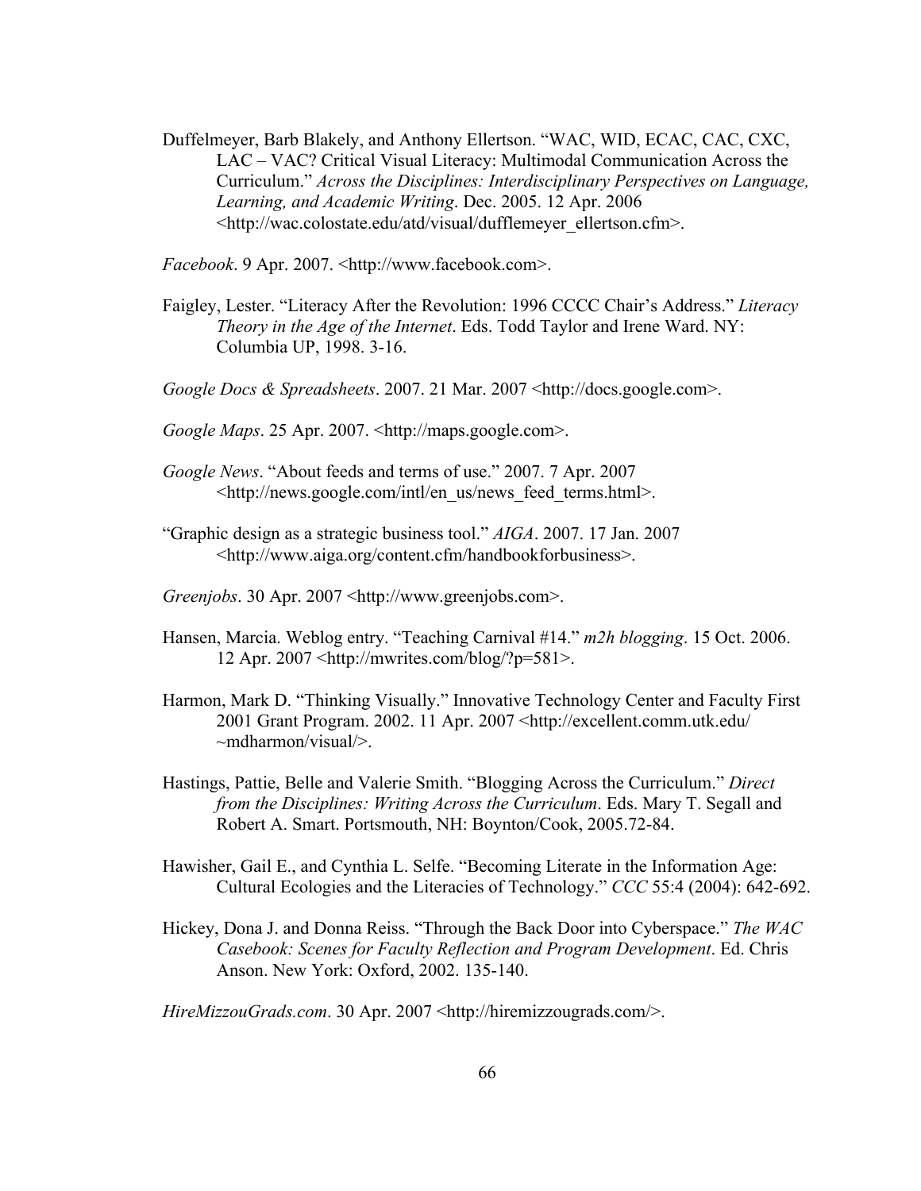Duffelmeyer, Barb Blakely, and Anthony Ellertson. "WAC, WID, ECAC, CAC, CXC, LAC – VAC? Critical Visual Literacy: Multimodal Communication Across the Curriculum." *Across the Disciplines: Interdisciplinary Perspectives on Language, Learning, and Academic Writing*. Dec. 2005. 12 Apr. 2006 <http://wac.colostate.edu/atd/visual/dufflemeyer_ellertson.cfm>.

*Facebook*. 9 Apr. 2007. <http://www.facebook.com>.

Faigley, Lester. "Literacy After the Revolution: 1996 CCCC Chair's Address." *Literacy Theory in the Age of the Internet*. Eds. Todd Taylor and Irene Ward. NY: Columbia UP, 1998. 3-16.

*Google Docs & Spreadsheets*. 2007. 21 Mar. 2007 <http://docs.google.com>.

*Google Maps*. 25 Apr. 2007. <http://maps.google.com>.

*Google News*. "About feeds and terms of use." 2007. 7 Apr. 2007 <http://news.google.com/intl/en_us/news_feed_terms.html>.

"Graphic design as a strategic business tool." *AIGA*. 2007. 17 Jan. 2007 <http://www.aiga.org/content.cfm/handbookforbusiness>.

*Greenjobs*. 30 Apr. 2007 <http://www.greenjobs.com>.

Hansen, Marcia. Weblog entry. "Teaching Carnival #14." *m2h blogging*. 15 Oct. 2006. 12 Apr. 2007 <http://mwrites.com/blog/?p=581>.

Harmon, Mark D. "Thinking Visually." Innovative Technology Center and Faculty First 2001 Grant Program. 2002. 11 Apr. 2007 <http://excellent.comm.utk.edu/~mdharmon/visual/>.

Hastings, Pattie, Belle and Valerie Smith. "Blogging Across the Curriculum." *Direct from the Disciplines: Writing Across the Curriculum*. Eds. Mary T. Segall and Robert A. Smart. Portsmouth, NH: Boynton/Cook, 2005.72-84.

Hawisher, Gail E., and Cynthia L. Selfe. "Becoming Literate in the Information Age: Cultural Ecologies and the Literacies of Technology." *CCC* 55:4 (2004): 642-692.

Hickey, Dona J. and Donna Reiss. "Through the Back Door into Cyberspace." *The WAC Casebook: Scenes for Faculty Reflection and Program Development*. Ed. Chris Anson. New York: Oxford, 2002. 135-140.

*HireMizzouGrads.com*. 30 Apr. 2007 <http://hiremizzougrads.com/>.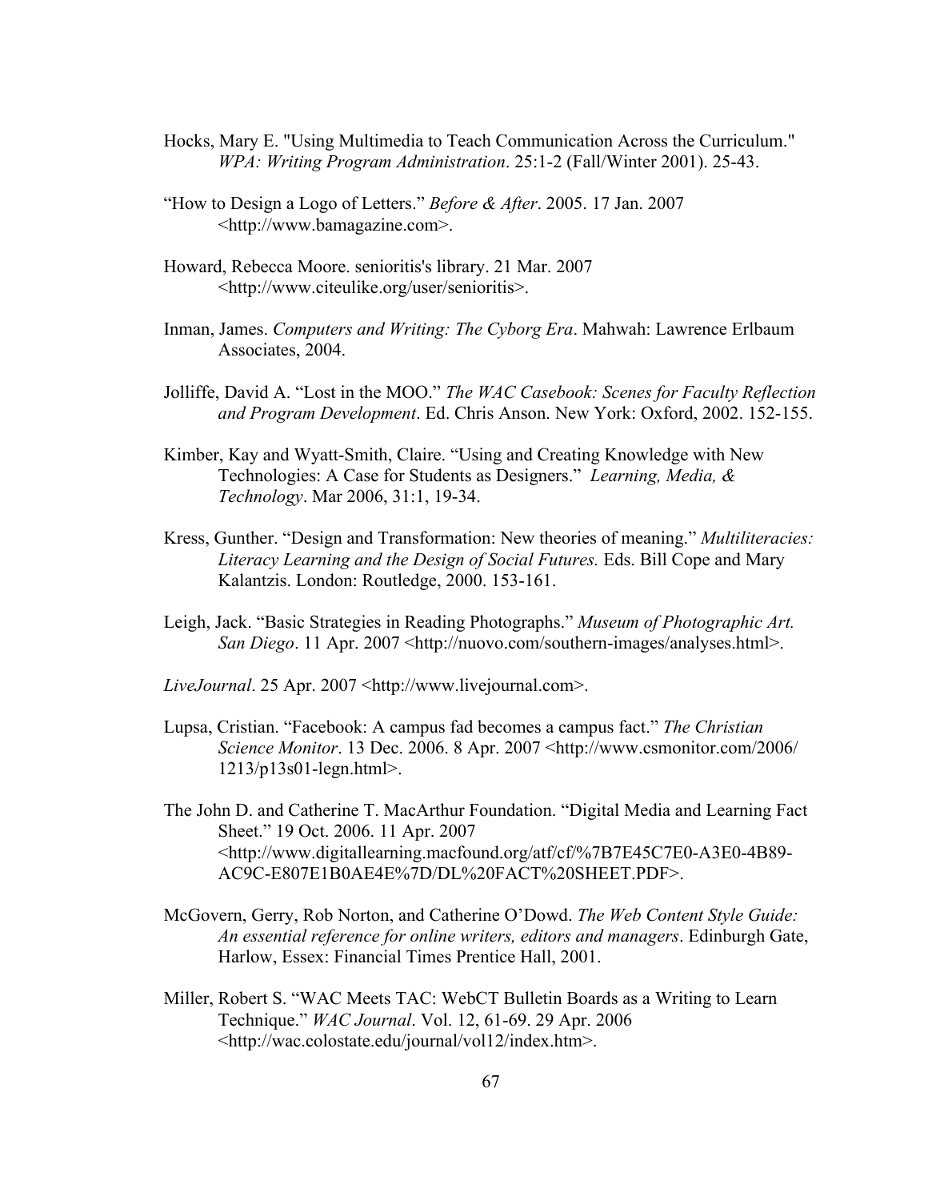Hocks, Mary E. "Using Multimedia to Teach Communication Across the Curriculum." *WPA: Writing Program Administration*. 25:1-2 (Fall/Winter 2001). 25-43.

"How to Design a Logo of Letters." *Before & After*. 2005. 17 Jan. 2007 <http://www.bamagazine.com>.

Howard, Rebecca Moore. senioritis's library. 21 Mar. 2007 <http://www.citeulike.org/user/senioritis>.

Inman, James. *Computers and Writing: The Cyborg Era*. Mahwah: Lawrence Erlbaum Associates, 2004.

Jolliffe, David A. "Lost in the MOO." *The WAC Casebook: Scenes for Faculty Reflection and Program Development*. Ed. Chris Anson. New York: Oxford, 2002. 152-155.

Kimber, Kay and Wyatt-Smith, Claire. "Using and Creating Knowledge with New Technologies: A Case for Students as Designers." *Learning, Media, & Technology*. Mar 2006, 31:1, 19-34.

Kress, Gunther. "Design and Transformation: New theories of meaning." *Multiliteracies: Literacy Learning and the Design of Social Futures.* Eds. Bill Cope and Mary Kalantzis. London: Routledge, 2000. 153-161.

Leigh, Jack. "Basic Strategies in Reading Photographs." *Museum of Photographic Art. San Diego*. 11 Apr. 2007 <http://nuovo.com/southern-images/analyses.html>.

*LiveJournal*. 25 Apr. 2007 <http://www.livejournal.com>.

Lupsa, Cristian. "Facebook: A campus fad becomes a campus fact." *The Christian Science Monitor*. 13 Dec. 2006. 8 Apr. 2007 <http://www.csmonitor.com/2006/1213/p13s01-legn.html>.

The John D. and Catherine T. MacArthur Foundation. "Digital Media and Learning Fact Sheet." 19 Oct. 2006. 11 Apr. 2007 <http://www.digitallearning.macfound.org/atf/cf/%7B7E45C7E0-A3E0-4B89-AC9C-E807E1B0AE4E%7D/DL%20FACT%20SHEET.PDF>.

McGovern, Gerry, Rob Norton, and Catherine O'Dowd. *The Web Content Style Guide: An essential reference for online writers, editors and managers*. Edinburgh Gate, Harlow, Essex: Financial Times Prentice Hall, 2001.

Miller, Robert S. "WAC Meets TAC: WebCT Bulletin Boards as a Writing to Learn Technique." *WAC Journal*. Vol. 12, 61-69. 29 Apr. 2006 <http://wac.colostate.edu/journal/vol12/index.htm>.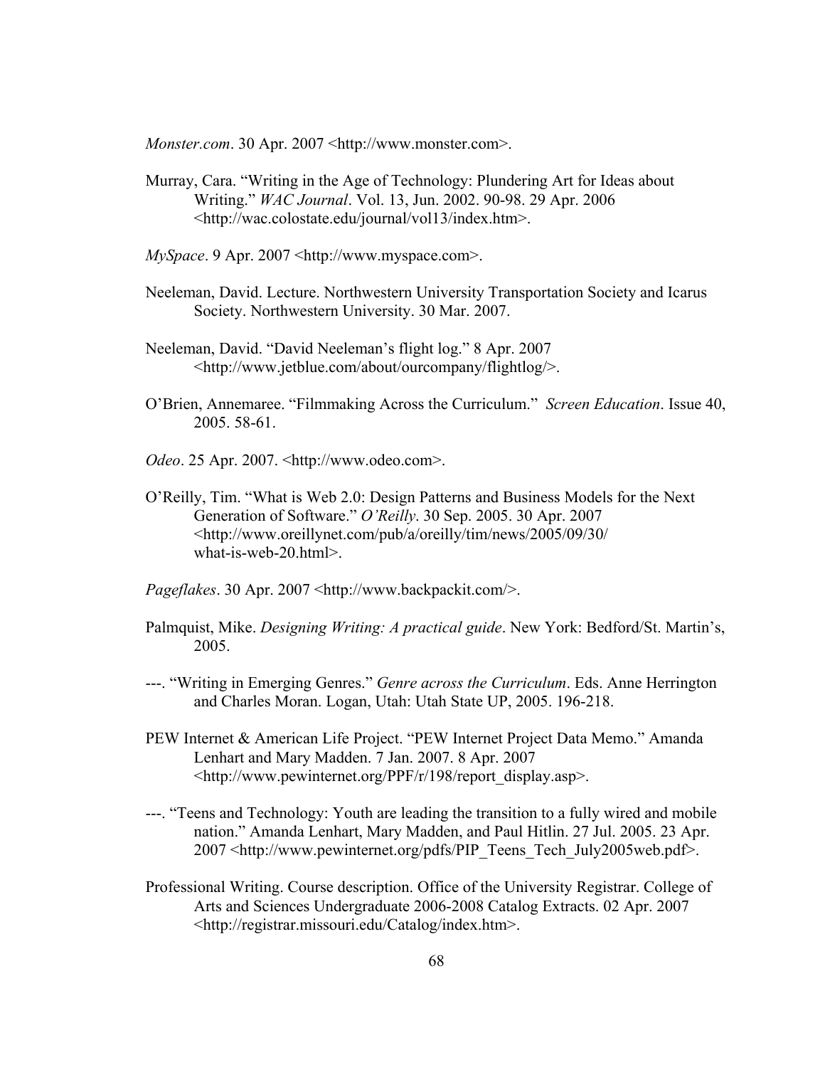*Monster.com*. 30 Apr. 2007 <http://www.monster.com>.

Murray, Cara. "Writing in the Age of Technology: Plundering Art for Ideas about Writing." *WAC Journal*. Vol. 13, Jun. 2002. 90-98. 29 Apr. 2006 <http://wac.colostate.edu/journal/vol13/index.htm>.

*MySpace*. 9 Apr. 2007 <http://www.myspace.com>.

Neeleman, David. Lecture. Northwestern University Transportation Society and Icarus Society. Northwestern University. 30 Mar. 2007.

Neeleman, David. "David Neeleman's flight log." 8 Apr. 2007 <http://www.jetblue.com/about/ourcompany/flightlog/>.

O'Brien, Annemaree. "Filmmaking Across the Curriculum." *Screen Education*. Issue 40, 2005. 58-61.

*Odeo*. 25 Apr. 2007. <http://www.odeo.com>.

O'Reilly, Tim. "What is Web 2.0: Design Patterns and Business Models for the Next Generation of Software." *O'Reilly*. 30 Sep. 2005. 30 Apr. 2007 <http://www.oreillynet.com/pub/a/oreilly/tim/news/2005/09/30/what-is-web-20.html>.

*Pageflakes*. 30 Apr. 2007 <http://www.backpackit.com/>.

Palmquist, Mike. *Designing Writing: A practical guide*. New York: Bedford/St. Martin's, 2005.

---. "Writing in Emerging Genres." *Genre across the Curriculum*. Eds. Anne Herrington and Charles Moran. Logan, Utah: Utah State UP, 2005. 196-218.

PEW Internet & American Life Project. "PEW Internet Project Data Memo." Amanda Lenhart and Mary Madden. 7 Jan. 2007. 8 Apr. 2007 <http://www.pewinternet.org/PPF/r/198/report_display.asp>.

---. "Teens and Technology: Youth are leading the transition to a fully wired and mobile nation." Amanda Lenhart, Mary Madden, and Paul Hitlin. 27 Jul. 2005. 23 Apr. 2007 <http://www.pewinternet.org/pdfs/PIP_Teens_Tech_July2005web.pdf>.

Professional Writing. Course description. Office of the University Registrar. College of Arts and Sciences Undergraduate 2006-2008 Catalog Extracts. 02 Apr. 2007 <http://registrar.missouri.edu/Catalog/index.htm>.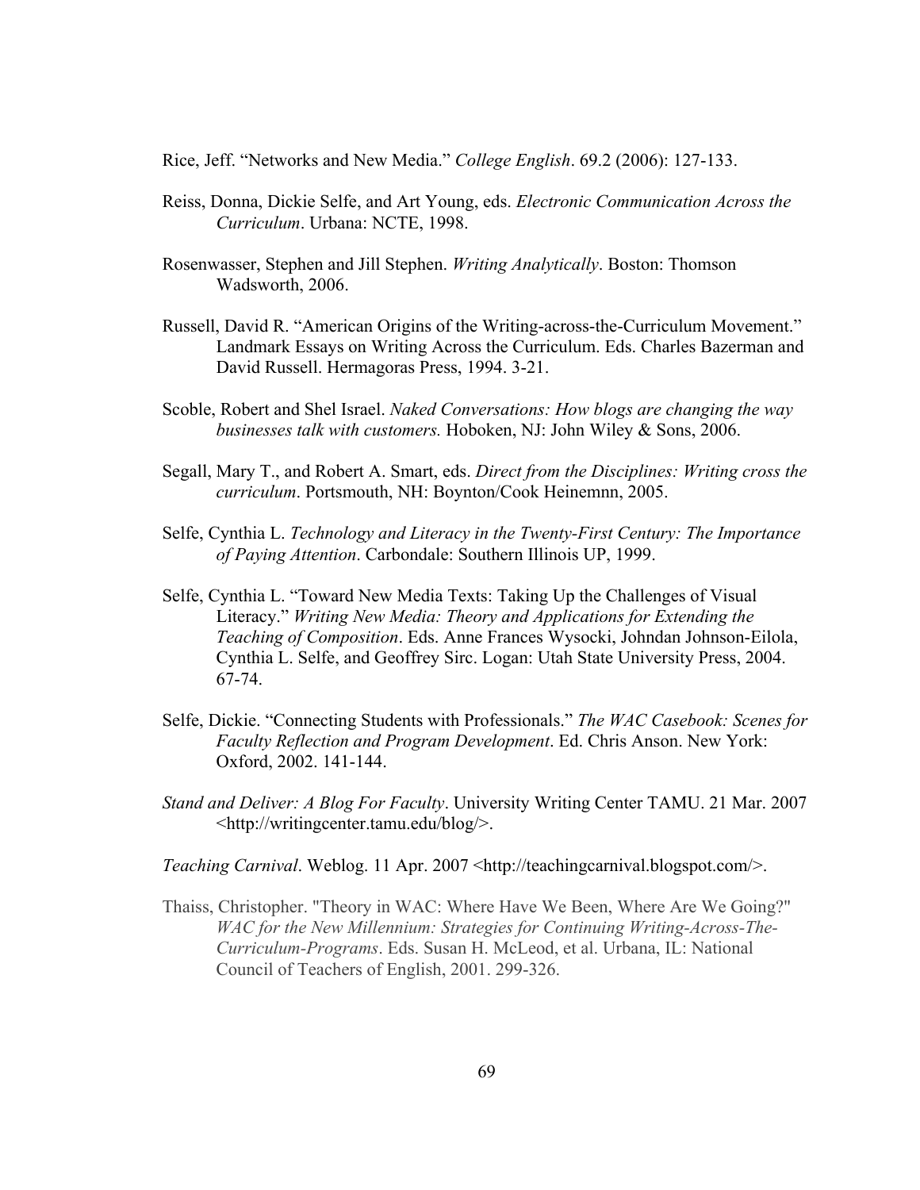Rice, Jeff. "Networks and New Media." *College English*. 69.2 (2006): 127-133.

Reiss, Donna, Dickie Selfe, and Art Young, eds. *Electronic Communication Across the Curriculum*. Urbana: NCTE, 1998.

Rosenwasser, Stephen and Jill Stephen. *Writing Analytically*. Boston: Thomson Wadsworth, 2006.

Russell, David R. "American Origins of the Writing-across-the-Curriculum Movement." Landmark Essays on Writing Across the Curriculum. Eds. Charles Bazerman and David Russell. Hermagoras Press, 1994. 3-21.

Scoble, Robert and Shel Israel. *Naked Conversations: How blogs are changing the way businesses talk with customers.* Hoboken, NJ: John Wiley & Sons, 2006.

Segall, Mary T., and Robert A. Smart, eds. *Direct from the Disciplines: Writing cross the curriculum*. Portsmouth, NH: Boynton/Cook Heinemnn, 2005.

Selfe, Cynthia L. *Technology and Literacy in the Twenty-First Century: The Importance of Paying Attention*. Carbondale: Southern Illinois UP, 1999.

Selfe, Cynthia L. "Toward New Media Texts: Taking Up the Challenges of Visual Literacy." *Writing New Media: Theory and Applications for Extending the Teaching of Composition*. Eds. Anne Frances Wysocki, Johndan Johnson-Eilola, Cynthia L. Selfe, and Geoffrey Sirc. Logan: Utah State University Press, 2004. 67-74.

Selfe, Dickie. "Connecting Students with Professionals." *The WAC Casebook: Scenes for Faculty Reflection and Program Development*. Ed. Chris Anson. New York: Oxford, 2002. 141-144.

*Stand and Deliver: A Blog For Faculty*. University Writing Center TAMU. 21 Mar. 2007 <http://writingcenter.tamu.edu/blog/>.

*Teaching Carnival*. Weblog. 11 Apr. 2007 <http://teachingcarnival.blogspot.com/>.

Thaiss, Christopher. "Theory in WAC: Where Have We Been, Where Are We Going?" *WAC for the New Millennium: Strategies for Continuing Writing-Across-The-Curriculum-Programs*. Eds. Susan H. McLeod, et al. Urbana, IL: National Council of Teachers of English, 2001. 299-326.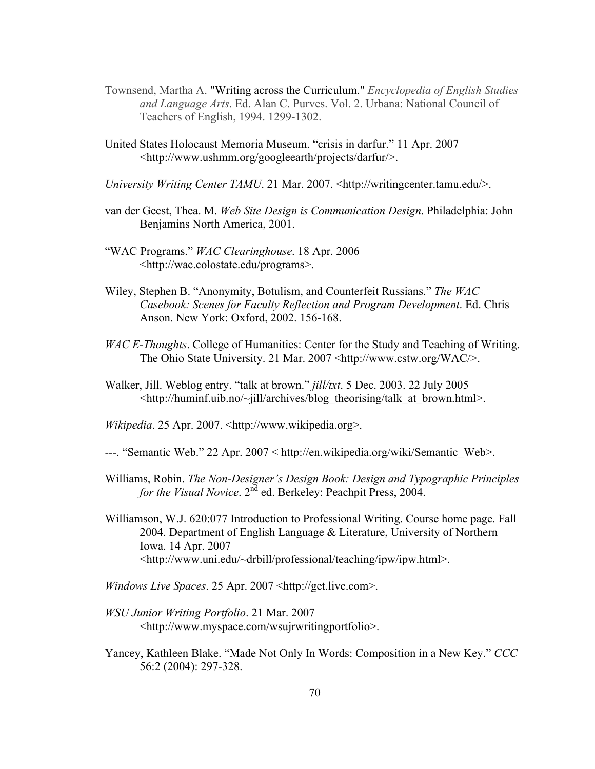Townsend, Martha A. "Writing across the Curriculum." *Encyclopedia of English Studies and Language Arts*. Ed. Alan C. Purves. Vol. 2. Urbana: National Council of Teachers of English, 1994. 1299-1302.

United States Holocaust Memoria Museum. "crisis in darfur." 11 Apr. 2007 <http://www.ushmm.org/googleearth/projects/darfur/>.

*University Writing Center TAMU*. 21 Mar. 2007. <http://writingcenter.tamu.edu/>.

van der Geest, Thea. M. *Web Site Design is Communication Design*. Philadelphia: John Benjamins North America, 2001.

"WAC Programs." *WAC Clearinghouse*. 18 Apr. 2006 <http://wac.colostate.edu/programs>.

Wiley, Stephen B. "Anonymity, Botulism, and Counterfeit Russians." *The WAC Casebook: Scenes for Faculty Reflection and Program Development*. Ed. Chris Anson. New York: Oxford, 2002. 156-168.

*WAC E-Thoughts*. College of Humanities: Center for the Study and Teaching of Writing. The Ohio State University. 21 Mar. 2007 <http://www.cstw.org/WAC/>.

Walker, Jill. Weblog entry. "talk at brown." *jill/txt*. 5 Dec. 2003. 22 July 2005 <http://huminf.uib.no/~jill/archives/blog_theorising/talk_at_brown.html>.

*Wikipedia*. 25 Apr. 2007. <http://www.wikipedia.org>.

---. "Semantic Web." 22 Apr. 2007 < http://en.wikipedia.org/wiki/Semantic_Web>.

Williams, Robin. *The Non-Designer's Design Book: Design and Typographic Principles for the Visual Novice*. 2nd ed. Berkeley: Peachpit Press, 2004.

Williamson, W.J. 620:077 Introduction to Professional Writing. Course home page. Fall 2004. Department of English Language & Literature, University of Northern Iowa. 14 Apr. 2007 <http://www.uni.edu/~drbill/professional/teaching/ipw/ipw.html>.

*Windows Live Spaces*. 25 Apr. 2007 <http://get.live.com>.

*WSU Junior Writing Portfolio*. 21 Mar. 2007 <http://www.myspace.com/wsujrwritingportfolio>.

Yancey, Kathleen Blake. "Made Not Only In Words: Composition in a New Key." *CCC* 56:2 (2004): 297-328.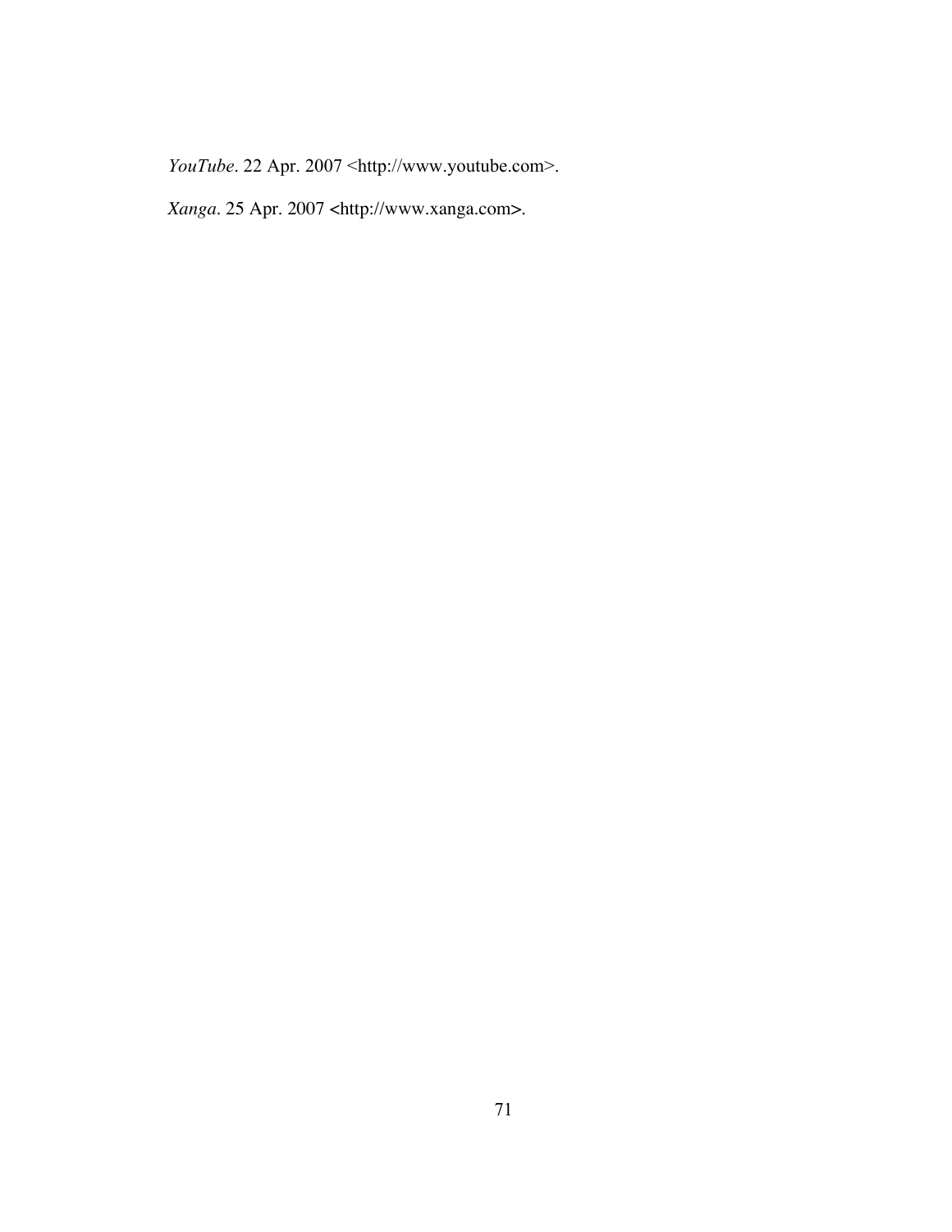*YouTube*. 22 Apr. 2007 <http://www.youtube.com>.

*Xanga*. 25 Apr. 2007 <http://www.xanga.com>.